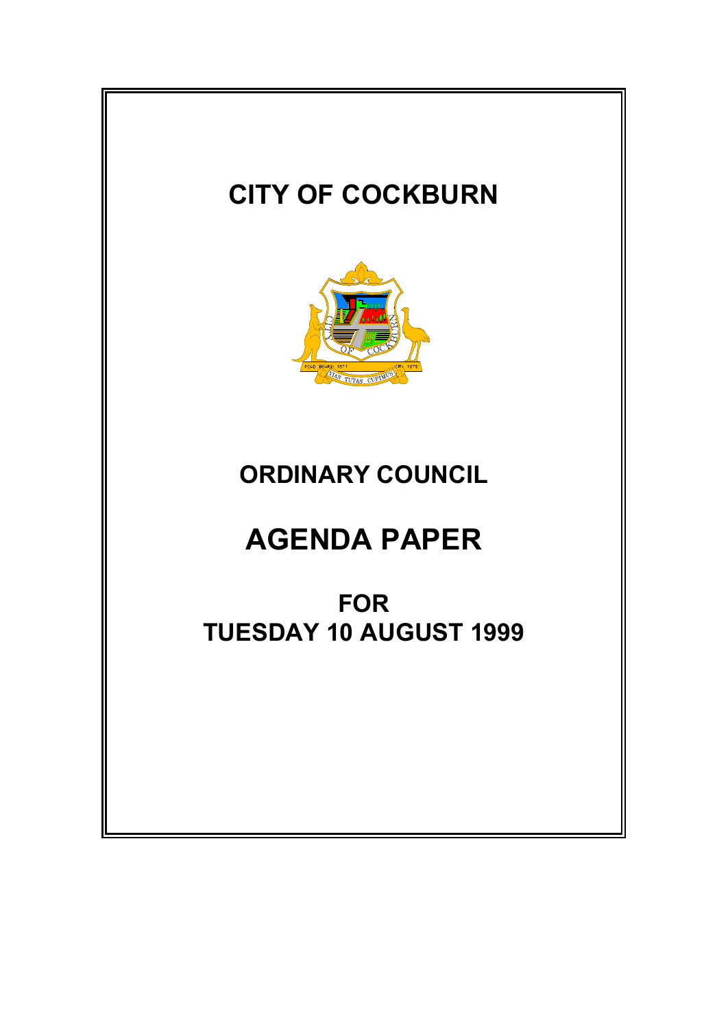# CITY OF COCKBURN

# ORDINARY COUNCIL

# AGENDA PAPER

## FOR
## TUESDAY 10 AUGUST 1999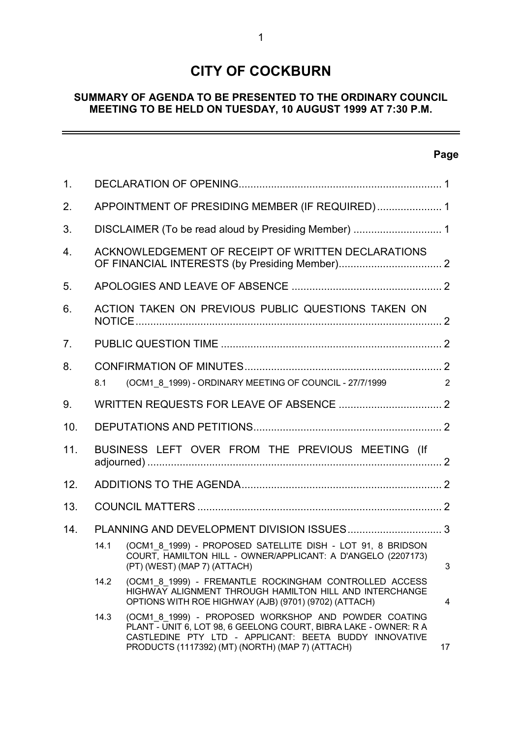# CITY OF COCKBURN

**SUMMARY OF AGENDA TO BE PRESENTED TO THE ORDINARY COUNCIL MEETING TO BE HELD ON TUESDAY, 10 AUGUST 1999 AT 7:30 P.M.**

| | | Page |
|---|---|---|
| 1. | DECLARATION OF OPENING | 1 |
| 2. | APPOINTMENT OF PRESIDING MEMBER (IF REQUIRED) | 1 |
| 3. | DISCLAIMER (To be read aloud by Presiding Member) | 1 |
| 4. | ACKNOWLEDGEMENT OF RECEIPT OF WRITTEN DECLARATIONS OF FINANCIAL INTERESTS (by Presiding Member) | 2 |
| 5. | APOLOGIES AND LEAVE OF ABSENCE | 2 |
| 6. | ACTION TAKEN ON PREVIOUS PUBLIC QUESTIONS TAKEN ON NOTICE | 2 |
| 7. | PUBLIC QUESTION TIME | 2 |
| 8. | CONFIRMATION OF MINUTES | 2 |
| | 8.1 (OCM1_8_1999) - ORDINARY MEETING OF COUNCIL - 27/7/1999 | 2 |
| 9. | WRITTEN REQUESTS FOR LEAVE OF ABSENCE | 2 |
| 10. | DEPUTATIONS AND PETITIONS | 2 |
| 11. | BUSINESS LEFT OVER FROM THE PREVIOUS MEETING (If adjourned) | 2 |
| 12. | ADDITIONS TO THE AGENDA | 2 |
| 13. | COUNCIL MATTERS | 2 |
| 14. | PLANNING AND DEVELOPMENT DIVISION ISSUES | 3 |
| | 14.1 (OCM1_8_1999) - PROPOSED SATELLITE DISH - LOT 91, 8 BRIDSON COURT, HAMILTON HILL - OWNER/APPLICANT: A D'ANGELO (2207173) (PT) (WEST) (MAP 7) (ATTACH) | 3 |
| | 14.2 (OCM1_8_1999) - FREMANTLE ROCKINGHAM CONTROLLED ACCESS HIGHWAY ALIGNMENT THROUGH HAMILTON HILL AND INTERCHANGE OPTIONS WITH ROE HIGHWAY (AJB) (9701) (9702) (ATTACH) | 4 |
| | 14.3 (OCM1_8_1999) - PROPOSED WORKSHOP AND POWDER COATING PLANT - UNIT 6, LOT 98, 6 GEELONG COURT, BIBRA LAKE - OWNER: R A CASTLEDINE PTY LTD - APPLICANT: BEETA BUDDY INNOVATIVE PRODUCTS (1117392) (MT) (NORTH) (MAP 7) (ATTACH) | 17 |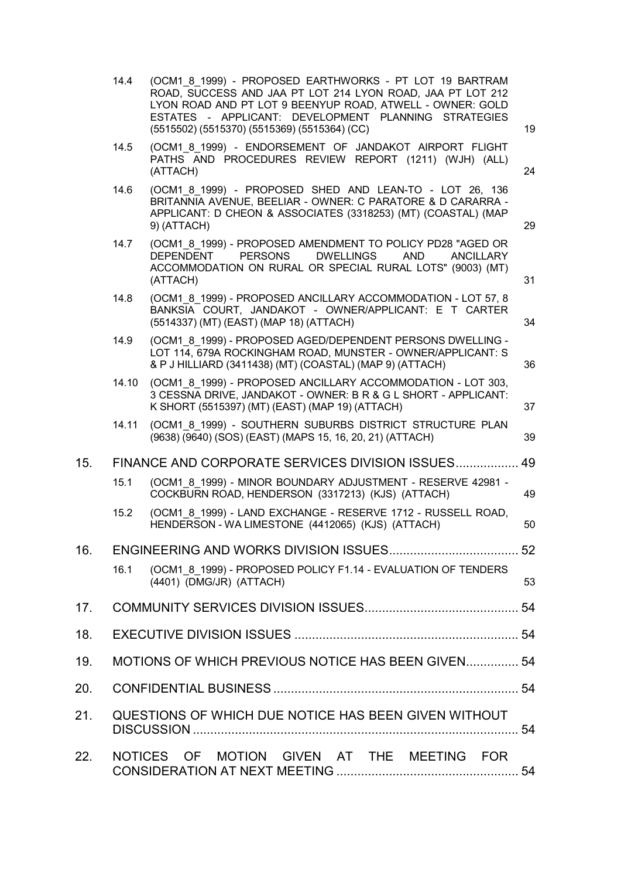14.4 (OCM1_8_1999) - PROPOSED EARTHWORKS - PT LOT 19 BARTRAM ROAD, SUCCESS AND JAA PT LOT 214 LYON ROAD, JAA PT LOT 212 LYON ROAD AND PT LOT 9 BEENYUP ROAD, ATWELL - OWNER: GOLD ESTATES - APPLICANT: DEVELOPMENT PLANNING STRATEGIES (5515502) (5515370) (5515369) (5515364) (CC) 19

14.5 (OCM1_8_1999) - ENDORSEMENT OF JANDAKOT AIRPORT FLIGHT PATHS AND PROCEDURES REVIEW REPORT (1211) (WJH) (ALL) (ATTACH) 24

14.6 (OCM1_8_1999) - PROPOSED SHED AND LEAN-TO - LOT 26, 136 BRITANNIA AVENUE, BEELIAR - OWNER: C PARATORE & D CARARRA - APPLICANT: D CHEON & ASSOCIATES (3318253) (MT) (COASTAL) (MAP 9) (ATTACH) 29

14.7 (OCM1_8_1999) - PROPOSED AMENDMENT TO POLICY PD28 "AGED OR DEPENDENT PERSONS DWELLINGS AND ANCILLARY ACCOMMODATION ON RURAL OR SPECIAL RURAL LOTS" (9003) (MT) (ATTACH) 31

14.8 (OCM1_8_1999) - PROPOSED ANCILLARY ACCOMMODATION - LOT 57, 8 BANKSIA COURT, JANDAKOT - OWNER/APPLICANT: E T CARTER (5514337) (MT) (EAST) (MAP 18) (ATTACH) 34

14.9 (OCM1_8_1999) - PROPOSED AGED/DEPENDENT PERSONS DWELLING - LOT 114, 679A ROCKINGHAM ROAD, MUNSTER - OWNER/APPLICANT: S & P J HILLIARD (3411438) (MT) (COASTAL) (MAP 9) (ATTACH) 36

14.10 (OCM1_8_1999) - PROPOSED ANCILLARY ACCOMMODATION - LOT 303, 3 CESSNA DRIVE, JANDAKOT - OWNER: B R & G L SHORT - APPLICANT: K SHORT (5515397) (MT) (EAST) (MAP 19) (ATTACH) 37

14.11 (OCM1_8_1999) - SOUTHERN SUBURBS DISTRICT STRUCTURE PLAN (9638) (9640) (SOS) (EAST) (MAPS 15, 16, 20, 21) (ATTACH) 39

15. FINANCE AND CORPORATE SERVICES DIVISION ISSUES.................. 49

15.1 (OCM1_8_1999) - MINOR BOUNDARY ADJUSTMENT - RESERVE 42981 - COCKBURN ROAD, HENDERSON (3317213) (KJS) (ATTACH) 49

15.2 (OCM1_8_1999) - LAND EXCHANGE - RESERVE 1712 - RUSSELL ROAD, HENDERSON - WA LIMESTONE (4412065) (KJS) (ATTACH) 50

16. ENGINEERING AND WORKS DIVISION ISSUES..................................... 52

16.1 (OCM1_8_1999) - PROPOSED POLICY F1.14 - EVALUATION OF TENDERS (4401) (DMG/JR) (ATTACH) 53

17. COMMUNITY SERVICES DIVISION ISSUES........................................... 54

18. EXECUTIVE DIVISION ISSUES ............................................................... 54

19. MOTIONS OF WHICH PREVIOUS NOTICE HAS BEEN GIVEN............... 54

20. CONFIDENTIAL BUSINESS ...................................................................... 54

21. QUESTIONS OF WHICH DUE NOTICE HAS BEEN GIVEN WITHOUT DISCUSSION ............................................................................................ 54

22. NOTICES OF MOTION GIVEN AT THE MEETING FOR CONSIDERATION AT NEXT MEETING ................................................... 54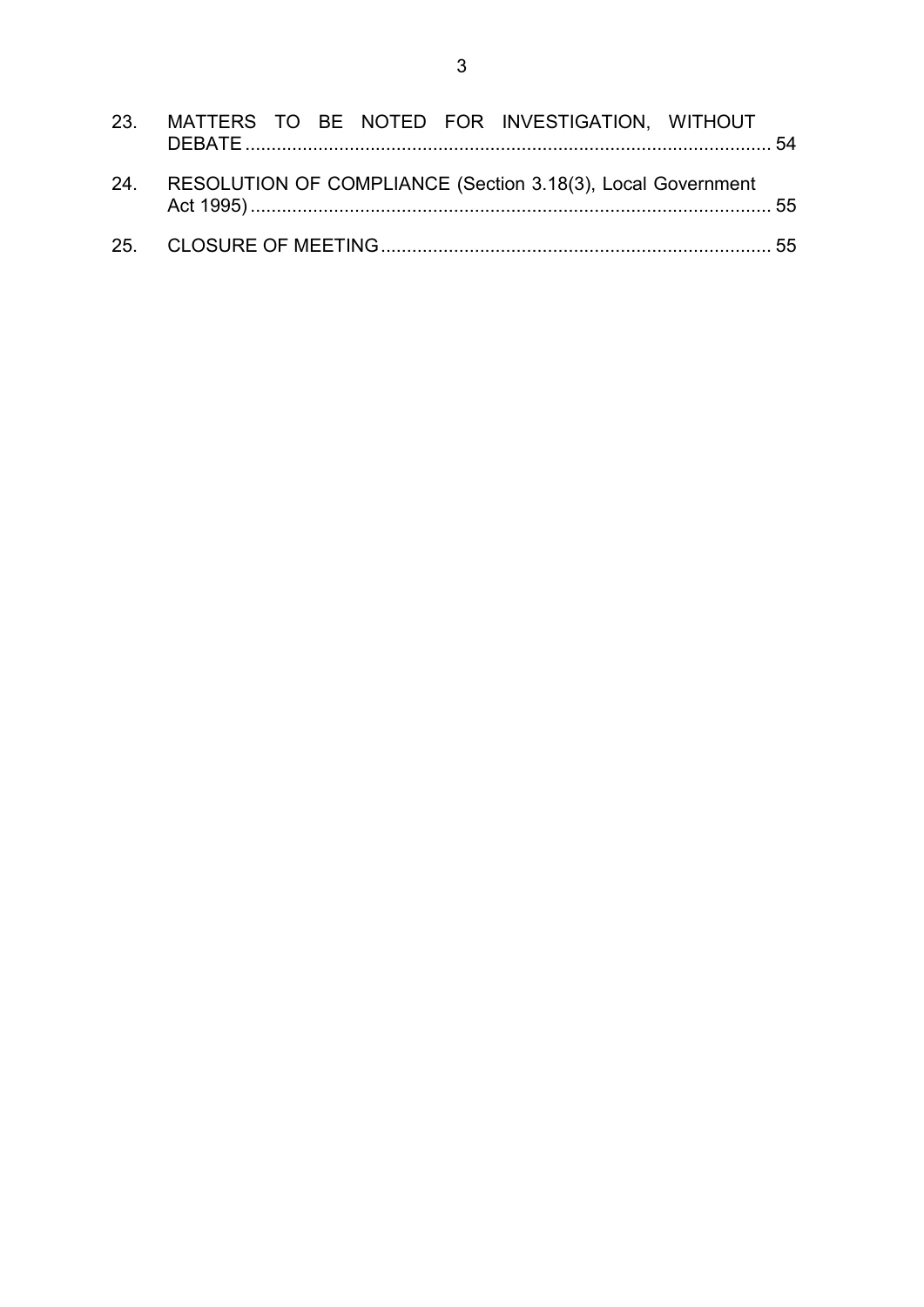23. MATTERS TO BE NOTED FOR INVESTIGATION, WITHOUT DEBATE ..................................................................................................... 54

24. RESOLUTION OF COMPLIANCE (Section 3.18(3), Local Government Act 1995) ..................................................................................................... 55

25. CLOSURE OF MEETING ......................................................................... 55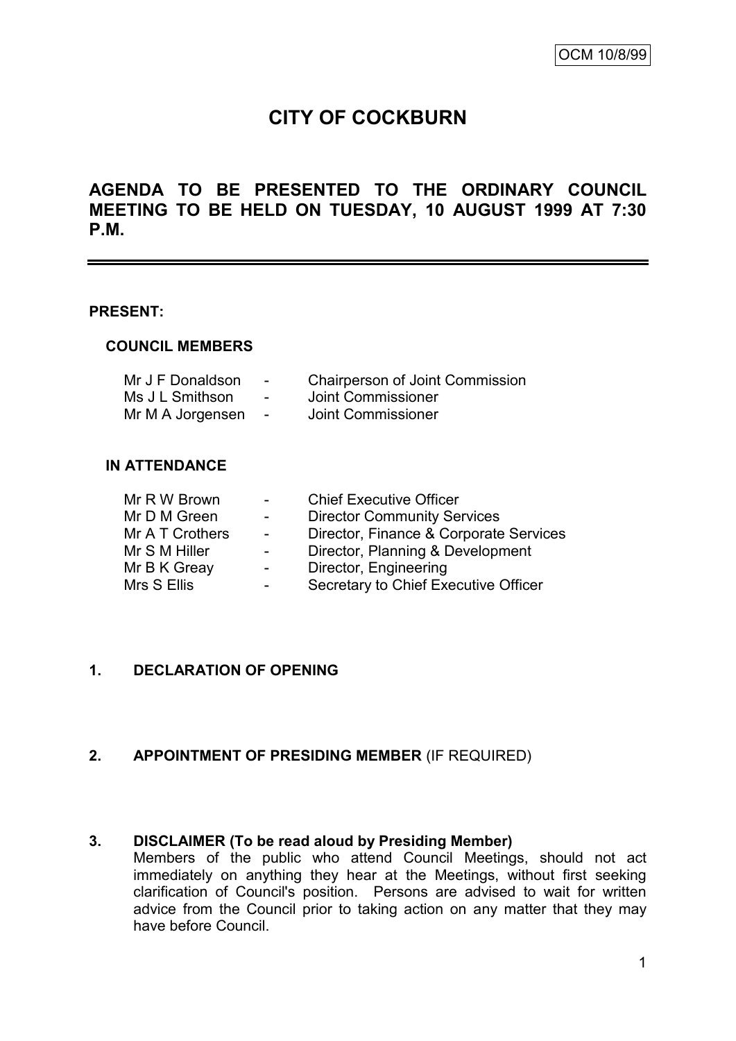OCM 10/8/99

# CITY OF COCKBURN

## AGENDA TO BE PRESENTED TO THE ORDINARY COUNCIL MEETING TO BE HELD ON TUESDAY, 10 AUGUST 1999 AT 7:30 P.M.

**PRESENT:**

**COUNCIL MEMBERS**

| | | |
|---|---|---|
| Mr J F Donaldson | - | Chairperson of Joint Commission |
| Ms J L Smithson | - | Joint Commissioner |
| Mr M A Jorgensen | - | Joint Commissioner |

**IN ATTENDANCE**

| | | |
|---|---|---|
| Mr R W Brown | - | Chief Executive Officer |
| Mr D M Green | - | Director Community Services |
| Mr A T Crothers | - | Director, Finance & Corporate Services |
| Mr S M Hiller | - | Director, Planning & Development |
| Mr B K Greay | - | Director, Engineering |
| Mrs S Ellis | - | Secretary to Chief Executive Officer |

**1. DECLARATION OF OPENING**

**2. APPOINTMENT OF PRESIDING MEMBER** (IF REQUIRED)

**3. DISCLAIMER (To be read aloud by Presiding Member)**

Members of the public who attend Council Meetings, should not act immediately on anything they hear at the Meetings, without first seeking clarification of Council's position. Persons are advised to wait for written advice from the Council prior to taking action on any matter that they may have before Council.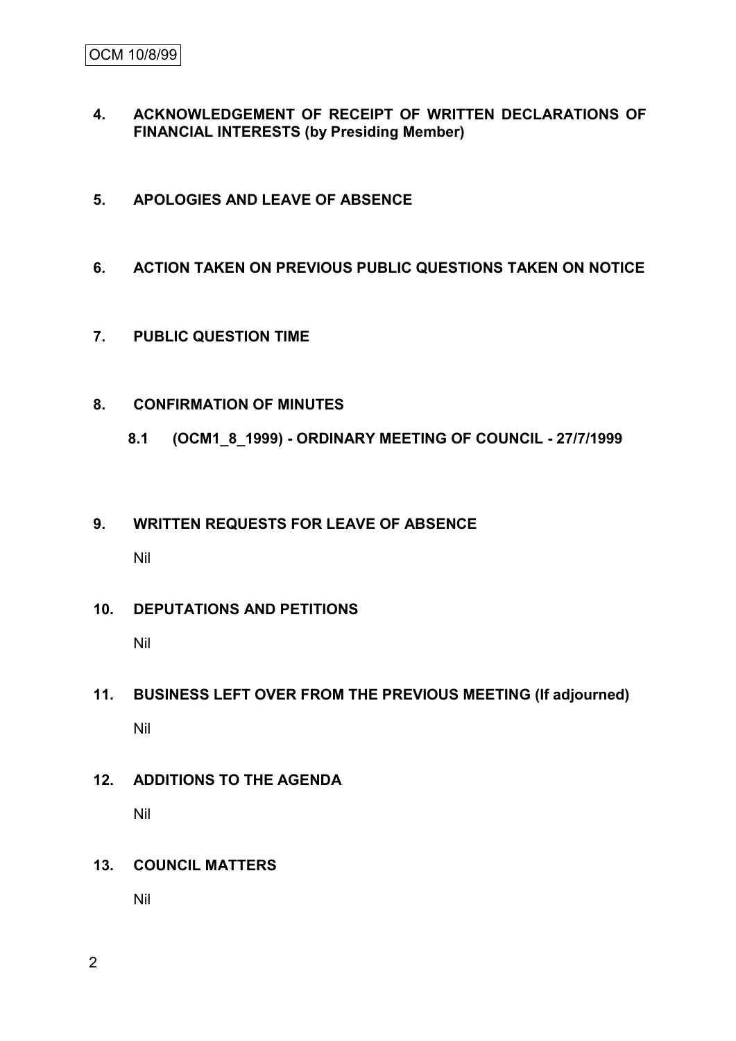## 4. ACKNOWLEDGEMENT OF RECEIPT OF WRITTEN DECLARATIONS OF FINANCIAL INTERESTS (by Presiding Member)

## 5. APOLOGIES AND LEAVE OF ABSENCE

## 6. ACTION TAKEN ON PREVIOUS PUBLIC QUESTIONS TAKEN ON NOTICE

## 7. PUBLIC QUESTION TIME

## 8. CONFIRMATION OF MINUTES

### 8.1 (OCM1_8_1999) - ORDINARY MEETING OF COUNCIL - 27/7/1999

## 9. WRITTEN REQUESTS FOR LEAVE OF ABSENCE

Nil

## 10. DEPUTATIONS AND PETITIONS

Nil

## 11. BUSINESS LEFT OVER FROM THE PREVIOUS MEETING (If adjourned)

Nil

## 12. ADDITIONS TO THE AGENDA

Nil

## 13. COUNCIL MATTERS

Nil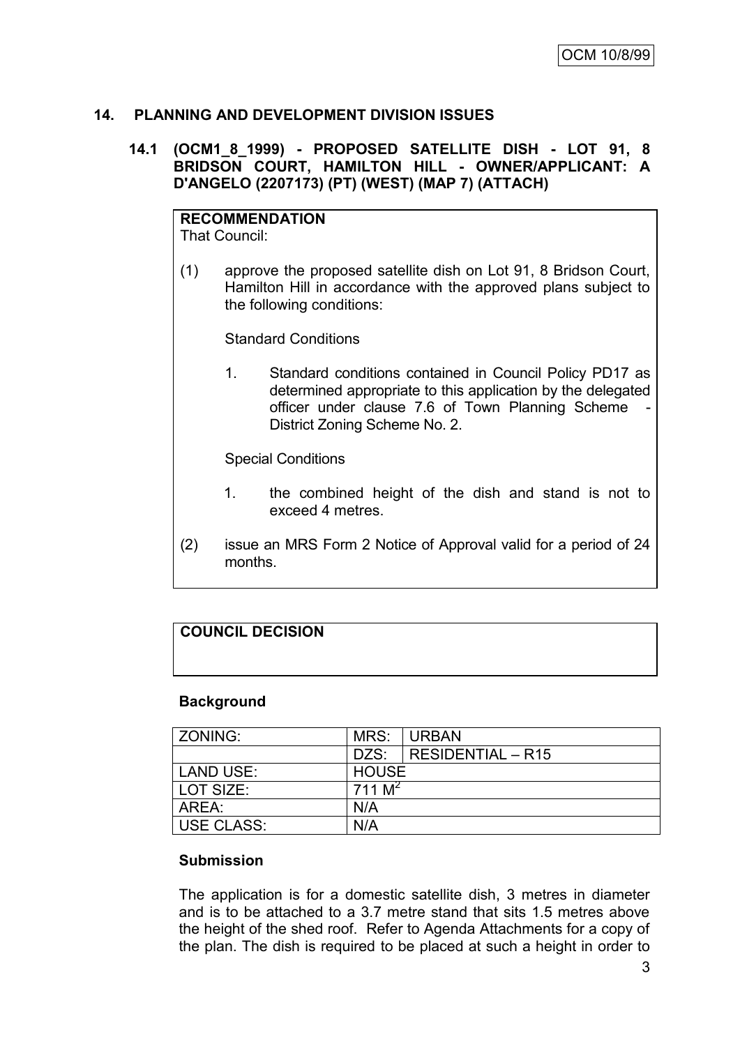## 14. PLANNING AND DEVELOPMENT DIVISION ISSUES

### 14.1 (OCM1_8_1999) - PROPOSED SATELLITE DISH - LOT 91, 8 BRIDSON COURT, HAMILTON HILL - OWNER/APPLICANT: A D'ANGELO (2207173) (PT) (WEST) (MAP 7) (ATTACH)

**RECOMMENDATION**
That Council:

(1) approve the proposed satellite dish on Lot 91, 8 Bridson Court, Hamilton Hill in accordance with the approved plans subject to the following conditions:

Standard Conditions

1. Standard conditions contained in Council Policy PD17 as determined appropriate to this application by the delegated officer under clause 7.6 of Town Planning Scheme - District Zoning Scheme No. 2.

Special Conditions

1. the combined height of the dish and stand is not to exceed 4 metres.

(2) issue an MRS Form 2 Notice of Approval valid for a period of 24 months.

**COUNCIL DECISION**

**Background**

| ZONING: | MRS: | URBAN |
|---|---|---|
| | DZS: | RESIDENTIAL – R15 |
| LAND USE: | HOUSE | |
| LOT SIZE: | 711 $M^2$ | |
| AREA: | N/A | |
| USE CLASS: | N/A | |

**Submission**

The application is for a domestic satellite dish, 3 metres in diameter and is to be attached to a 3.7 metre stand that sits 1.5 metres above the height of the shed roof. Refer to Agenda Attachments for a copy of the plan. The dish is required to be placed at such a height in order to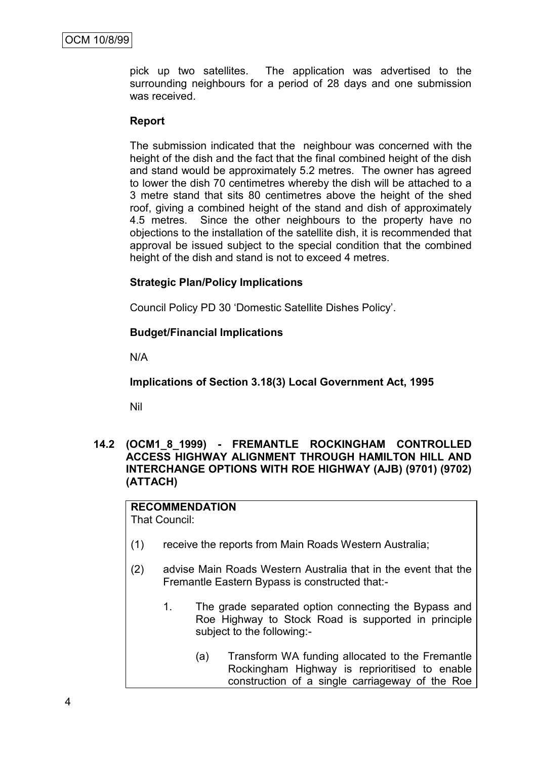pick up two satellites. The application was advertised to the surrounding neighbours for a period of 28 days and one submission was received.

**Report**

The submission indicated that the neighbour was concerned with the height of the dish and the fact that the final combined height of the dish and stand would be approximately 5.2 metres. The owner has agreed to lower the dish 70 centimetres whereby the dish will be attached to a 3 metre stand that sits 80 centimetres above the height of the shed roof, giving a combined height of the stand and dish of approximately 4.5 metres. Since the other neighbours to the property have no objections to the installation of the satellite dish, it is recommended that approval be issued subject to the special condition that the combined height of the dish and stand is not to exceed 4 metres.

**Strategic Plan/Policy Implications**

Council Policy PD 30 'Domestic Satellite Dishes Policy'.

**Budget/Financial Implications**

N/A

**Implications of Section 3.18(3) Local Government Act, 1995**

Nil

**14.2 (OCM1_8_1999) - FREMANTLE ROCKINGHAM CONTROLLED ACCESS HIGHWAY ALIGNMENT THROUGH HAMILTON HILL AND INTERCHANGE OPTIONS WITH ROE HIGHWAY (AJB) (9701) (9702) (ATTACH)**

**RECOMMENDATION**

That Council:

(1) receive the reports from Main Roads Western Australia;

(2) advise Main Roads Western Australia that in the event that the Fremantle Eastern Bypass is constructed that:-

1. The grade separated option connecting the Bypass and Roe Highway to Stock Road is supported in principle subject to the following:-

   (a) Transform WA funding allocated to the Fremantle Rockingham Highway is reprioritised to enable construction of a single carriageway of the Roe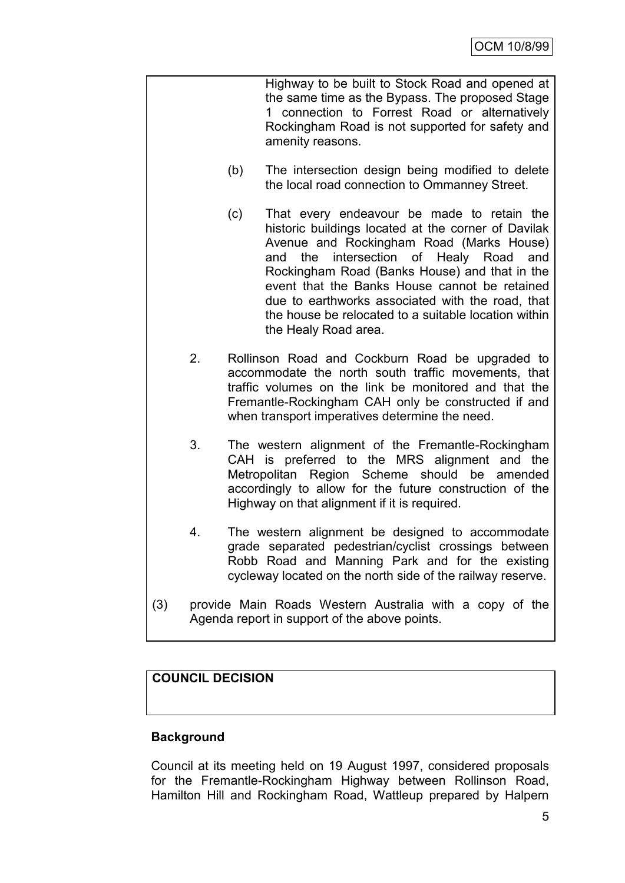Highway to be built to Stock Road and opened at the same time as the Bypass. The proposed Stage 1 connection to Forrest Road or alternatively Rockingham Road is not supported for safety and amenity reasons.

(b) The intersection design being modified to delete the local road connection to Ommanney Street.

(c) That every endeavour be made to retain the historic buildings located at the corner of Davilak Avenue and Rockingham Road (Marks House) and the intersection of Healy Road and Rockingham Road (Banks House) and that in the event that the Banks House cannot be retained due to earthworks associated with the road, that the house be relocated to a suitable location within the Healy Road area.

2. Rollinson Road and Cockburn Road be upgraded to accommodate the north south traffic movements, that traffic volumes on the link be monitored and that the Fremantle-Rockingham CAH only be constructed if and when transport imperatives determine the need.

3. The western alignment of the Fremantle-Rockingham CAH is preferred to the MRS alignment and the Metropolitan Region Scheme should be amended accordingly to allow for the future construction of the Highway on that alignment if it is required.

4. The western alignment be designed to accommodate grade separated pedestrian/cyclist crossings between Robb Road and Manning Park and for the existing cycleway located on the north side of the railway reserve.

(3) provide Main Roads Western Australia with a copy of the Agenda report in support of the above points.

**COUNCIL DECISION**

**Background**

Council at its meeting held on 19 August 1997, considered proposals for the Fremantle-Rockingham Highway between Rollinson Road, Hamilton Hill and Rockingham Road, Wattleup prepared by Halpern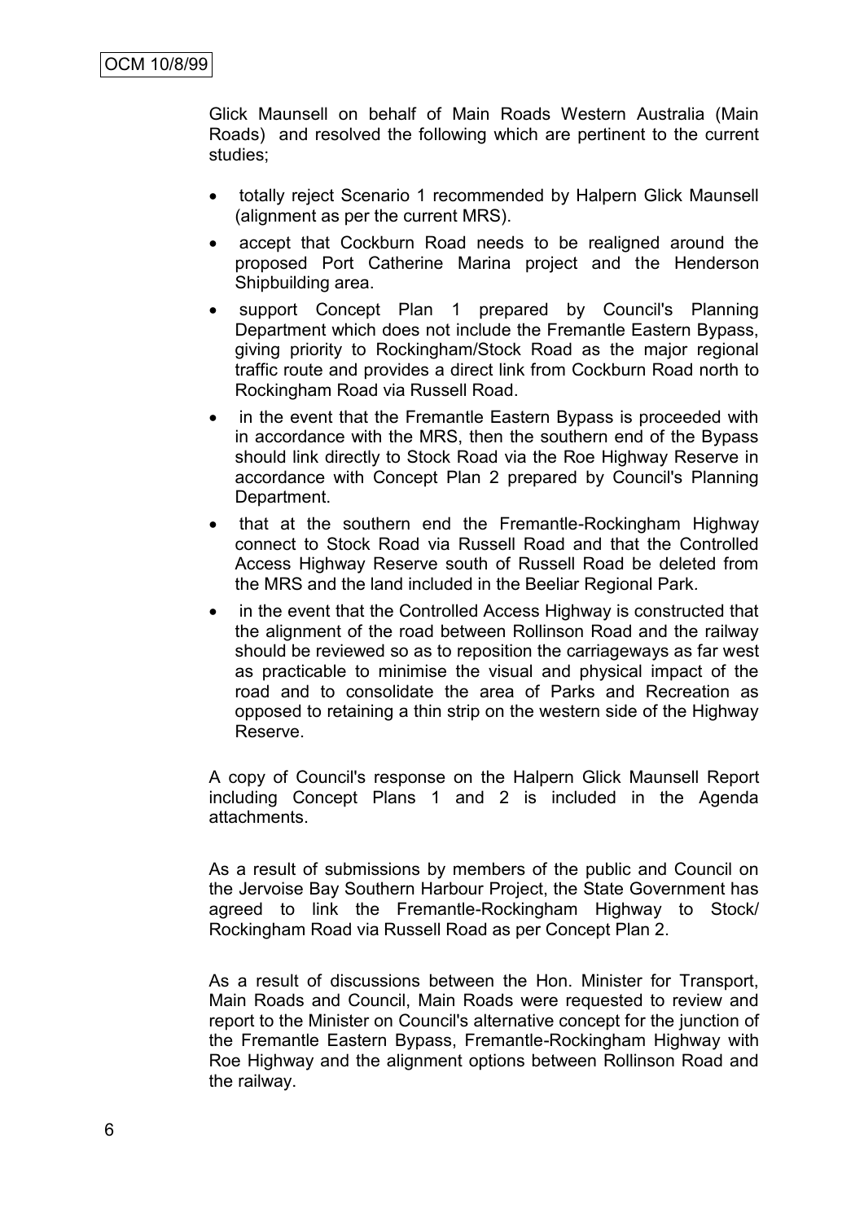Glick Maunsell on behalf of Main Roads Western Australia (Main Roads) and resolved the following which are pertinent to the current studies;

- totally reject Scenario 1 recommended by Halpern Glick Maunsell (alignment as per the current MRS).
- accept that Cockburn Road needs to be realigned around the proposed Port Catherine Marina project and the Henderson Shipbuilding area.
- support Concept Plan 1 prepared by Council's Planning Department which does not include the Fremantle Eastern Bypass, giving priority to Rockingham/Stock Road as the major regional traffic route and provides a direct link from Cockburn Road north to Rockingham Road via Russell Road.
- in the event that the Fremantle Eastern Bypass is proceeded with in accordance with the MRS, then the southern end of the Bypass should link directly to Stock Road via the Roe Highway Reserve in accordance with Concept Plan 2 prepared by Council's Planning Department.
- that at the southern end the Fremantle-Rockingham Highway connect to Stock Road via Russell Road and that the Controlled Access Highway Reserve south of Russell Road be deleted from the MRS and the land included in the Beeliar Regional Park.
- in the event that the Controlled Access Highway is constructed that the alignment of the road between Rollinson Road and the railway should be reviewed so as to reposition the carriageways as far west as practicable to minimise the visual and physical impact of the road and to consolidate the area of Parks and Recreation as opposed to retaining a thin strip on the western side of the Highway Reserve.

A copy of Council's response on the Halpern Glick Maunsell Report including Concept Plans 1 and 2 is included in the Agenda attachments.

As a result of submissions by members of the public and Council on the Jervoise Bay Southern Harbour Project, the State Government has agreed to link the Fremantle-Rockingham Highway to Stock/ Rockingham Road via Russell Road as per Concept Plan 2.

As a result of discussions between the Hon. Minister for Transport, Main Roads and Council, Main Roads were requested to review and report to the Minister on Council's alternative concept for the junction of the Fremantle Eastern Bypass, Fremantle-Rockingham Highway with Roe Highway and the alignment options between Rollinson Road and the railway.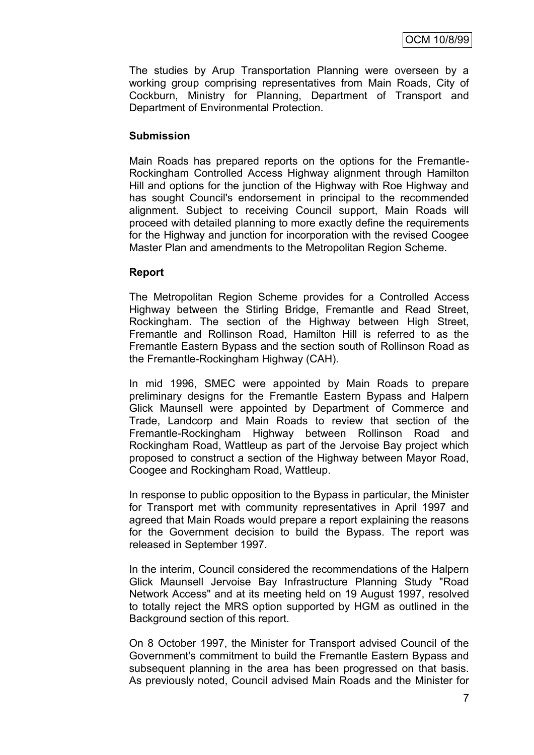The studies by Arup Transportation Planning were overseen by a working group comprising representatives from Main Roads, City of Cockburn, Ministry for Planning, Department of Transport and Department of Environmental Protection.

**Submission**

Main Roads has prepared reports on the options for the Fremantle-Rockingham Controlled Access Highway alignment through Hamilton Hill and options for the junction of the Highway with Roe Highway and has sought Council's endorsement in principal to the recommended alignment. Subject to receiving Council support, Main Roads will proceed with detailed planning to more exactly define the requirements for the Highway and junction for incorporation with the revised Coogee Master Plan and amendments to the Metropolitan Region Scheme.

**Report**

The Metropolitan Region Scheme provides for a Controlled Access Highway between the Stirling Bridge, Fremantle and Read Street, Rockingham. The section of the Highway between High Street, Fremantle and Rollinson Road, Hamilton Hill is referred to as the Fremantle Eastern Bypass and the section south of Rollinson Road as the Fremantle-Rockingham Highway (CAH).

In mid 1996, SMEC were appointed by Main Roads to prepare preliminary designs for the Fremantle Eastern Bypass and Halpern Glick Maunsell were appointed by Department of Commerce and Trade, Landcorp and Main Roads to review that section of the Fremantle-Rockingham Highway between Rollinson Road and Rockingham Road, Wattleup as part of the Jervoise Bay project which proposed to construct a section of the Highway between Mayor Road, Coogee and Rockingham Road, Wattleup.

In response to public opposition to the Bypass in particular, the Minister for Transport met with community representatives in April 1997 and agreed that Main Roads would prepare a report explaining the reasons for the Government decision to build the Bypass. The report was released in September 1997.

In the interim, Council considered the recommendations of the Halpern Glick Maunsell Jervoise Bay Infrastructure Planning Study "Road Network Access" and at its meeting held on 19 August 1997, resolved to totally reject the MRS option supported by HGM as outlined in the Background section of this report.

On 8 October 1997, the Minister for Transport advised Council of the Government's commitment to build the Fremantle Eastern Bypass and subsequent planning in the area has been progressed on that basis. As previously noted, Council advised Main Roads and the Minister for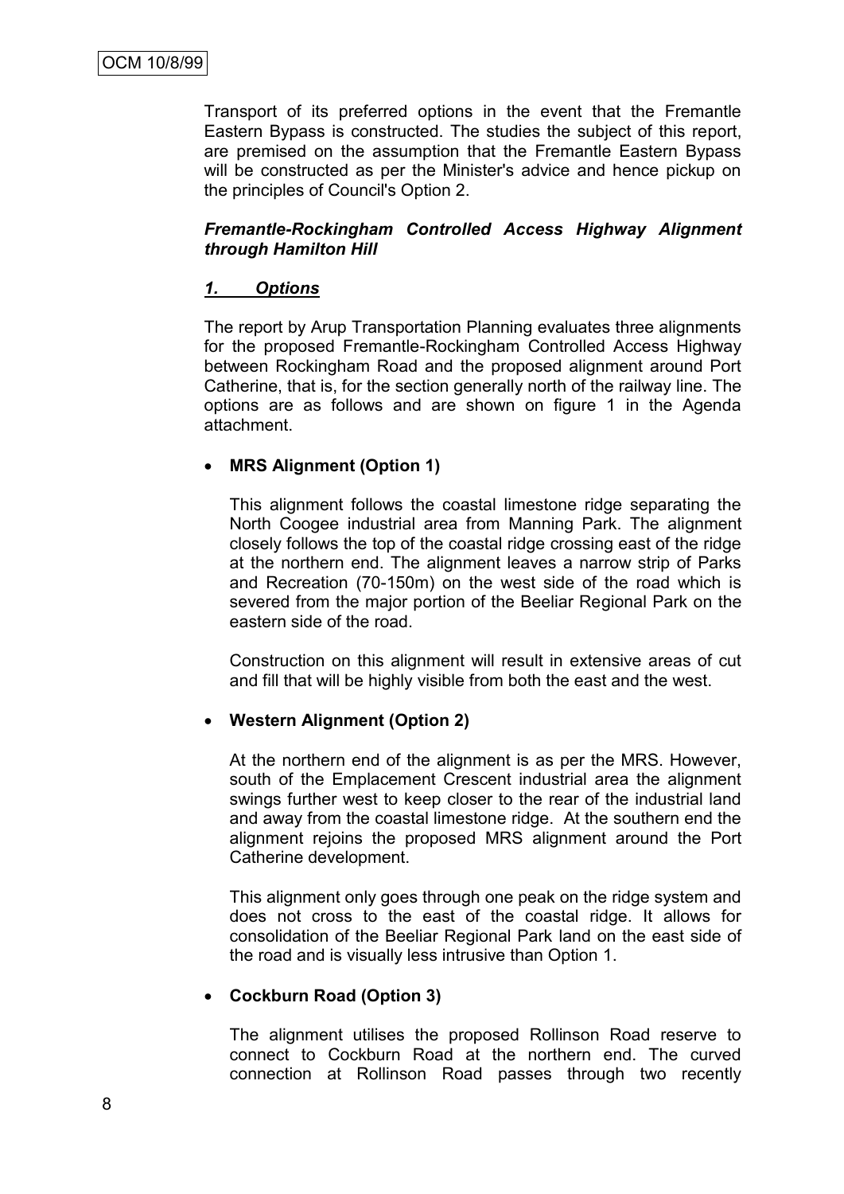Transport of its preferred options in the event that the Fremantle Eastern Bypass is constructed. The studies the subject of this report, are premised on the assumption that the Fremantle Eastern Bypass will be constructed as per the Minister's advice and hence pickup on the principles of Council's Option 2.

***Fremantle-Rockingham Controlled Access Highway Alignment through Hamilton Hill***

***1. Options***

The report by Arup Transportation Planning evaluates three alignments for the proposed Fremantle-Rockingham Controlled Access Highway between Rockingham Road and the proposed alignment around Port Catherine, that is, for the section generally north of the railway line. The options are as follows and are shown on figure 1 in the Agenda attachment.

- **MRS Alignment (Option 1)**

  This alignment follows the coastal limestone ridge separating the North Coogee industrial area from Manning Park. The alignment closely follows the top of the coastal ridge crossing east of the ridge at the northern end. The alignment leaves a narrow strip of Parks and Recreation (70-150m) on the west side of the road which is severed from the major portion of the Beeliar Regional Park on the eastern side of the road.

  Construction on this alignment will result in extensive areas of cut and fill that will be highly visible from both the east and the west.

- **Western Alignment (Option 2)**

  At the northern end of the alignment is as per the MRS. However, south of the Emplacement Crescent industrial area the alignment swings further west to keep closer to the rear of the industrial land and away from the coastal limestone ridge. At the southern end the alignment rejoins the proposed MRS alignment around the Port Catherine development.

  This alignment only goes through one peak on the ridge system and does not cross to the east of the coastal ridge. It allows for consolidation of the Beeliar Regional Park land on the east side of the road and is visually less intrusive than Option 1.

- **Cockburn Road (Option 3)**

  The alignment utilises the proposed Rollinson Road reserve to connect to Cockburn Road at the northern end. The curved connection at Rollinson Road passes through two recently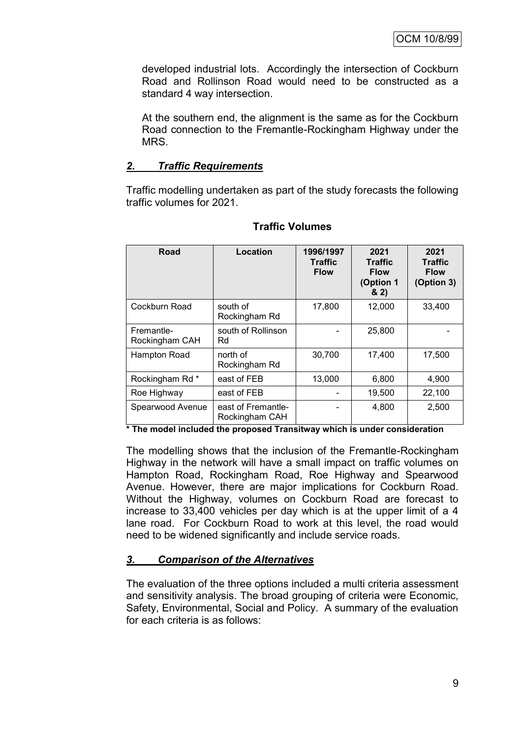developed industrial lots. Accordingly the intersection of Cockburn Road and Rollinson Road would need to be constructed as a standard 4 way intersection.

At the southern end, the alignment is the same as for the Cockburn Road connection to the Fremantle-Rockingham Highway under the MRS.

## *2. Traffic Requirements*

Traffic modelling undertaken as part of the study forecasts the following traffic volumes for 2021.

**Traffic Volumes**

| Road | Location | 1996/1997 Traffic Flow | 2021 Traffic Flow (Option 1 & 2) | 2021 Traffic Flow (Option 3) |
|---|---|---|---|---|
| Cockburn Road | south of Rockingham Rd | 17,800 | 12,000 | 33,400 |
| Fremantle-Rockingham CAH | south of Rollinson Rd | - | 25,800 | - |
| Hampton Road | north of Rockingham Rd | 30,700 | 17,400 | 17,500 |
| Rockingham Rd * | east of FEB | 13,000 | 6,800 | 4,900 |
| Roe Highway | east of FEB | - | 19,500 | 22,100 |
| Spearwood Avenue | east of Fremantle-Rockingham CAH | - | 4,800 | 2,500 |

**\* The model included the proposed Transitway which is under consideration**

The modelling shows that the inclusion of the Fremantle-Rockingham Highway in the network will have a small impact on traffic volumes on Hampton Road, Rockingham Road, Roe Highway and Spearwood Avenue. However, there are major implications for Cockburn Road. Without the Highway, volumes on Cockburn Road are forecast to increase to 33,400 vehicles per day which is at the upper limit of a 4 lane road. For Cockburn Road to work at this level, the road would need to be widened significantly and include service roads.

## *3. Comparison of the Alternatives*

The evaluation of the three options included a multi criteria assessment and sensitivity analysis. The broad grouping of criteria were Economic, Safety, Environmental, Social and Policy. A summary of the evaluation for each criteria is as follows: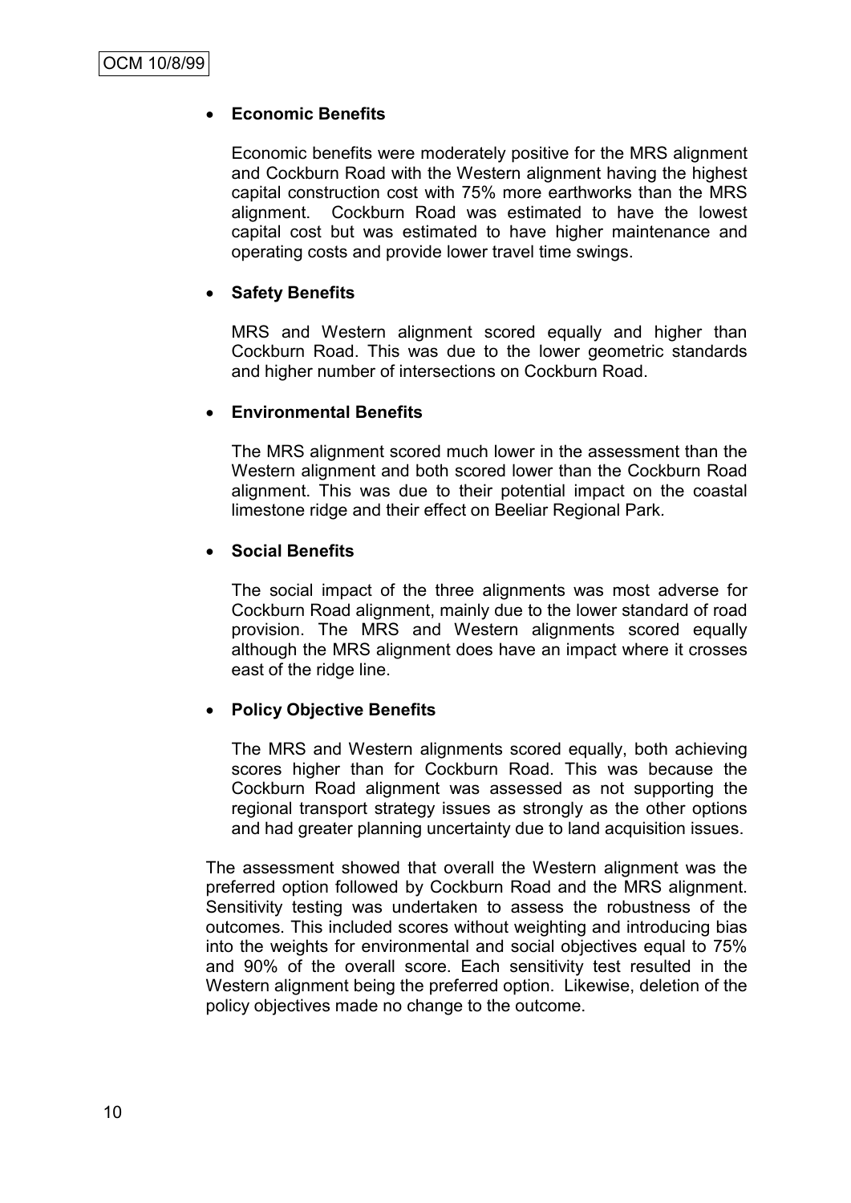- **Economic Benefits**

  Economic benefits were moderately positive for the MRS alignment and Cockburn Road with the Western alignment having the highest capital construction cost with 75% more earthworks than the MRS alignment. Cockburn Road was estimated to have the lowest capital cost but was estimated to have higher maintenance and operating costs and provide lower travel time swings.

- **Safety Benefits**

  MRS and Western alignment scored equally and higher than Cockburn Road. This was due to the lower geometric standards and higher number of intersections on Cockburn Road.

- **Environmental Benefits**

  The MRS alignment scored much lower in the assessment than the Western alignment and both scored lower than the Cockburn Road alignment. This was due to their potential impact on the coastal limestone ridge and their effect on Beeliar Regional Park.

- **Social Benefits**

  The social impact of the three alignments was most adverse for Cockburn Road alignment, mainly due to the lower standard of road provision. The MRS and Western alignments scored equally although the MRS alignment does have an impact where it crosses east of the ridge line.

- **Policy Objective Benefits**

  The MRS and Western alignments scored equally, both achieving scores higher than for Cockburn Road. This was because the Cockburn Road alignment was assessed as not supporting the regional transport strategy issues as strongly as the other options and had greater planning uncertainty due to land acquisition issues.

The assessment showed that overall the Western alignment was the preferred option followed by Cockburn Road and the MRS alignment. Sensitivity testing was undertaken to assess the robustness of the outcomes. This included scores without weighting and introducing bias into the weights for environmental and social objectives equal to 75% and 90% of the overall score. Each sensitivity test resulted in the Western alignment being the preferred option. Likewise, deletion of the policy objectives made no change to the outcome.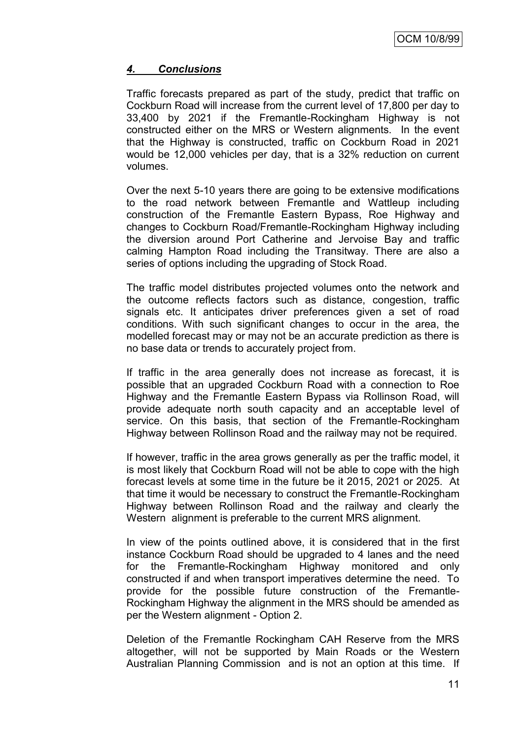## *4. Conclusions*

Traffic forecasts prepared as part of the study, predict that traffic on Cockburn Road will increase from the current level of 17,800 per day to 33,400 by 2021 if the Fremantle-Rockingham Highway is not constructed either on the MRS or Western alignments. In the event that the Highway is constructed, traffic on Cockburn Road in 2021 would be 12,000 vehicles per day, that is a 32% reduction on current volumes.

Over the next 5-10 years there are going to be extensive modifications to the road network between Fremantle and Wattleup including construction of the Fremantle Eastern Bypass, Roe Highway and changes to Cockburn Road/Fremantle-Rockingham Highway including the diversion around Port Catherine and Jervoise Bay and traffic calming Hampton Road including the Transitway. There are also a series of options including the upgrading of Stock Road.

The traffic model distributes projected volumes onto the network and the outcome reflects factors such as distance, congestion, traffic signals etc. It anticipates driver preferences given a set of road conditions. With such significant changes to occur in the area, the modelled forecast may or may not be an accurate prediction as there is no base data or trends to accurately project from.

If traffic in the area generally does not increase as forecast, it is possible that an upgraded Cockburn Road with a connection to Roe Highway and the Fremantle Eastern Bypass via Rollinson Road, will provide adequate north south capacity and an acceptable level of service. On this basis, that section of the Fremantle-Rockingham Highway between Rollinson Road and the railway may not be required.

If however, traffic in the area grows generally as per the traffic model, it is most likely that Cockburn Road will not be able to cope with the high forecast levels at some time in the future be it 2015, 2021 or 2025. At that time it would be necessary to construct the Fremantle-Rockingham Highway between Rollinson Road and the railway and clearly the Western alignment is preferable to the current MRS alignment.

In view of the points outlined above, it is considered that in the first instance Cockburn Road should be upgraded to 4 lanes and the need for the Fremantle-Rockingham Highway monitored and only constructed if and when transport imperatives determine the need. To provide for the possible future construction of the Fremantle-Rockingham Highway the alignment in the MRS should be amended as per the Western alignment - Option 2.

Deletion of the Fremantle Rockingham CAH Reserve from the MRS altogether, will not be supported by Main Roads or the Western Australian Planning Commission and is not an option at this time. If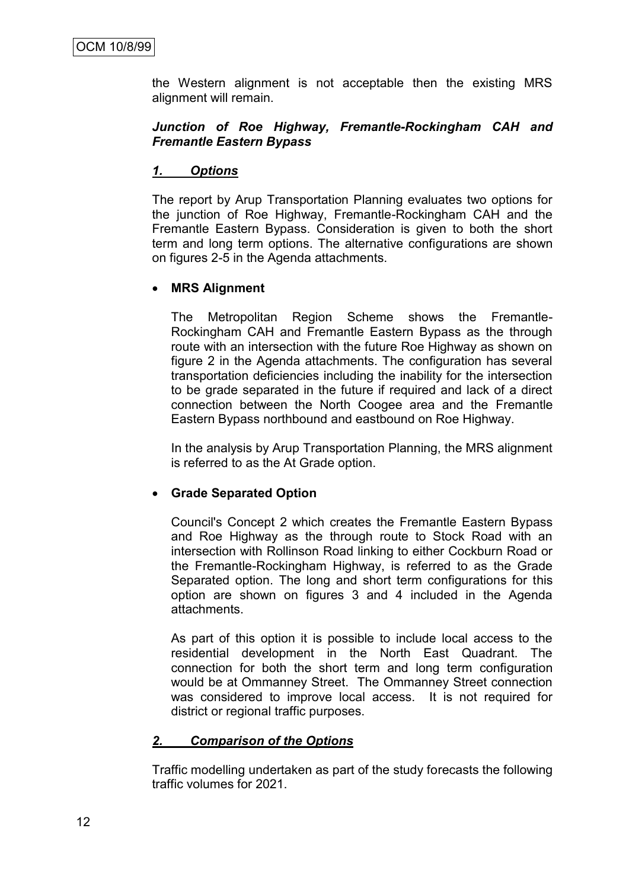the Western alignment is not acceptable then the existing MRS alignment will remain.

***Junction of Roe Highway, Fremantle-Rockingham CAH and Fremantle Eastern Bypass***

***1. Options***

The report by Arup Transportation Planning evaluates two options for the junction of Roe Highway, Fremantle-Rockingham CAH and the Fremantle Eastern Bypass. Consideration is given to both the short term and long term options. The alternative configurations are shown on figures 2-5 in the Agenda attachments.

- **MRS Alignment**

  The Metropolitan Region Scheme shows the Fremantle-Rockingham CAH and Fremantle Eastern Bypass as the through route with an intersection with the future Roe Highway as shown on figure 2 in the Agenda attachments. The configuration has several transportation deficiencies including the inability for the intersection to be grade separated in the future if required and lack of a direct connection between the North Coogee area and the Fremantle Eastern Bypass northbound and eastbound on Roe Highway.

  In the analysis by Arup Transportation Planning, the MRS alignment is referred to as the At Grade option.

- **Grade Separated Option**

  Council's Concept 2 which creates the Fremantle Eastern Bypass and Roe Highway as the through route to Stock Road with an intersection with Rollinson Road linking to either Cockburn Road or the Fremantle-Rockingham Highway, is referred to as the Grade Separated option. The long and short term configurations for this option are shown on figures 3 and 4 included in the Agenda attachments.

  As part of this option it is possible to include local access to the residential development in the North East Quadrant. The connection for both the short term and long term configuration would be at Ommanney Street. The Ommanney Street connection was considered to improve local access. It is not required for district or regional traffic purposes.

***2. Comparison of the Options***

Traffic modelling undertaken as part of the study forecasts the following traffic volumes for 2021.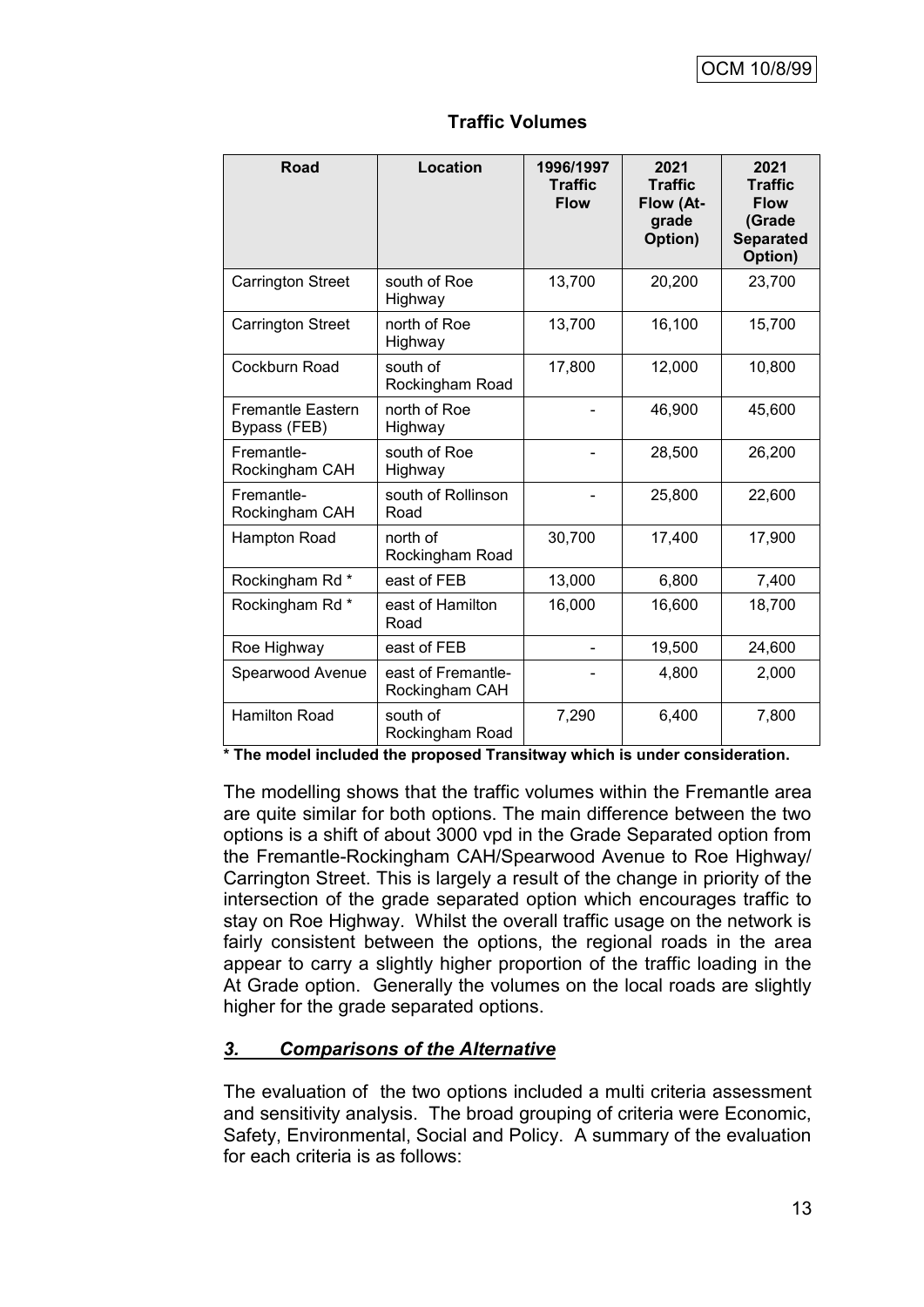**Traffic Volumes**

| Road | Location | 1996/1997 Traffic Flow | 2021 Traffic Flow (At-grade Option) | 2021 Traffic Flow (Grade Separated Option) |
|---|---|---|---|---|
| Carrington Street | south of Roe Highway | 13,700 | 20,200 | 23,700 |
| Carrington Street | north of Roe Highway | 13,700 | 16,100 | 15,700 |
| Cockburn Road | south of Rockingham Road | 17,800 | 12,000 | 10,800 |
| Fremantle Eastern Bypass (FEB) | north of Roe Highway | - | 46,900 | 45,600 |
| Fremantle-Rockingham CAH | south of Roe Highway | - | 28,500 | 26,200 |
| Fremantle-Rockingham CAH | south of Rollinson Road | - | 25,800 | 22,600 |
| Hampton Road | north of Rockingham Road | 30,700 | 17,400 | 17,900 |
| Rockingham Rd * | east of FEB | 13,000 | 6,800 | 7,400 |
| Rockingham Rd * | east of Hamilton Road | 16,000 | 16,600 | 18,700 |
| Roe Highway | east of FEB | - | 19,500 | 24,600 |
| Spearwood Avenue | east of Fremantle-Rockingham CAH | - | 4,800 | 2,000 |
| Hamilton Road | south of Rockingham Road | 7,290 | 6,400 | 7,800 |

**\* The model included the proposed Transitway which is under consideration.**

The modelling shows that the traffic volumes within the Fremantle area are quite similar for both options. The main difference between the two options is a shift of about 3000 vpd in the Grade Separated option from the Fremantle-Rockingham CAH/Spearwood Avenue to Roe Highway/ Carrington Street. This is largely a result of the change in priority of the intersection of the grade separated option which encourages traffic to stay on Roe Highway. Whilst the overall traffic usage on the network is fairly consistent between the options, the regional roads in the area appear to carry a slightly higher proportion of the traffic loading in the At Grade option. Generally the volumes on the local roads are slightly higher for the grade separated options.

### ***3. Comparisons of the Alternative***

The evaluation of the two options included a multi criteria assessment and sensitivity analysis. The broad grouping of criteria were Economic, Safety, Environmental, Social and Policy. A summary of the evaluation for each criteria is as follows: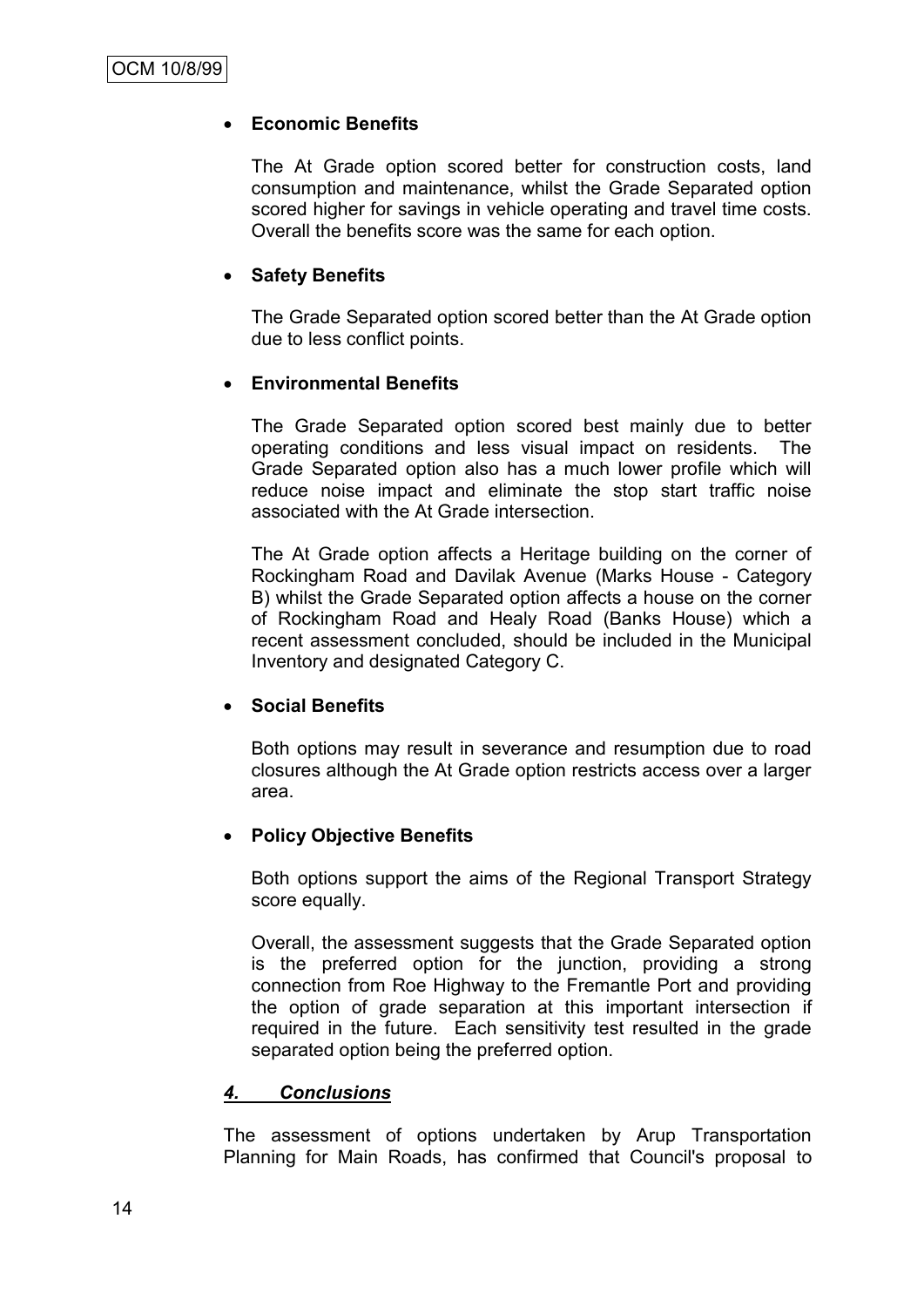- **Economic Benefits**

  The At Grade option scored better for construction costs, land consumption and maintenance, whilst the Grade Separated option scored higher for savings in vehicle operating and travel time costs. Overall the benefits score was the same for each option.

- **Safety Benefits**

  The Grade Separated option scored better than the At Grade option due to less conflict points.

- **Environmental Benefits**

  The Grade Separated option scored best mainly due to better operating conditions and less visual impact on residents. The Grade Separated option also has a much lower profile which will reduce noise impact and eliminate the stop start traffic noise associated with the At Grade intersection.

  The At Grade option affects a Heritage building on the corner of Rockingham Road and Davilak Avenue (Marks House - Category B) whilst the Grade Separated option affects a house on the corner of Rockingham Road and Healy Road (Banks House) which a recent assessment concluded, should be included in the Municipal Inventory and designated Category C.

- **Social Benefits**

  Both options may result in severance and resumption due to road closures although the At Grade option restricts access over a larger area.

- **Policy Objective Benefits**

  Both options support the aims of the Regional Transport Strategy score equally.

  Overall, the assessment suggests that the Grade Separated option is the preferred option for the junction, providing a strong connection from Roe Highway to the Fremantle Port and providing the option of grade separation at this important intersection if required in the future. Each sensitivity test resulted in the grade separated option being the preferred option.

### *4. Conclusions*

The assessment of options undertaken by Arup Transportation Planning for Main Roads, has confirmed that Council's proposal to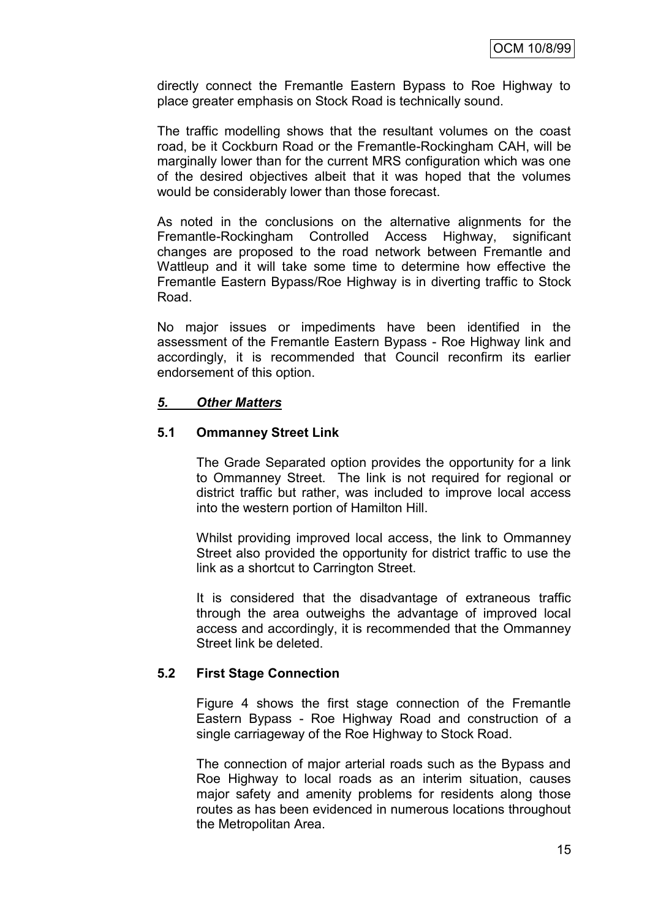directly connect the Fremantle Eastern Bypass to Roe Highway to place greater emphasis on Stock Road is technically sound.

The traffic modelling shows that the resultant volumes on the coast road, be it Cockburn Road or the Fremantle-Rockingham CAH, will be marginally lower than for the current MRS configuration which was one of the desired objectives albeit that it was hoped that the volumes would be considerably lower than those forecast.

As noted in the conclusions on the alternative alignments for the Fremantle-Rockingham Controlled Access Highway, significant changes are proposed to the road network between Fremantle and Wattleup and it will take some time to determine how effective the Fremantle Eastern Bypass/Roe Highway is in diverting traffic to Stock Road.

No major issues or impediments have been identified in the assessment of the Fremantle Eastern Bypass - Roe Highway link and accordingly, it is recommended that Council reconfirm its earlier endorsement of this option.

## ***5. Other Matters***

### **5.1 Ommanney Street Link**

The Grade Separated option provides the opportunity for a link to Ommanney Street. The link is not required for regional or district traffic but rather, was included to improve local access into the western portion of Hamilton Hill.

Whilst providing improved local access, the link to Ommanney Street also provided the opportunity for district traffic to use the link as a shortcut to Carrington Street.

It is considered that the disadvantage of extraneous traffic through the area outweighs the advantage of improved local access and accordingly, it is recommended that the Ommanney Street link be deleted.

### **5.2 First Stage Connection**

Figure 4 shows the first stage connection of the Fremantle Eastern Bypass - Roe Highway Road and construction of a single carriageway of the Roe Highway to Stock Road.

The connection of major arterial roads such as the Bypass and Roe Highway to local roads as an interim situation, causes major safety and amenity problems for residents along those routes as has been evidenced in numerous locations throughout the Metropolitan Area.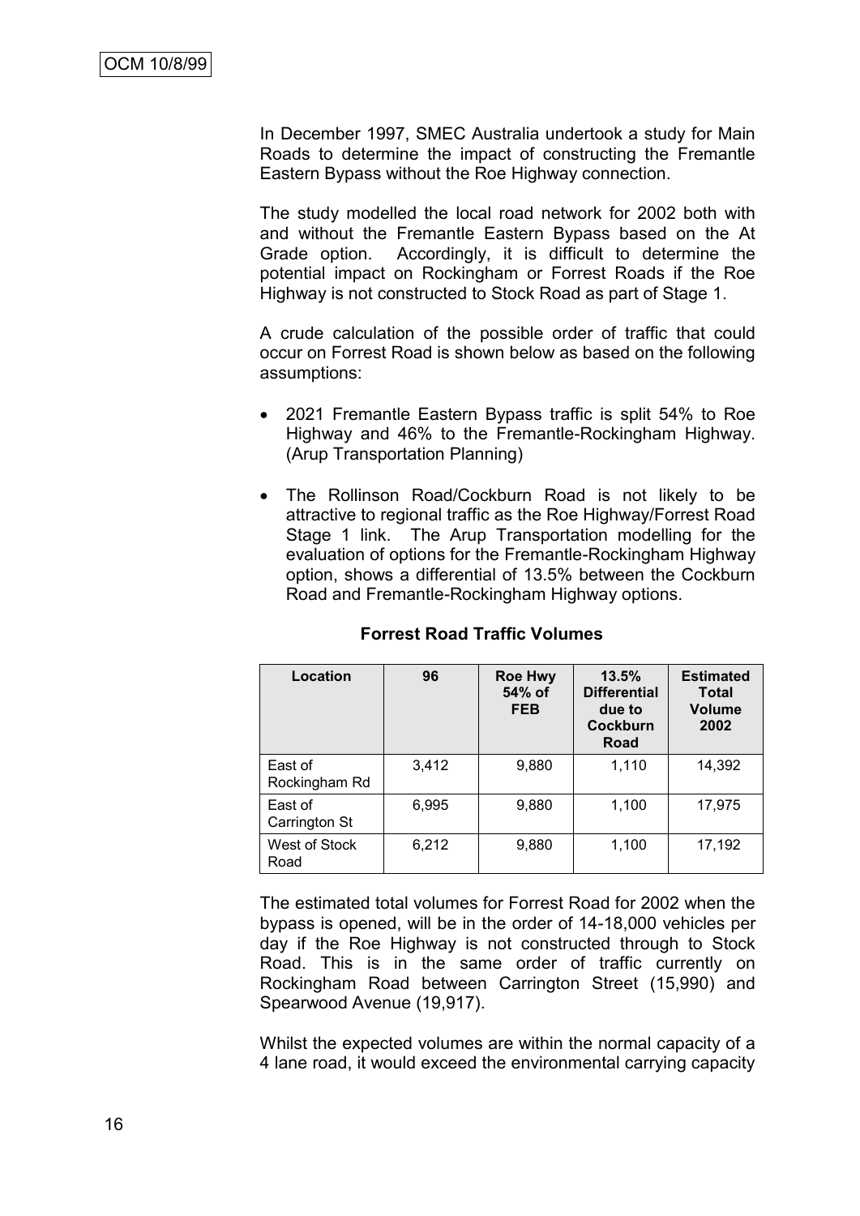In December 1997, SMEC Australia undertook a study for Main Roads to determine the impact of constructing the Fremantle Eastern Bypass without the Roe Highway connection.

The study modelled the local road network for 2002 both with and without the Fremantle Eastern Bypass based on the At Grade option. Accordingly, it is difficult to determine the potential impact on Rockingham or Forrest Roads if the Roe Highway is not constructed to Stock Road as part of Stage 1.

A crude calculation of the possible order of traffic that could occur on Forrest Road is shown below as based on the following assumptions:

- 2021 Fremantle Eastern Bypass traffic is split 54% to Roe Highway and 46% to the Fremantle-Rockingham Highway. (Arup Transportation Planning)
- The Rollinson Road/Cockburn Road is not likely to be attractive to regional traffic as the Roe Highway/Forrest Road Stage 1 link. The Arup Transportation modelling for the evaluation of options for the Fremantle-Rockingham Highway option, shows a differential of 13.5% between the Cockburn Road and Fremantle-Rockingham Highway options.

**Forrest Road Traffic Volumes**

| Location | 96 | Roe Hwy 54% of FEB | 13.5% Differential due to Cockburn Road | Estimated Total Volume 2002 |
|---|---|---|---|---|
| East of Rockingham Rd | 3,412 | 9,880 | 1,110 | 14,392 |
| East of Carrington St | 6,995 | 9,880 | 1,100 | 17,975 |
| West of Stock Road | 6,212 | 9,880 | 1,100 | 17,192 |

The estimated total volumes for Forrest Road for 2002 when the bypass is opened, will be in the order of 14-18,000 vehicles per day if the Roe Highway is not constructed through to Stock Road. This is in the same order of traffic currently on Rockingham Road between Carrington Street (15,990) and Spearwood Avenue (19,917).

Whilst the expected volumes are within the normal capacity of a 4 lane road, it would exceed the environmental carrying capacity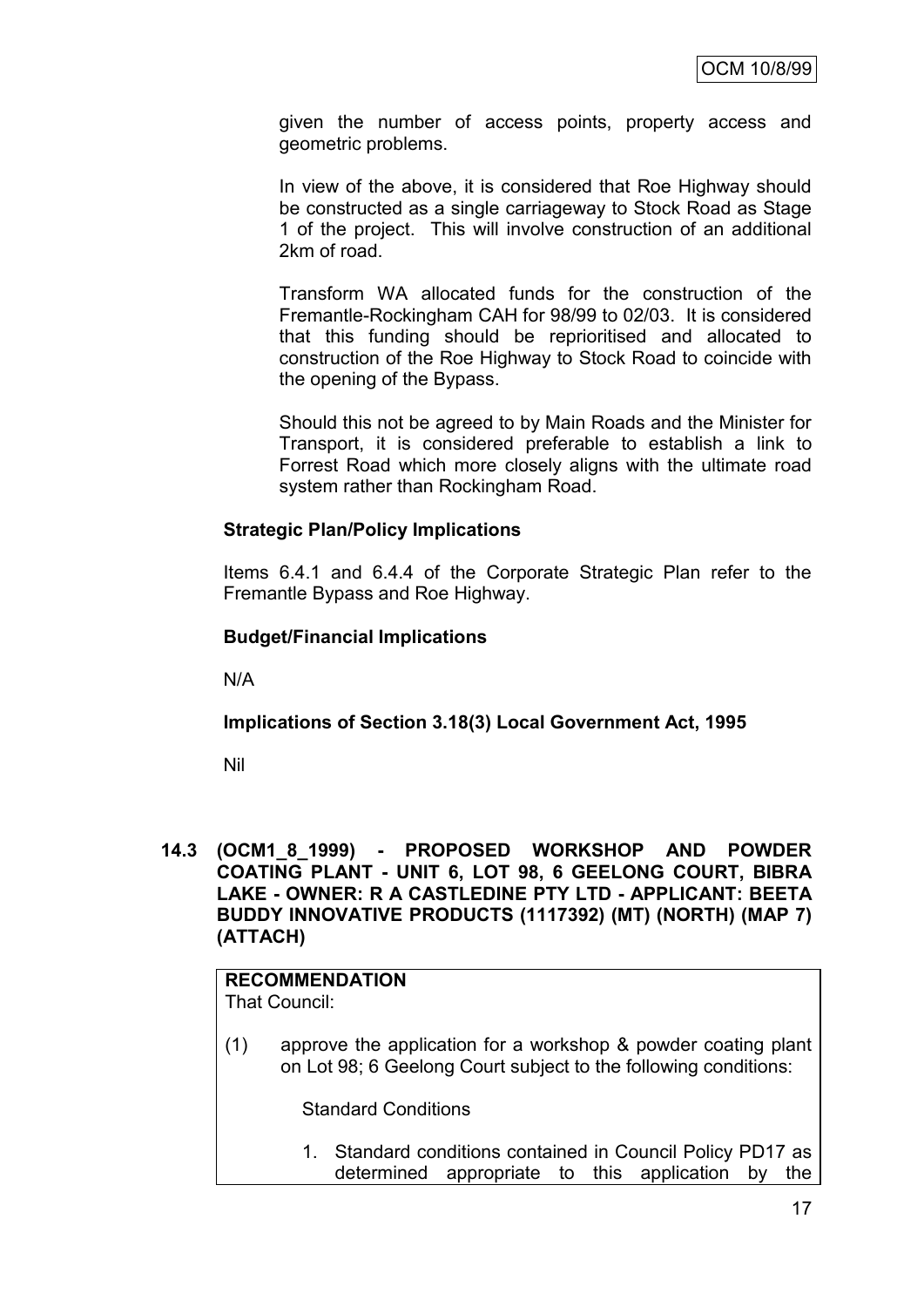given the number of access points, property access and geometric problems.

In view of the above, it is considered that Roe Highway should be constructed as a single carriageway to Stock Road as Stage 1 of the project. This will involve construction of an additional 2km of road.

Transform WA allocated funds for the construction of the Fremantle-Rockingham CAH for 98/99 to 02/03. It is considered that this funding should be reprioritised and allocated to construction of the Roe Highway to Stock Road to coincide with the opening of the Bypass.

Should this not be agreed to by Main Roads and the Minister for Transport, it is considered preferable to establish a link to Forrest Road which more closely aligns with the ultimate road system rather than Rockingham Road.

**Strategic Plan/Policy Implications**

Items 6.4.1 and 6.4.4 of the Corporate Strategic Plan refer to the Fremantle Bypass and Roe Highway.

**Budget/Financial Implications**

N/A

**Implications of Section 3.18(3) Local Government Act, 1995**

Nil

**14.3 (OCM1_8_1999) - PROPOSED WORKSHOP AND POWDER COATING PLANT - UNIT 6, LOT 98, 6 GEELONG COURT, BIBRA LAKE - OWNER: R A CASTLEDINE PTY LTD - APPLICANT: BEETA BUDDY INNOVATIVE PRODUCTS (1117392) (MT) (NORTH) (MAP 7) (ATTACH)**

**RECOMMENDATION**
That Council:

(1) approve the application for a workshop & powder coating plant on Lot 98; 6 Geelong Court subject to the following conditions:

Standard Conditions

1. Standard conditions contained in Council Policy PD17 as determined appropriate to this application by the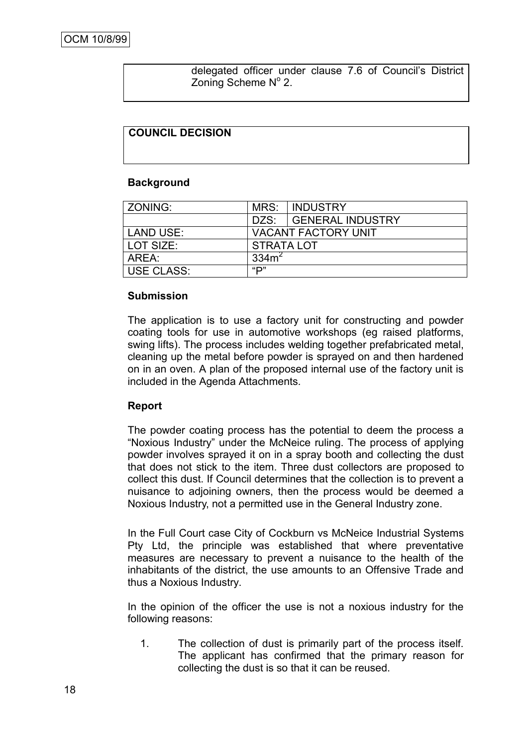delegated officer under clause 7.6 of Council's District Zoning Scheme N$^o$ 2.

**COUNCIL DECISION**

**Background**

| ZONING: | MRS: | INDUSTRY |
|---|---|---|
| | DZS: | GENERAL INDUSTRY |
| LAND USE: | VACANT FACTORY UNIT | |
| LOT SIZE: | STRATA LOT | |
| AREA: | 334m$^2$ | |
| USE CLASS: | "P" | |

**Submission**

The application is to use a factory unit for constructing and powder coating tools for use in automotive workshops (eg raised platforms, swing lifts). The process includes welding together prefabricated metal, cleaning up the metal before powder is sprayed on and then hardened on in an oven. A plan of the proposed internal use of the factory unit is included in the Agenda Attachments.

**Report**

The powder coating process has the potential to deem the process a "Noxious Industry" under the McNeice ruling. The process of applying powder involves sprayed it on in a spray booth and collecting the dust that does not stick to the item. Three dust collectors are proposed to collect this dust. If Council determines that the collection is to prevent a nuisance to adjoining owners, then the process would be deemed a Noxious Industry, not a permitted use in the General Industry zone.

In the Full Court case City of Cockburn vs McNeice Industrial Systems Pty Ltd, the principle was established that where preventative measures are necessary to prevent a nuisance to the health of the inhabitants of the district, the use amounts to an Offensive Trade and thus a Noxious Industry.

In the opinion of the officer the use is not a noxious industry for the following reasons:

1. The collection of dust is primarily part of the process itself. The applicant has confirmed that the primary reason for collecting the dust is so that it can be reused.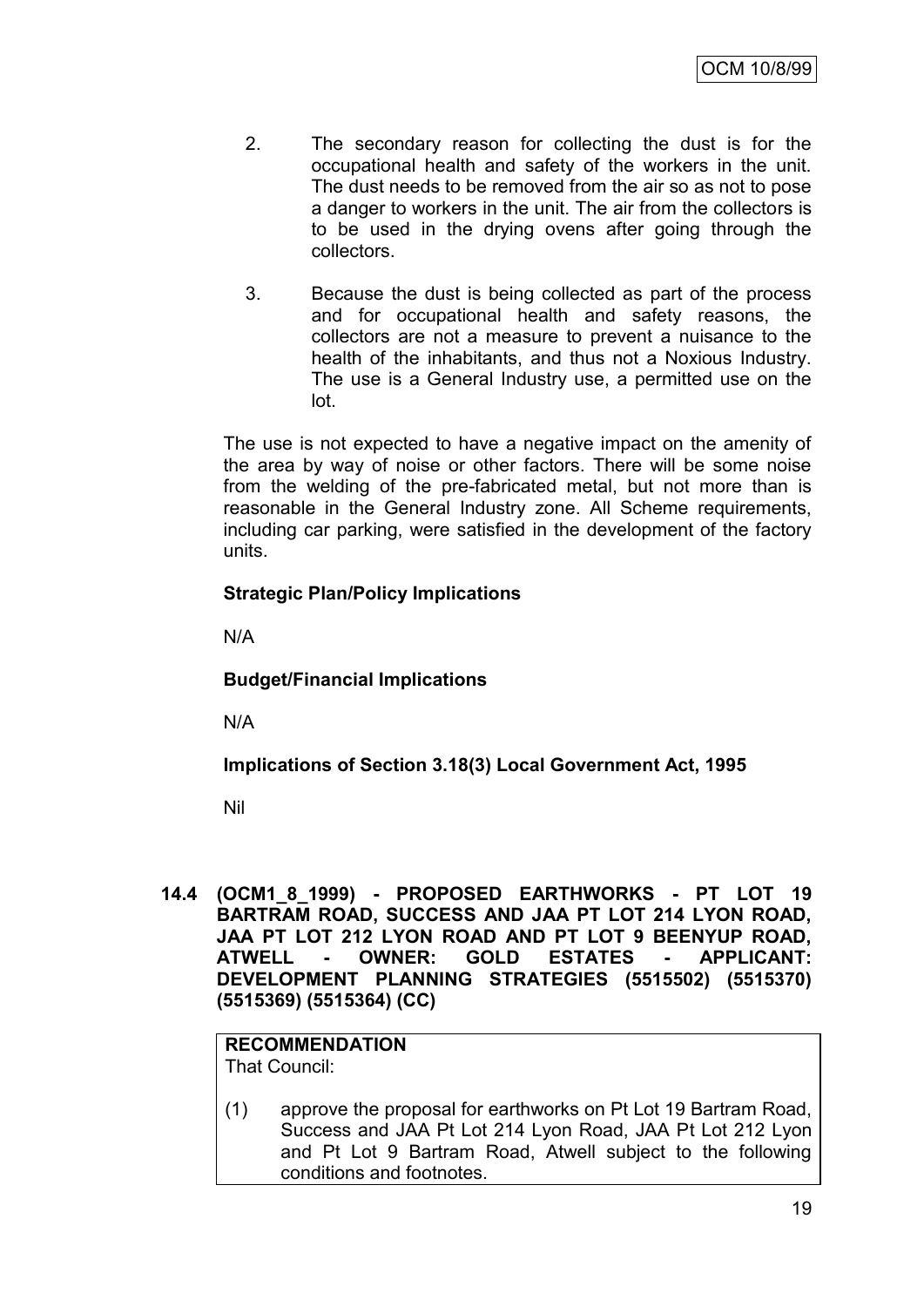2. The secondary reason for collecting the dust is for the occupational health and safety of the workers in the unit. The dust needs to be removed from the air so as not to pose a danger to workers in the unit. The air from the collectors is to be used in the drying ovens after going through the collectors.

3. Because the dust is being collected as part of the process and for occupational health and safety reasons, the collectors are not a measure to prevent a nuisance to the health of the inhabitants, and thus not a Noxious Industry. The use is a General Industry use, a permitted use on the lot.

The use is not expected to have a negative impact on the amenity of the area by way of noise or other factors. There will be some noise from the welding of the pre-fabricated metal, but not more than is reasonable in the General Industry zone. All Scheme requirements, including car parking, were satisfied in the development of the factory units.

**Strategic Plan/Policy Implications**

N/A

**Budget/Financial Implications**

N/A

**Implications of Section 3.18(3) Local Government Act, 1995**

Nil

**14.4 (OCM1_8_1999) - PROPOSED EARTHWORKS - PT LOT 19 BARTRAM ROAD, SUCCESS AND JAA PT LOT 214 LYON ROAD, JAA PT LOT 212 LYON ROAD AND PT LOT 9 BEENYUP ROAD, ATWELL - OWNER: GOLD ESTATES - APPLICANT: DEVELOPMENT PLANNING STRATEGIES (5515502) (5515370) (5515369) (5515364) (CC)**

**RECOMMENDATION**
That Council:

(1) approve the proposal for earthworks on Pt Lot 19 Bartram Road, Success and JAA Pt Lot 214 Lyon Road, JAA Pt Lot 212 Lyon and Pt Lot 9 Bartram Road, Atwell subject to the following conditions and footnotes.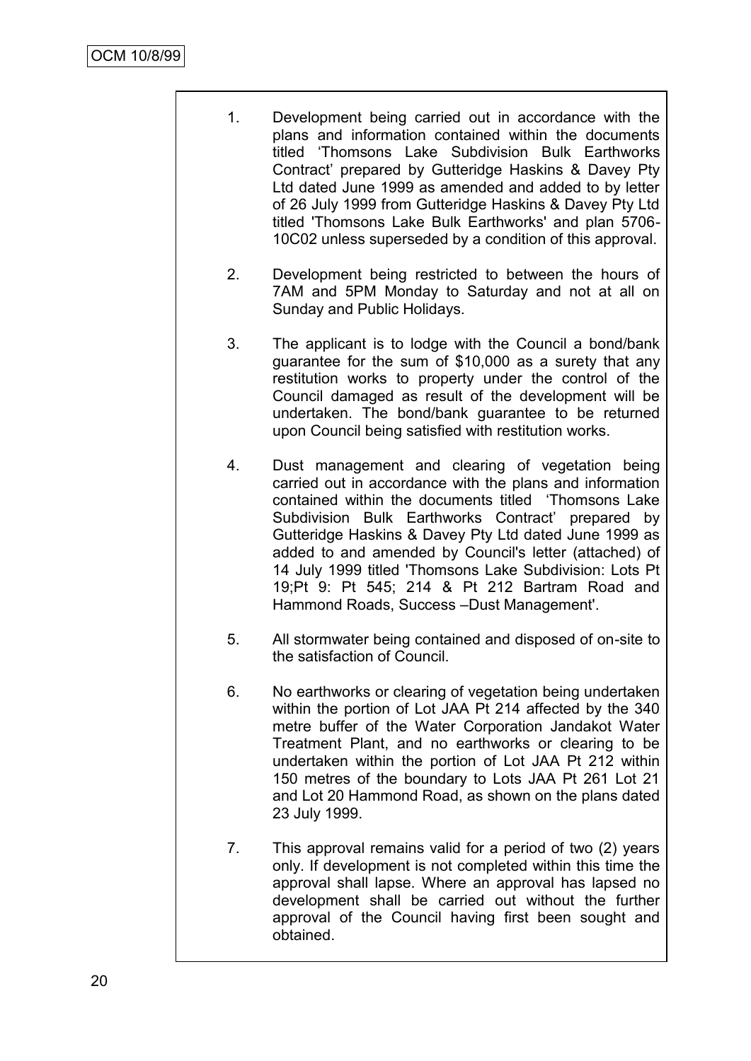1. Development being carried out in accordance with the plans and information contained within the documents titled 'Thomsons Lake Subdivision Bulk Earthworks Contract' prepared by Gutteridge Haskins & Davey Pty Ltd dated June 1999 as amended and added to by letter of 26 July 1999 from Gutteridge Haskins & Davey Pty Ltd titled 'Thomsons Lake Bulk Earthworks' and plan 5706-10C02 unless superseded by a condition of this approval.

2. Development being restricted to between the hours of 7AM and 5PM Monday to Saturday and not at all on Sunday and Public Holidays.

3. The applicant is to lodge with the Council a bond/bank guarantee for the sum of $10,000 as a surety that any restitution works to property under the control of the Council damaged as result of the development will be undertaken. The bond/bank guarantee to be returned upon Council being satisfied with restitution works.

4. Dust management and clearing of vegetation being carried out in accordance with the plans and information contained within the documents titled 'Thomsons Lake Subdivision Bulk Earthworks Contract' prepared by Gutteridge Haskins & Davey Pty Ltd dated June 1999 as added to and amended by Council's letter (attached) of 14 July 1999 titled 'Thomsons Lake Subdivision: Lots Pt 19;Pt 9: Pt 545; 214 & Pt 212 Bartram Road and Hammond Roads, Success –Dust Management'.

5. All stormwater being contained and disposed of on-site to the satisfaction of Council.

6. No earthworks or clearing of vegetation being undertaken within the portion of Lot JAA Pt 214 affected by the 340 metre buffer of the Water Corporation Jandakot Water Treatment Plant, and no earthworks or clearing to be undertaken within the portion of Lot JAA Pt 212 within 150 metres of the boundary to Lots JAA Pt 261 Lot 21 and Lot 20 Hammond Road, as shown on the plans dated 23 July 1999.

7. This approval remains valid for a period of two (2) years only. If development is not completed within this time the approval shall lapse. Where an approval has lapsed no development shall be carried out without the further approval of the Council having first been sought and obtained.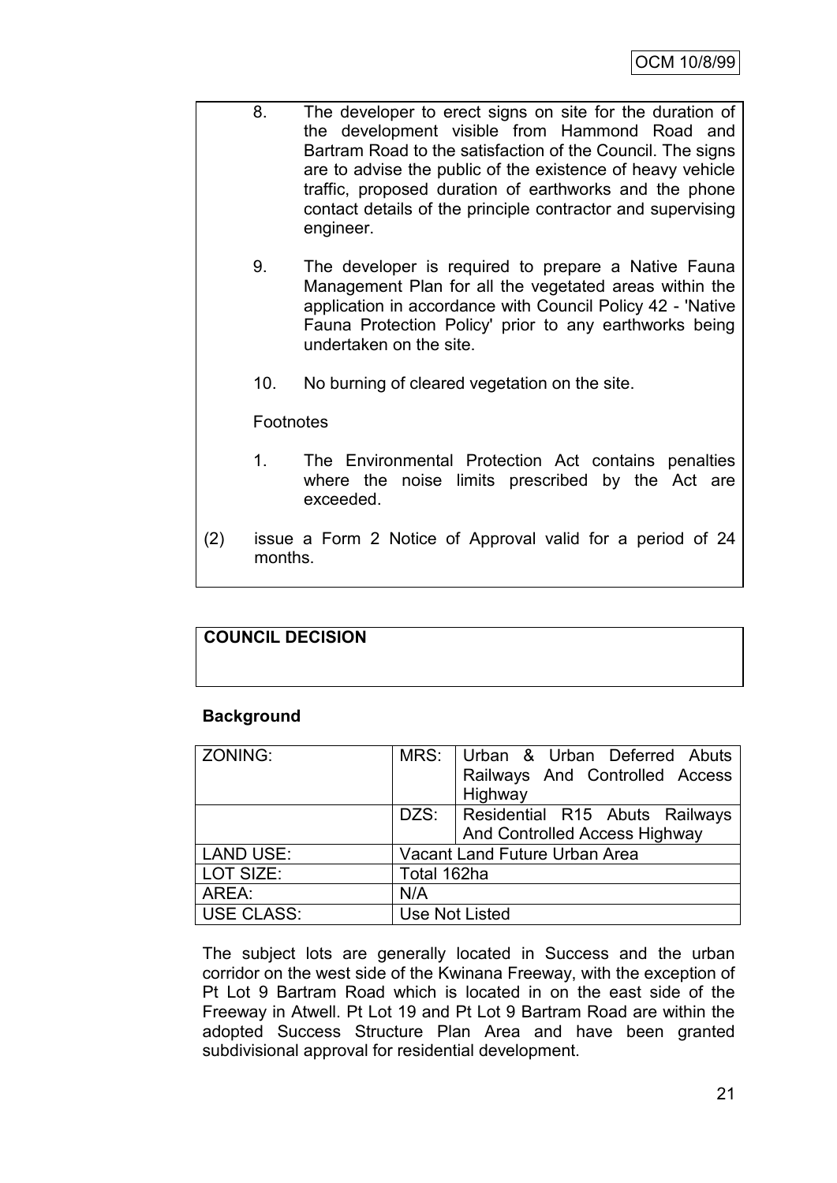8. The developer to erect signs on site for the duration of the development visible from Hammond Road and Bartram Road to the satisfaction of the Council. The signs are to advise the public of the existence of heavy vehicle traffic, proposed duration of earthworks and the phone contact details of the principle contractor and supervising engineer.

9. The developer is required to prepare a Native Fauna Management Plan for all the vegetated areas within the application in accordance with Council Policy 42 - 'Native Fauna Protection Policy' prior to any earthworks being undertaken on the site.

10. No burning of cleared vegetation on the site.

Footnotes

1. The Environmental Protection Act contains penalties where the noise limits prescribed by the Act are exceeded.

(2) issue a Form 2 Notice of Approval valid for a period of 24 months.

**COUNCIL DECISION**

**Background**

| ZONING: | MRS: | Urban & Urban Deferred Abuts Railways And Controlled Access Highway |
|---|---|---|
| | DZS: | Residential R15 Abuts Railways And Controlled Access Highway |
| LAND USE: | Vacant Land Future Urban Area | |
| LOT SIZE: | Total 162ha | |
| AREA: | N/A | |
| USE CLASS: | Use Not Listed | |

The subject lots are generally located in Success and the urban corridor on the west side of the Kwinana Freeway, with the exception of Pt Lot 9 Bartram Road which is located in on the east side of the Freeway in Atwell. Pt Lot 19 and Pt Lot 9 Bartram Road are within the adopted Success Structure Plan Area and have been granted subdivisional approval for residential development.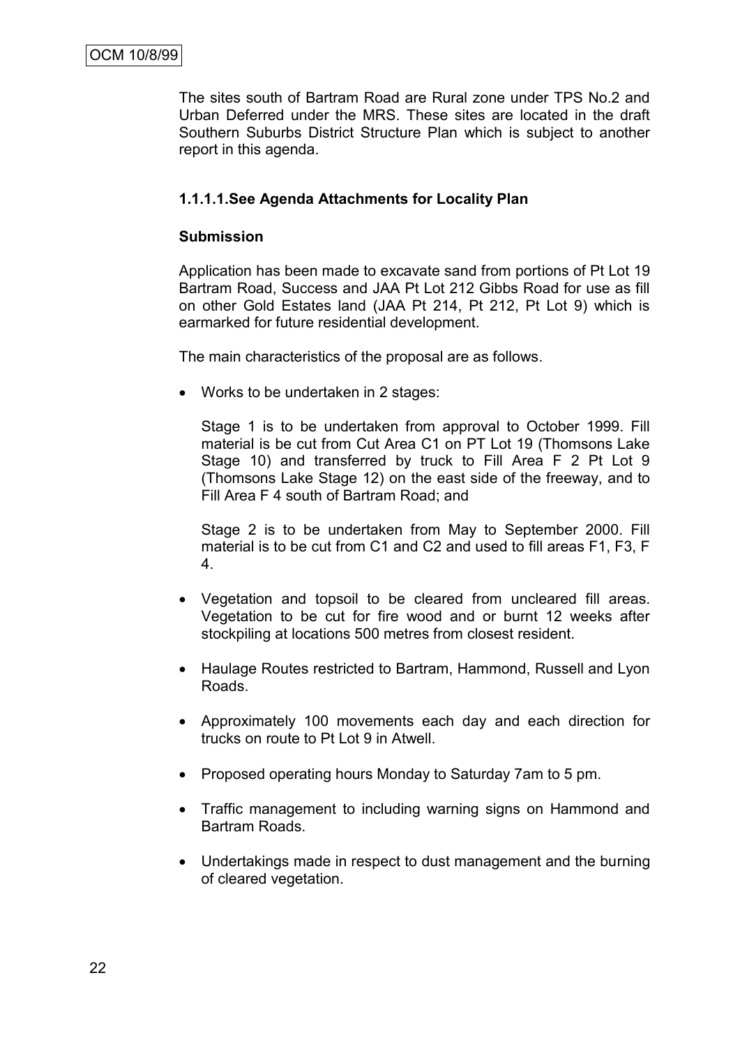The sites south of Bartram Road are Rural zone under TPS No.2 and Urban Deferred under the MRS. These sites are located in the draft Southern Suburbs District Structure Plan which is subject to another report in this agenda.

**1.1.1.1.See Agenda Attachments for Locality Plan**

**Submission**

Application has been made to excavate sand from portions of Pt Lot 19 Bartram Road, Success and JAA Pt Lot 212 Gibbs Road for use as fill on other Gold Estates land (JAA Pt 214, Pt 212, Pt Lot 9) which is earmarked for future residential development.

The main characteristics of the proposal are as follows.

- Works to be undertaken in 2 stages:

  Stage 1 is to be undertaken from approval to October 1999. Fill material is be cut from Cut Area C1 on PT Lot 19 (Thomsons Lake Stage 10) and transferred by truck to Fill Area F 2 Pt Lot 9 (Thomsons Lake Stage 12) on the east side of the freeway, and to Fill Area F 4 south of Bartram Road; and

  Stage 2 is to be undertaken from May to September 2000. Fill material is to be cut from C1 and C2 and used to fill areas F1, F3, F 4.

- Vegetation and topsoil to be cleared from uncleared fill areas. Vegetation to be cut for fire wood and or burnt 12 weeks after stockpiling at locations 500 metres from closest resident.
- Haulage Routes restricted to Bartram, Hammond, Russell and Lyon Roads.
- Approximately 100 movements each day and each direction for trucks on route to Pt Lot 9 in Atwell.
- Proposed operating hours Monday to Saturday 7am to 5 pm.
- Traffic management to including warning signs on Hammond and Bartram Roads.
- Undertakings made in respect to dust management and the burning of cleared vegetation.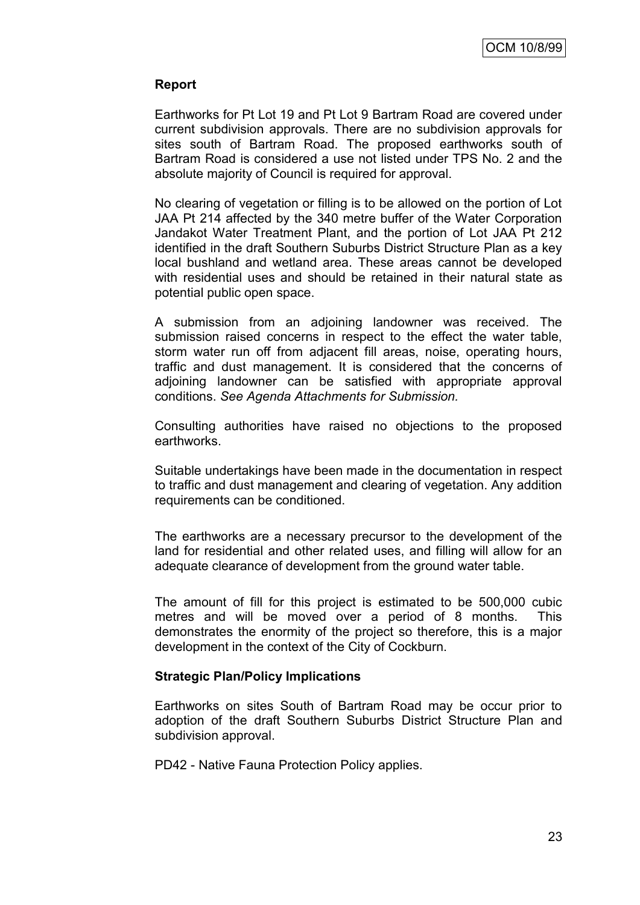**Report**

Earthworks for Pt Lot 19 and Pt Lot 9 Bartram Road are covered under current subdivision approvals. There are no subdivision approvals for sites south of Bartram Road. The proposed earthworks south of Bartram Road is considered a use not listed under TPS No. 2 and the absolute majority of Council is required for approval.

No clearing of vegetation or filling is to be allowed on the portion of Lot JAA Pt 214 affected by the 340 metre buffer of the Water Corporation Jandakot Water Treatment Plant, and the portion of Lot JAA Pt 212 identified in the draft Southern Suburbs District Structure Plan as a key local bushland and wetland area. These areas cannot be developed with residential uses and should be retained in their natural state as potential public open space.

A submission from an adjoining landowner was received. The submission raised concerns in respect to the effect the water table, storm water run off from adjacent fill areas, noise, operating hours, traffic and dust management. It is considered that the concerns of adjoining landowner can be satisfied with appropriate approval conditions. *See Agenda Attachments for Submission.*

Consulting authorities have raised no objections to the proposed earthworks.

Suitable undertakings have been made in the documentation in respect to traffic and dust management and clearing of vegetation. Any addition requirements can be conditioned.

The earthworks are a necessary precursor to the development of the land for residential and other related uses, and filling will allow for an adequate clearance of development from the ground water table.

The amount of fill for this project is estimated to be 500,000 cubic metres and will be moved over a period of 8 months. This demonstrates the enormity of the project so therefore, this is a major development in the context of the City of Cockburn.

**Strategic Plan/Policy Implications**

Earthworks on sites South of Bartram Road may be occur prior to adoption of the draft Southern Suburbs District Structure Plan and subdivision approval.

PD42 - Native Fauna Protection Policy applies.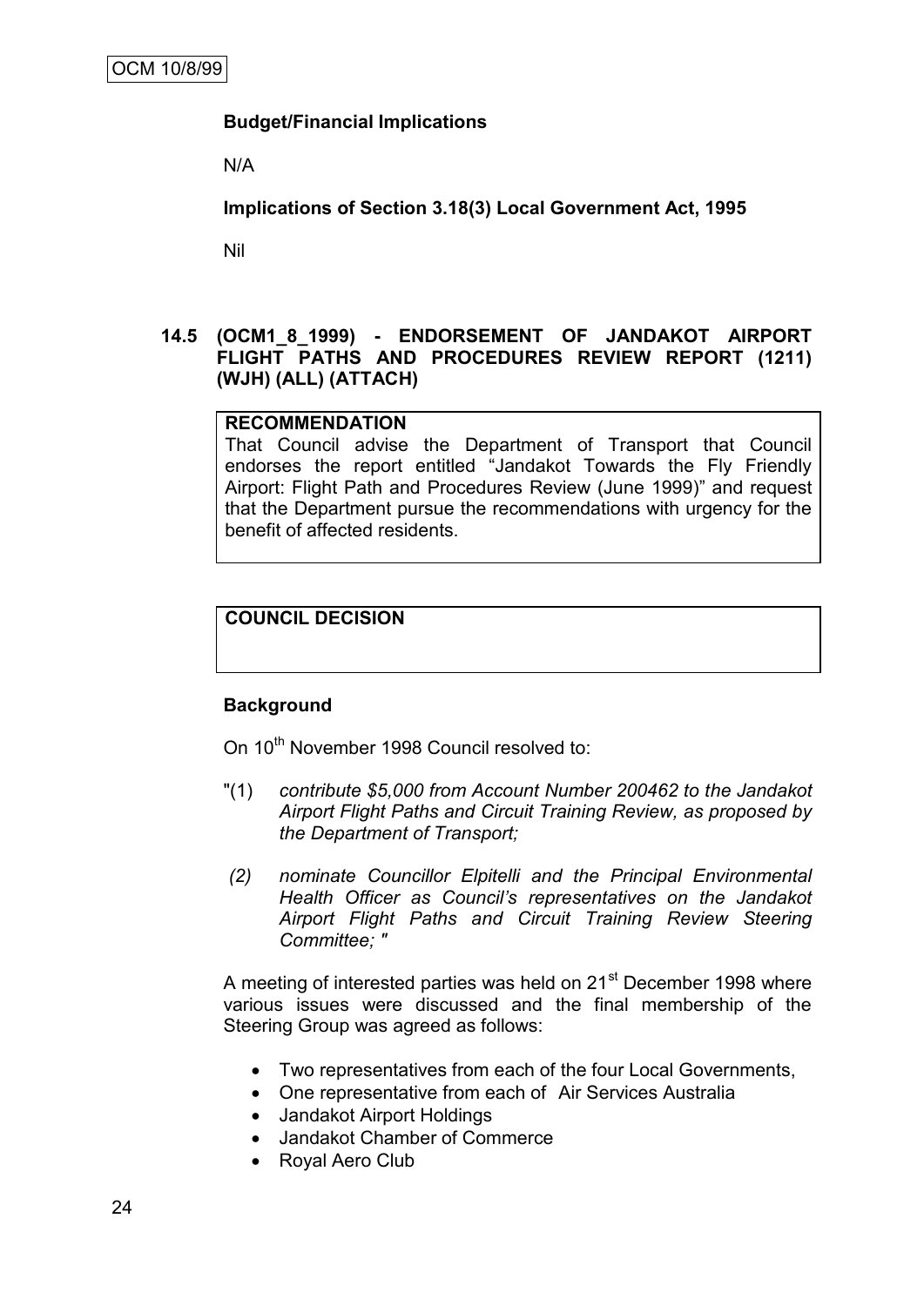**Budget/Financial Implications**

N/A

**Implications of Section 3.18(3) Local Government Act, 1995**

Nil

## 14.5 (OCM1_8_1999) - ENDORSEMENT OF JANDAKOT AIRPORT FLIGHT PATHS AND PROCEDURES REVIEW REPORT (1211) (WJH) (ALL) (ATTACH)

| **RECOMMENDATION** |
| --- |
| That Council advise the Department of Transport that Council endorses the report entitled "Jandakot Towards the Fly Friendly Airport: Flight Path and Procedures Review (June 1999)" and request that the Department pursue the recommendations with urgency for the benefit of affected residents. |

| **COUNCIL DECISION** |
| --- |
| |

**Background**

On 10th November 1998 Council resolved to:

"(1) *contribute $5,000 from Account Number 200462 to the Jandakot Airport Flight Paths and Circuit Training Review, as proposed by the Department of Transport;*

*(2) nominate Councillor Elpitelli and the Principal Environmental Health Officer as Council's representatives on the Jandakot Airport Flight Paths and Circuit Training Review Steering Committee; "*

A meeting of interested parties was held on 21st December 1998 where various issues were discussed and the final membership of the Steering Group was agreed as follows:

- Two representatives from each of the four Local Governments,
- One representative from each of Air Services Australia
- Jandakot Airport Holdings
- Jandakot Chamber of Commerce
- Royal Aero Club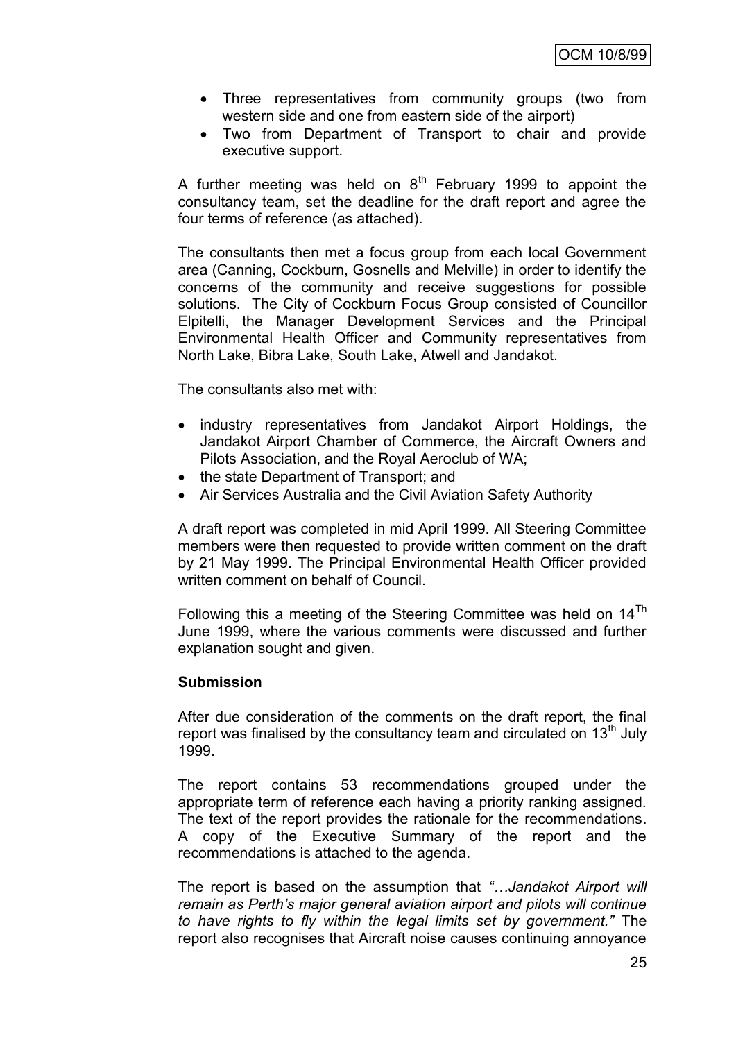- Three representatives from community groups (two from western side and one from eastern side of the airport)
- Two from Department of Transport to chair and provide executive support.

A further meeting was held on 8th February 1999 to appoint the consultancy team, set the deadline for the draft report and agree the four terms of reference (as attached).

The consultants then met a focus group from each local Government area (Canning, Cockburn, Gosnells and Melville) in order to identify the concerns of the community and receive suggestions for possible solutions. The City of Cockburn Focus Group consisted of Councillor Elpitelli, the Manager Development Services and the Principal Environmental Health Officer and Community representatives from North Lake, Bibra Lake, South Lake, Atwell and Jandakot.

The consultants also met with:

- industry representatives from Jandakot Airport Holdings, the Jandakot Airport Chamber of Commerce, the Aircraft Owners and Pilots Association, and the Royal Aeroclub of WA;
- the state Department of Transport; and
- Air Services Australia and the Civil Aviation Safety Authority

A draft report was completed in mid April 1999. All Steering Committee members were then requested to provide written comment on the draft by 21 May 1999. The Principal Environmental Health Officer provided written comment on behalf of Council.

Following this a meeting of the Steering Committee was held on 14Th June 1999, where the various comments were discussed and further explanation sought and given.

**Submission**

After due consideration of the comments on the draft report, the final report was finalised by the consultancy team and circulated on 13th July 1999.

The report contains 53 recommendations grouped under the appropriate term of reference each having a priority ranking assigned. The text of the report provides the rationale for the recommendations. A copy of the Executive Summary of the report and the recommendations is attached to the agenda.

The report is based on the assumption that *"…Jandakot Airport will remain as Perth's major general aviation airport and pilots will continue to have rights to fly within the legal limits set by government."* The report also recognises that Aircraft noise causes continuing annoyance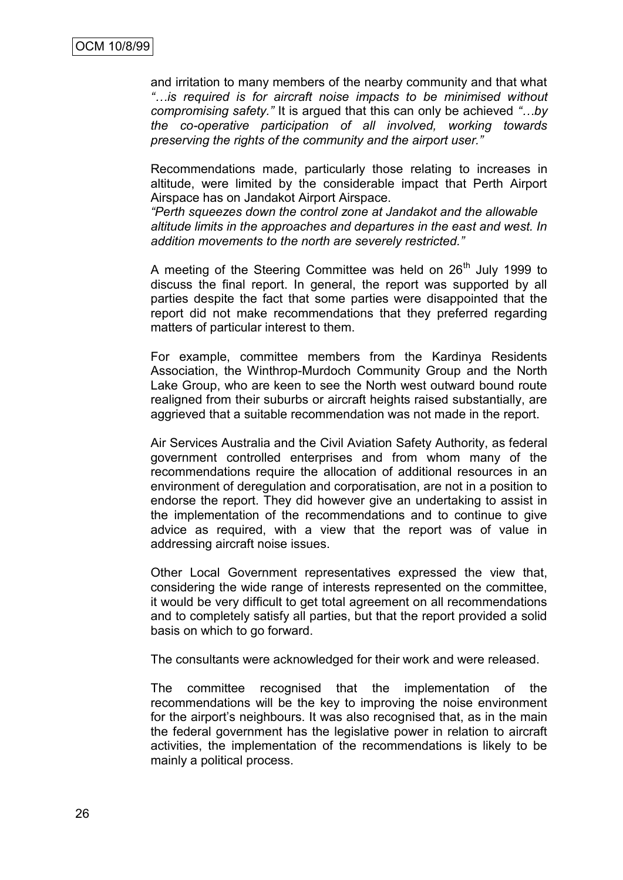and irritation to many members of the nearby community and that what *"…is required is for aircraft noise impacts to be minimised without compromising safety."* It is argued that this can only be achieved *"…by the co-operative participation of all involved, working towards preserving the rights of the community and the airport user."*

Recommendations made, particularly those relating to increases in altitude, were limited by the considerable impact that Perth Airport Airspace has on Jandakot Airport Airspace.
*"Perth squeezes down the control zone at Jandakot and the allowable altitude limits in the approaches and departures in the east and west. In addition movements to the north are severely restricted."*

A meeting of the Steering Committee was held on 26th July 1999 to discuss the final report. In general, the report was supported by all parties despite the fact that some parties were disappointed that the report did not make recommendations that they preferred regarding matters of particular interest to them.

For example, committee members from the Kardinya Residents Association, the Winthrop-Murdoch Community Group and the North Lake Group, who are keen to see the North west outward bound route realigned from their suburbs or aircraft heights raised substantially, are aggrieved that a suitable recommendation was not made in the report.

Air Services Australia and the Civil Aviation Safety Authority, as federal government controlled enterprises and from whom many of the recommendations require the allocation of additional resources in an environment of deregulation and corporatisation, are not in a position to endorse the report. They did however give an undertaking to assist in the implementation of the recommendations and to continue to give advice as required, with a view that the report was of value in addressing aircraft noise issues.

Other Local Government representatives expressed the view that, considering the wide range of interests represented on the committee, it would be very difficult to get total agreement on all recommendations and to completely satisfy all parties, but that the report provided a solid basis on which to go forward.

The consultants were acknowledged for their work and were released.

The committee recognised that the implementation of the recommendations will be the key to improving the noise environment for the airport's neighbours. It was also recognised that, as in the main the federal government has the legislative power in relation to aircraft activities, the implementation of the recommendations is likely to be mainly a political process.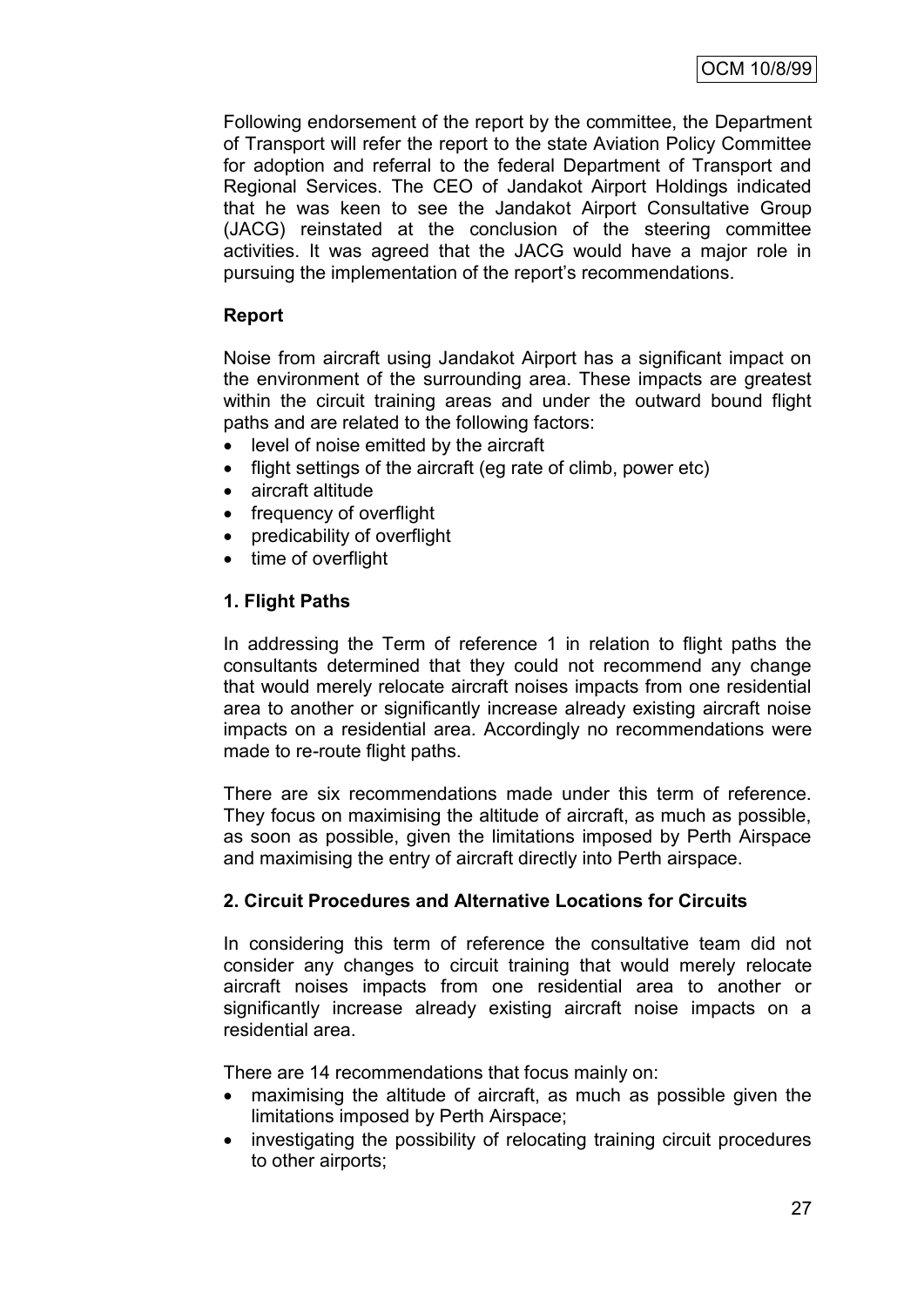Following endorsement of the report by the committee, the Department of Transport will refer the report to the state Aviation Policy Committee for adoption and referral to the federal Department of Transport and Regional Services. The CEO of Jandakot Airport Holdings indicated that he was keen to see the Jandakot Airport Consultative Group (JACG) reinstated at the conclusion of the steering committee activities. It was agreed that the JACG would have a major role in pursuing the implementation of the report's recommendations.

**Report**

Noise from aircraft using Jandakot Airport has a significant impact on the environment of the surrounding area. These impacts are greatest within the circuit training areas and under the outward bound flight paths and are related to the following factors:

- level of noise emitted by the aircraft
- flight settings of the aircraft (eg rate of climb, power etc)
- aircraft altitude
- frequency of overflight
- predicability of overflight
- time of overflight

**1. Flight Paths**

In addressing the Term of reference 1 in relation to flight paths the consultants determined that they could not recommend any change that would merely relocate aircraft noises impacts from one residential area to another or significantly increase already existing aircraft noise impacts on a residential area. Accordingly no recommendations were made to re-route flight paths.

There are six recommendations made under this term of reference. They focus on maximising the altitude of aircraft, as much as possible, as soon as possible, given the limitations imposed by Perth Airspace and maximising the entry of aircraft directly into Perth airspace.

**2. Circuit Procedures and Alternative Locations for Circuits**

In considering this term of reference the consultative team did not consider any changes to circuit training that would merely relocate aircraft noises impacts from one residential area to another or significantly increase already existing aircraft noise impacts on a residential area.

There are 14 recommendations that focus mainly on:

- maximising the altitude of aircraft, as much as possible given the limitations imposed by Perth Airspace;
- investigating the possibility of relocating training circuit procedures to other airports;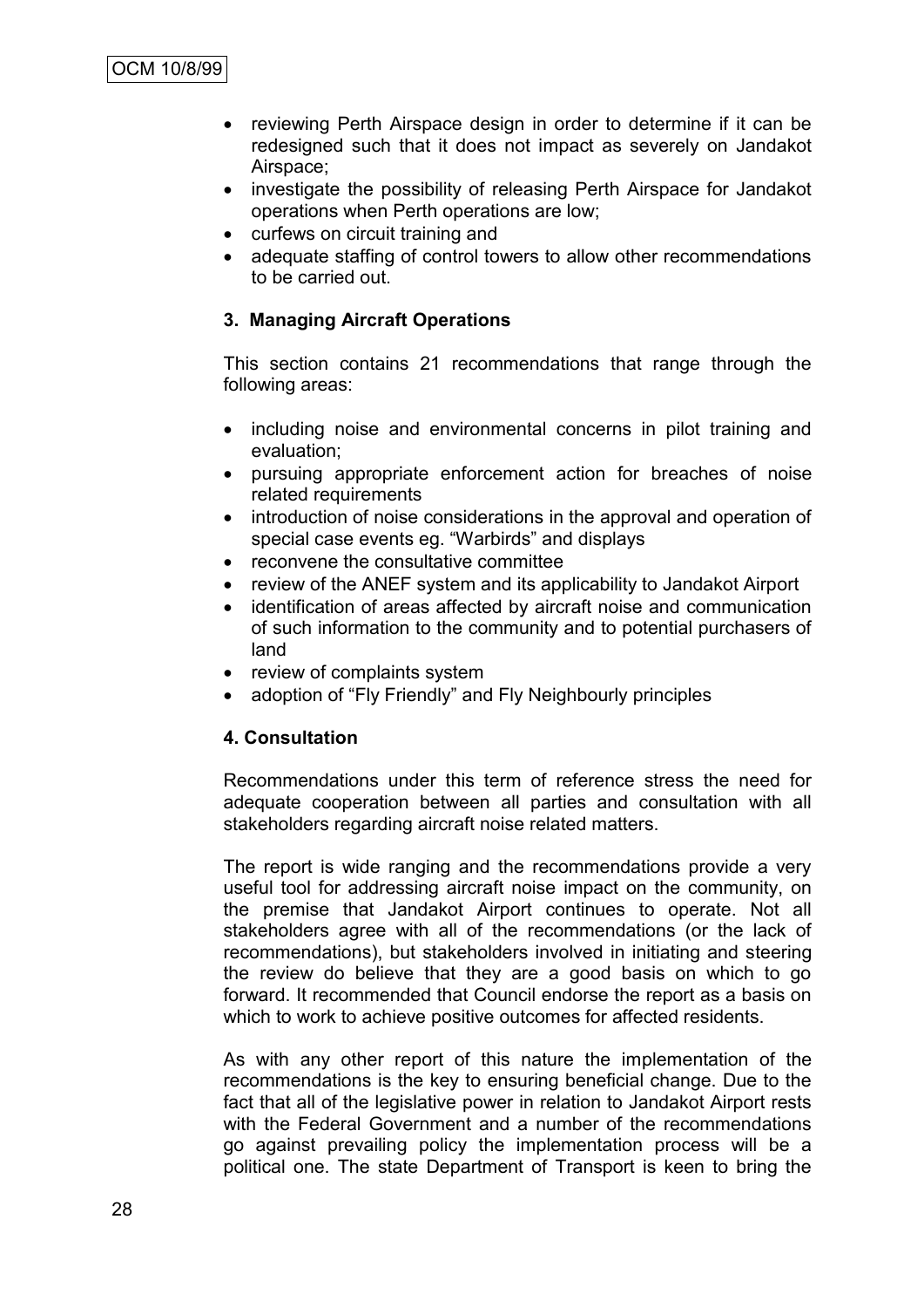- reviewing Perth Airspace design in order to determine if it can be redesigned such that it does not impact as severely on Jandakot Airspace;
- investigate the possibility of releasing Perth Airspace for Jandakot operations when Perth operations are low;
- curfews on circuit training and
- adequate staffing of control towers to allow other recommendations to be carried out.

### 3. Managing Aircraft Operations

This section contains 21 recommendations that range through the following areas:

- including noise and environmental concerns in pilot training and evaluation;
- pursuing appropriate enforcement action for breaches of noise related requirements
- introduction of noise considerations in the approval and operation of special case events eg. "Warbirds" and displays
- reconvene the consultative committee
- review of the ANEF system and its applicability to Jandakot Airport
- identification of areas affected by aircraft noise and communication of such information to the community and to potential purchasers of land
- review of complaints system
- adoption of "Fly Friendly" and Fly Neighbourly principles

### 4. Consultation

Recommendations under this term of reference stress the need for adequate cooperation between all parties and consultation with all stakeholders regarding aircraft noise related matters.

The report is wide ranging and the recommendations provide a very useful tool for addressing aircraft noise impact on the community, on the premise that Jandakot Airport continues to operate. Not all stakeholders agree with all of the recommendations (or the lack of recommendations), but stakeholders involved in initiating and steering the review do believe that they are a good basis on which to go forward. It recommended that Council endorse the report as a basis on which to work to achieve positive outcomes for affected residents.

As with any other report of this nature the implementation of the recommendations is the key to ensuring beneficial change. Due to the fact that all of the legislative power in relation to Jandakot Airport rests with the Federal Government and a number of the recommendations go against prevailing policy the implementation process will be a political one. The state Department of Transport is keen to bring the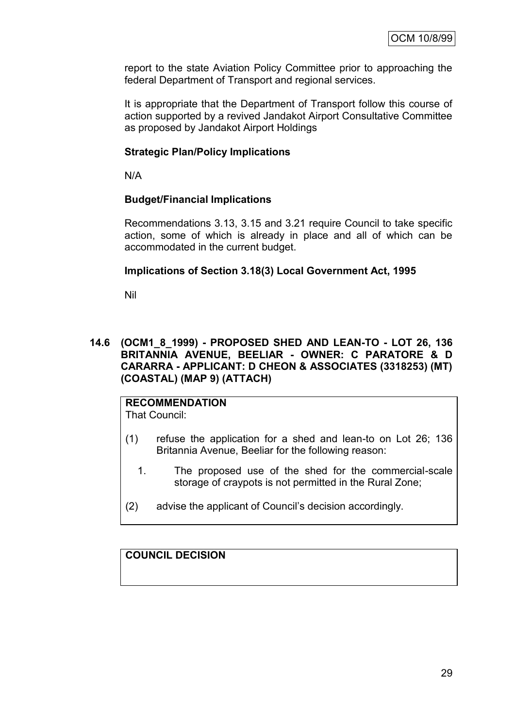report to the state Aviation Policy Committee prior to approaching the federal Department of Transport and regional services.

It is appropriate that the Department of Transport follow this course of action supported by a revived Jandakot Airport Consultative Committee as proposed by Jandakot Airport Holdings

**Strategic Plan/Policy Implications**

N/A

**Budget/Financial Implications**

Recommendations 3.13, 3.15 and 3.21 require Council to take specific action, some of which is already in place and all of which can be accommodated in the current budget.

**Implications of Section 3.18(3) Local Government Act, 1995**

Nil

### 14.6 (OCM1_8_1999) - PROPOSED SHED AND LEAN-TO - LOT 26, 136 BRITANNIA AVENUE, BEELIAR - OWNER: C PARATORE & D CARARRA - APPLICANT: D CHEON & ASSOCIATES (3318253) (MT) (COASTAL) (MAP 9) (ATTACH)

**RECOMMENDATION**

That Council:

(1) refuse the application for a shed and lean-to on Lot 26; 136 Britannia Avenue, Beeliar for the following reason:

   1. The proposed use of the shed for the commercial-scale storage of craypots is not permitted in the Rural Zone;

(2) advise the applicant of Council's decision accordingly.

**COUNCIL DECISION**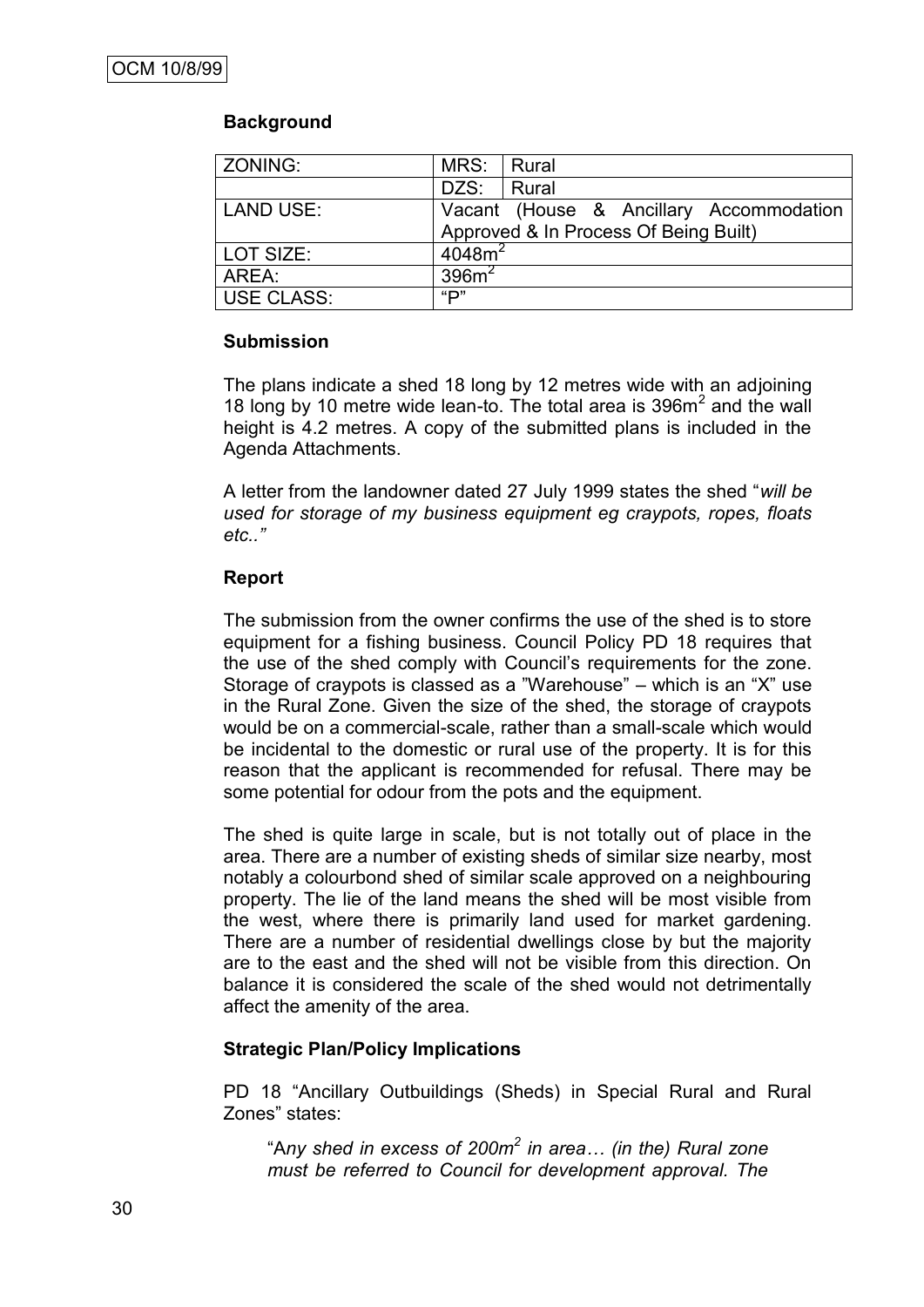## Background

| ZONING: | MRS: | Rural |
|---|---|---|
| | DZS: | Rural |
| LAND USE: | Vacant (House & Ancillary Accommodation Approved & In Process Of Being Built) | |
| LOT SIZE: | 4048m$^2$ | |
| AREA: | 396m$^2$ | |
| USE CLASS: | "P" | |

## Submission

The plans indicate a shed 18 long by 12 metres wide with an adjoining 18 long by 10 metre wide lean-to. The total area is 396m$^2$ and the wall height is 4.2 metres. A copy of the submitted plans is included in the Agenda Attachments.

A letter from the landowner dated 27 July 1999 states the shed "*will be used for storage of my business equipment eg craypots, ropes, floats etc..*"

## Report

The submission from the owner confirms the use of the shed is to store equipment for a fishing business. Council Policy PD 18 requires that the use of the shed comply with Council's requirements for the zone. Storage of craypots is classed as a "Warehouse" – which is an "X" use in the Rural Zone. Given the size of the shed, the storage of craypots would be on a commercial-scale, rather than a small-scale which would be incidental to the domestic or rural use of the property. It is for this reason that the applicant is recommended for refusal. There may be some potential for odour from the pots and the equipment.

The shed is quite large in scale, but is not totally out of place in the area. There are a number of existing sheds of similar size nearby, most notably a colourbond shed of similar scale approved on a neighbouring property. The lie of the land means the shed will be most visible from the west, where there is primarily land used for market gardening. There are a number of residential dwellings close by but the majority are to the east and the shed will not be visible from this direction. On balance it is considered the scale of the shed would not detrimentally affect the amenity of the area.

## Strategic Plan/Policy Implications

PD 18 "Ancillary Outbuildings (Sheds) in Special Rural and Rural Zones" states:

> "A*ny shed in excess of 200m$^2$ in area… (in the) Rural zone must be referred to Council for development approval. The*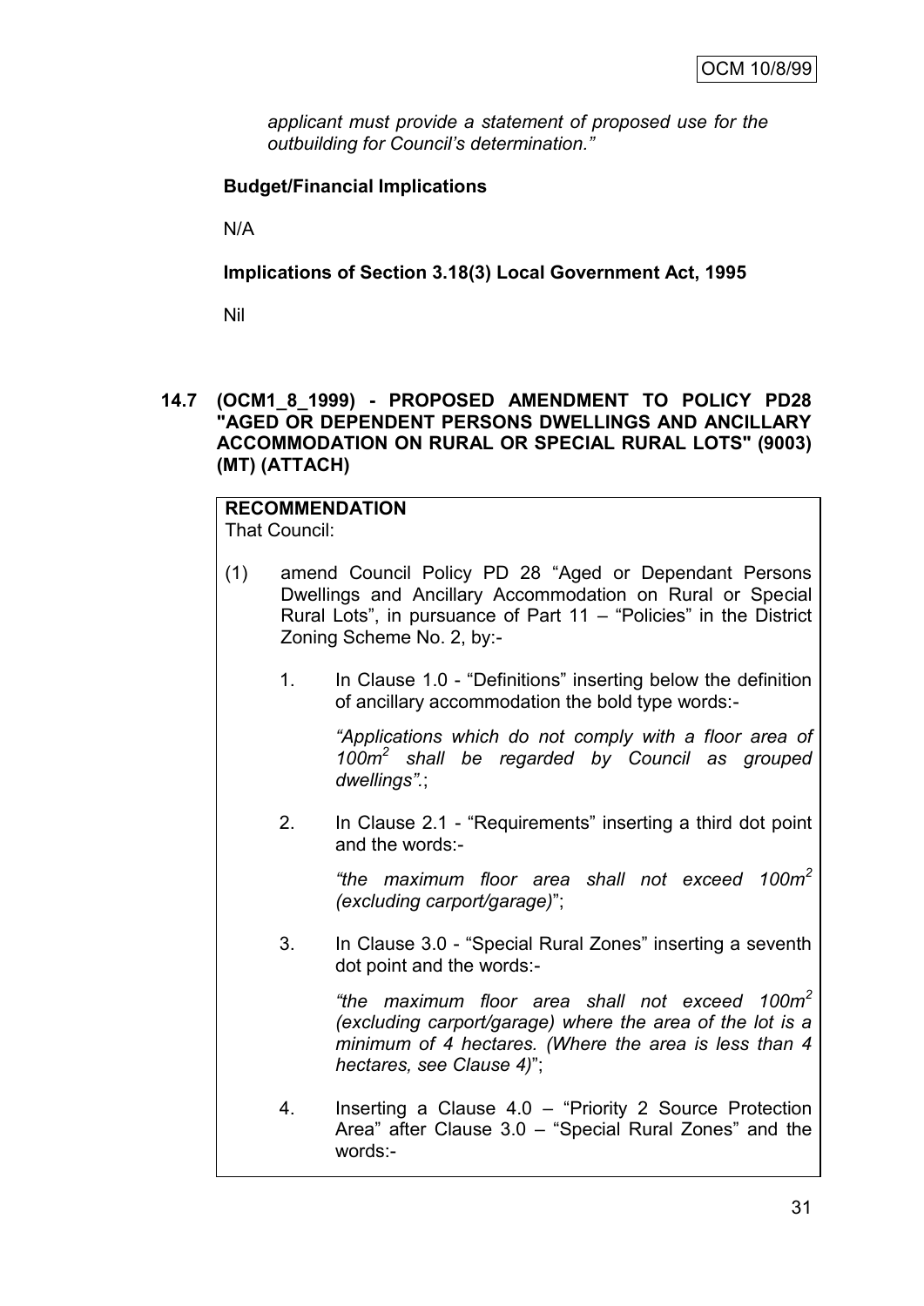*applicant must provide a statement of proposed use for the outbuilding for Council's determination."*

**Budget/Financial Implications**

N/A

**Implications of Section 3.18(3) Local Government Act, 1995**

Nil

**14.7 (OCM1_8_1999) - PROPOSED AMENDMENT TO POLICY PD28 "AGED OR DEPENDENT PERSONS DWELLINGS AND ANCILLARY ACCOMMODATION ON RURAL OR SPECIAL RURAL LOTS" (9003) (MT) (ATTACH)**

**RECOMMENDATION**

That Council:

(1) amend Council Policy PD 28 "Aged or Dependant Persons Dwellings and Ancillary Accommodation on Rural or Special Rural Lots", in pursuance of Part 11 – "Policies" in the District Zoning Scheme No. 2, by:-

1. In Clause 1.0 - "Definitions" inserting below the definition of ancillary accommodation the bold type words:-

   *"Applications which do not comply with a floor area of 100m$^2$ shall be regarded by Council as grouped dwellings".*;

2. In Clause 2.1 - "Requirements" inserting a third dot point and the words:-

   *"the maximum floor area shall not exceed 100m$^2$ (excluding carport/garage)*";

3. In Clause 3.0 - "Special Rural Zones" inserting a seventh dot point and the words:-

   *"the maximum floor area shall not exceed 100m$^2$ (excluding carport/garage) where the area of the lot is a minimum of 4 hectares. (Where the area is less than 4 hectares, see Clause 4)*";

4. Inserting a Clause 4.0 – "Priority 2 Source Protection Area" after Clause 3.0 – "Special Rural Zones" and the words:-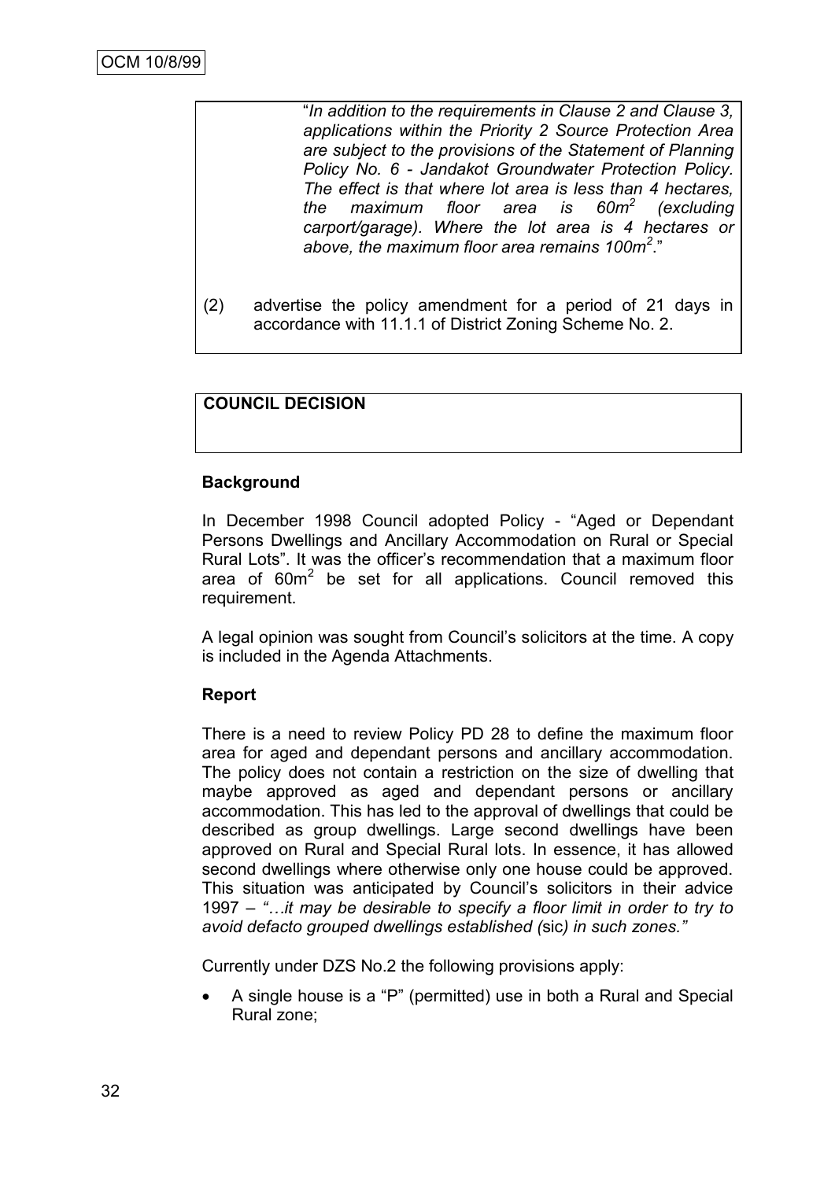"*In addition to the requirements in Clause 2 and Clause 3, applications within the Priority 2 Source Protection Area are subject to the provisions of the Statement of Planning Policy No. 6 - Jandakot Groundwater Protection Policy. The effect is that where lot area is less than 4 hectares, the maximum floor area is 60m² (excluding carport/garage). Where the lot area is 4 hectares or above, the maximum floor area remains 100m².*"

(2) advertise the policy amendment for a period of 21 days in accordance with 11.1.1 of District Zoning Scheme No. 2.

**COUNCIL DECISION**

**Background**

In December 1998 Council adopted Policy - "Aged or Dependant Persons Dwellings and Ancillary Accommodation on Rural or Special Rural Lots". It was the officer's recommendation that a maximum floor area of 60m² be set for all applications. Council removed this requirement.

A legal opinion was sought from Council's solicitors at the time. A copy is included in the Agenda Attachments.

**Report**

There is a need to review Policy PD 28 to define the maximum floor area for aged and dependant persons and ancillary accommodation. The policy does not contain a restriction on the size of dwelling that maybe approved as aged and dependant persons or ancillary accommodation. This has led to the approval of dwellings that could be described as group dwellings. Large second dwellings have been approved on Rural and Special Rural lots. In essence, it has allowed second dwellings where otherwise only one house could be approved. This situation was anticipated by Council's solicitors in their advice 1997 – *"…it may be desirable to specify a floor limit in order to try to avoid defacto grouped dwellings established (*sic*) in such zones."*

Currently under DZS No.2 the following provisions apply:

- A single house is a "P" (permitted) use in both a Rural and Special Rural zone;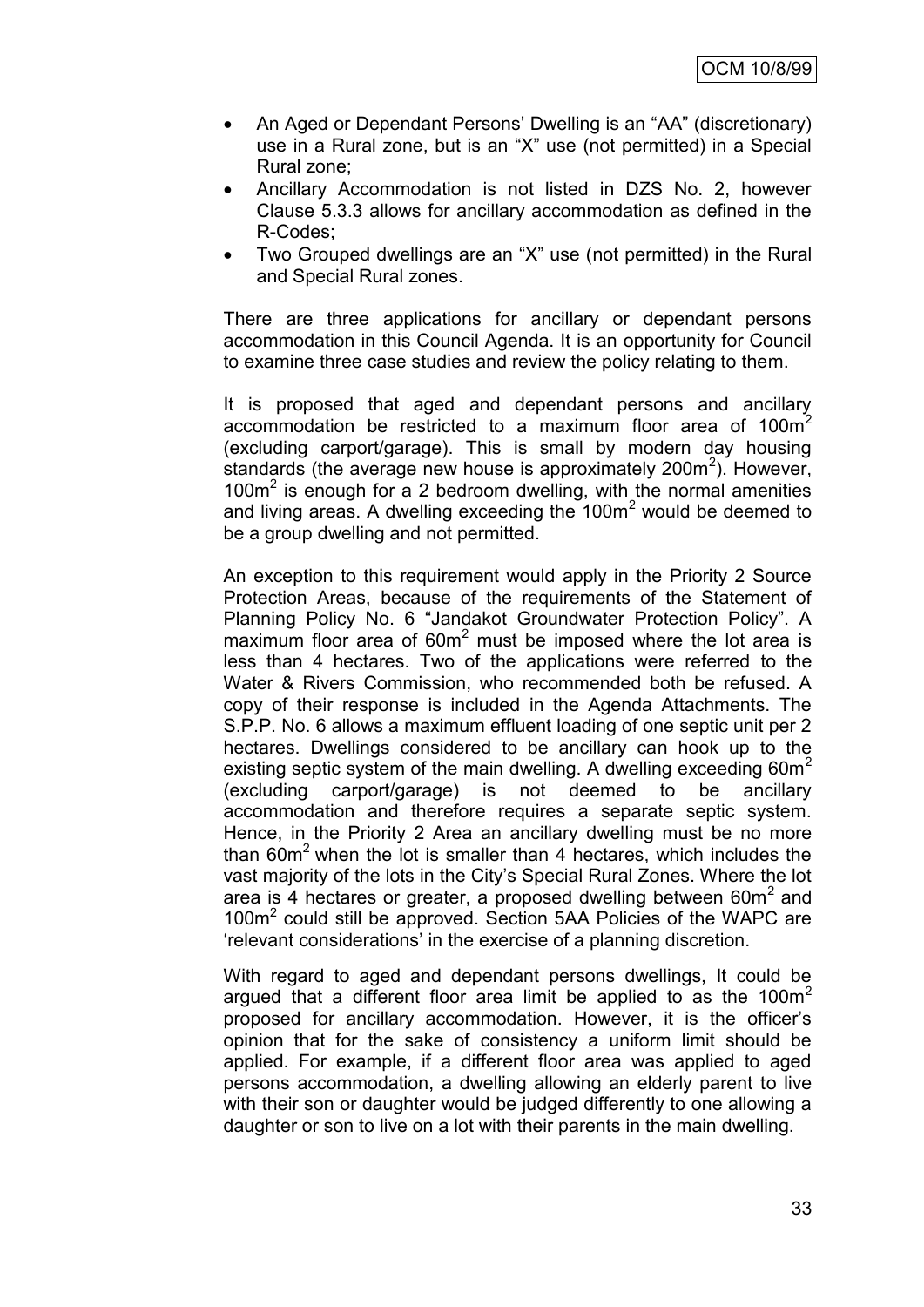- An Aged or Dependant Persons' Dwelling is an "AA" (discretionary) use in a Rural zone, but is an "X" use (not permitted) in a Special Rural zone;
- Ancillary Accommodation is not listed in DZS No. 2, however Clause 5.3.3 allows for ancillary accommodation as defined in the R-Codes;
- Two Grouped dwellings are an "X" use (not permitted) in the Rural and Special Rural zones.

There are three applications for ancillary or dependant persons accommodation in this Council Agenda. It is an opportunity for Council to examine three case studies and review the policy relating to them.

It is proposed that aged and dependant persons and ancillary accommodation be restricted to a maximum floor area of $100m^2$ (excluding carport/garage). This is small by modern day housing standards (the average new house is approximately $200m^2$). However, $100m^2$ is enough for a 2 bedroom dwelling, with the normal amenities and living areas. A dwelling exceeding the $100m^2$ would be deemed to be a group dwelling and not permitted.

An exception to this requirement would apply in the Priority 2 Source Protection Areas, because of the requirements of the Statement of Planning Policy No. 6 "Jandakot Groundwater Protection Policy". A maximum floor area of $60m^2$ must be imposed where the lot area is less than 4 hectares. Two of the applications were referred to the Water & Rivers Commission, who recommended both be refused. A copy of their response is included in the Agenda Attachments. The S.P.P. No. 6 allows a maximum effluent loading of one septic unit per 2 hectares. Dwellings considered to be ancillary can hook up to the existing septic system of the main dwelling. A dwelling exceeding $60m^2$ (excluding carport/garage) is not deemed to be ancillary accommodation and therefore requires a separate septic system. Hence, in the Priority 2 Area an ancillary dwelling must be no more than $60m^2$ when the lot is smaller than 4 hectares, which includes the vast majority of the lots in the City's Special Rural Zones. Where the lot area is 4 hectares or greater, a proposed dwelling between $60m^2$ and $100m^2$ could still be approved. Section 5AA Policies of the WAPC are 'relevant considerations' in the exercise of a planning discretion.

With regard to aged and dependant persons dwellings, It could be argued that a different floor area limit be applied to as the $100m^2$ proposed for ancillary accommodation. However, it is the officer's opinion that for the sake of consistency a uniform limit should be applied. For example, if a different floor area was applied to aged persons accommodation, a dwelling allowing an elderly parent to live with their son or daughter would be judged differently to one allowing a daughter or son to live on a lot with their parents in the main dwelling.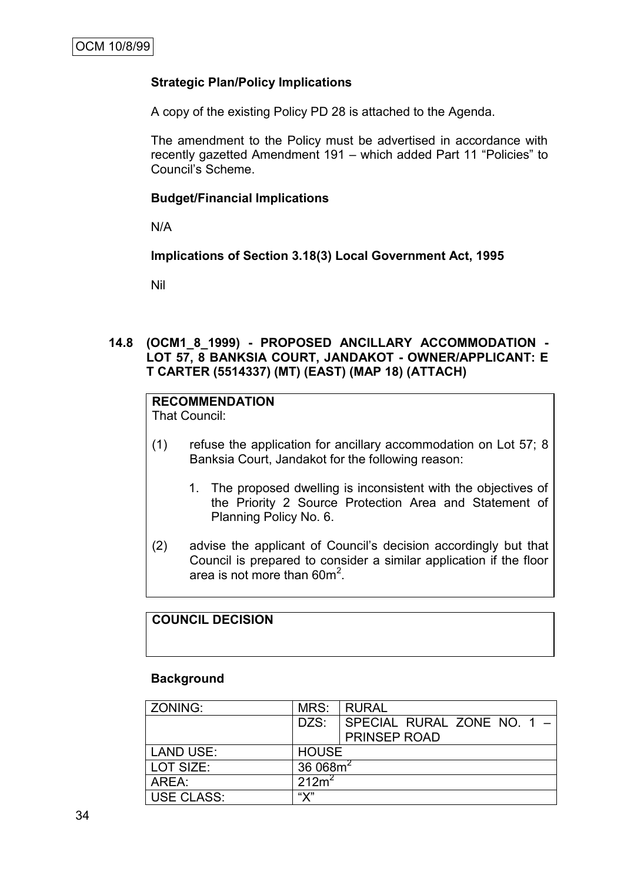**Strategic Plan/Policy Implications**

A copy of the existing Policy PD 28 is attached to the Agenda.

The amendment to the Policy must be advertised in accordance with recently gazetted Amendment 191 – which added Part 11 "Policies" to Council's Scheme.

**Budget/Financial Implications**

N/A

**Implications of Section 3.18(3) Local Government Act, 1995**

Nil

### 14.8 (OCM1_8_1999) - PROPOSED ANCILLARY ACCOMMODATION - LOT 57, 8 BANKSIA COURT, JANDAKOT - OWNER/APPLICANT: E T CARTER (5514337) (MT) (EAST) (MAP 18) (ATTACH)

**RECOMMENDATION**

That Council:

(1) refuse the application for ancillary accommodation on Lot 57; 8 Banksia Court, Jandakot for the following reason:

1. The proposed dwelling is inconsistent with the objectives of the Priority 2 Source Protection Area and Statement of Planning Policy No. 6.

(2) advise the applicant of Council's decision accordingly but that Council is prepared to consider a similar application if the floor area is not more than $60m^2$.

**COUNCIL DECISION**

**Background**

| ZONING: | MRS: | RURAL |
|---|---|---|
| | DZS: | SPECIAL RURAL ZONE NO. 1 – PRINSEP ROAD |
| LAND USE: | HOUSE | |
| LOT SIZE: | 36 068$m^2$ | |
| AREA: | 212$m^2$ | |
| USE CLASS: | "X" | |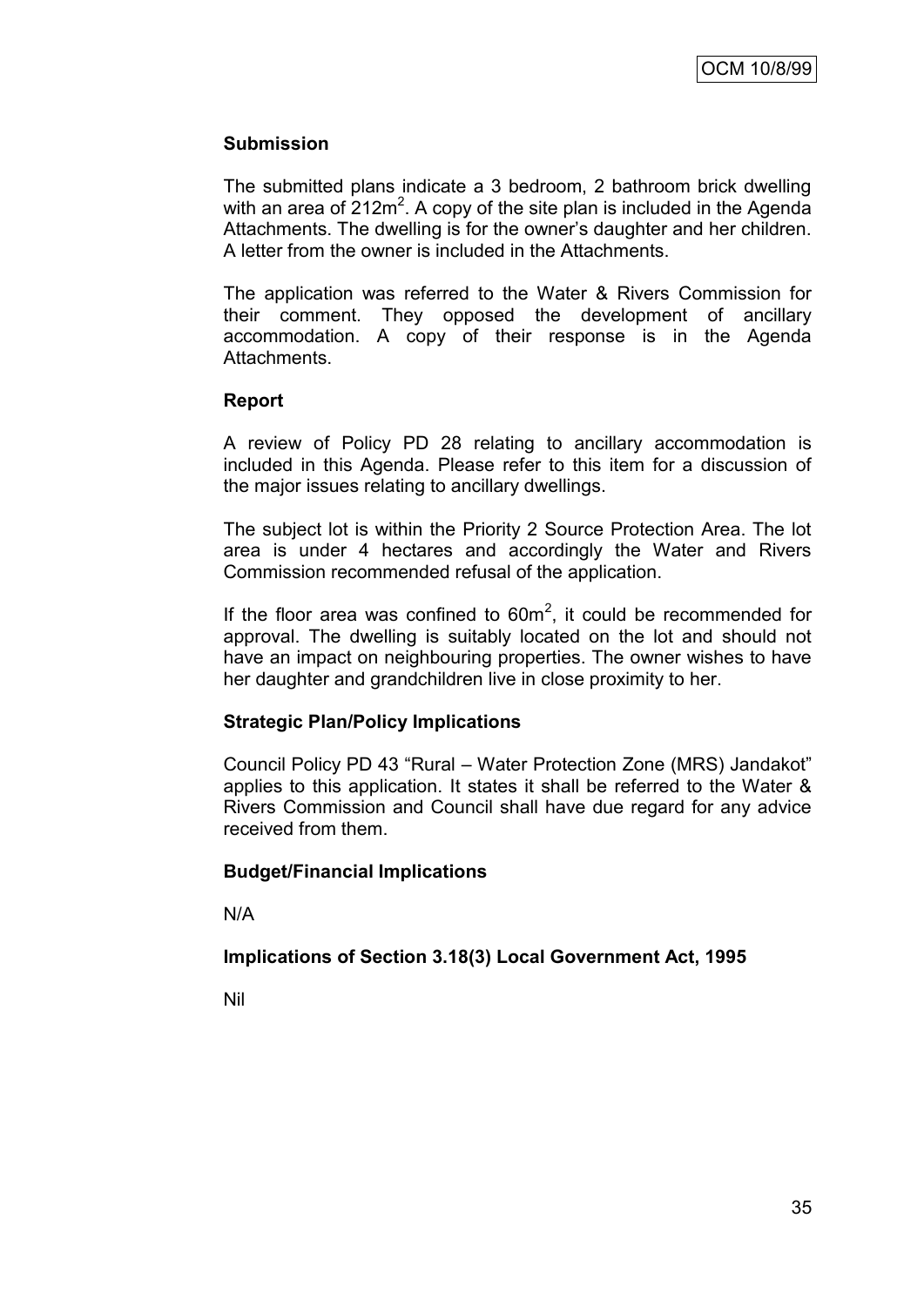**Submission**

The submitted plans indicate a 3 bedroom, 2 bathroom brick dwelling with an area of $212m^2$. A copy of the site plan is included in the Agenda Attachments. The dwelling is for the owner's daughter and her children. A letter from the owner is included in the Attachments.

The application was referred to the Water & Rivers Commission for their comment. They opposed the development of ancillary accommodation. A copy of their response is in the Agenda Attachments.

**Report**

A review of Policy PD 28 relating to ancillary accommodation is included in this Agenda. Please refer to this item for a discussion of the major issues relating to ancillary dwellings.

The subject lot is within the Priority 2 Source Protection Area. The lot area is under 4 hectares and accordingly the Water and Rivers Commission recommended refusal of the application.

If the floor area was confined to $60m^2$, it could be recommended for approval. The dwelling is suitably located on the lot and should not have an impact on neighbouring properties. The owner wishes to have her daughter and grandchildren live in close proximity to her.

**Strategic Plan/Policy Implications**

Council Policy PD 43 "Rural – Water Protection Zone (MRS) Jandakot" applies to this application. It states it shall be referred to the Water & Rivers Commission and Council shall have due regard for any advice received from them.

**Budget/Financial Implications**

N/A

**Implications of Section 3.18(3) Local Government Act, 1995**

Nil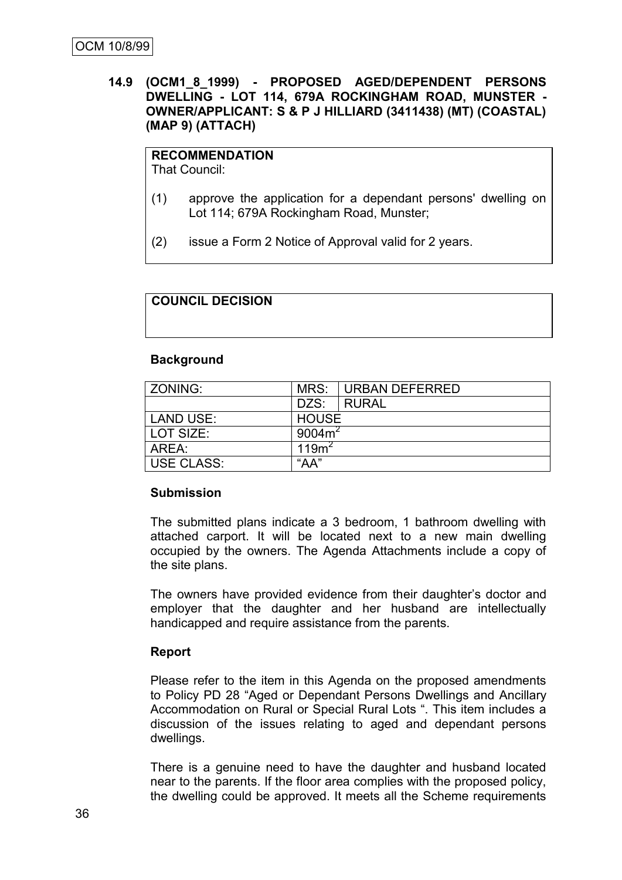**14.9 (OCM1_8_1999) - PROPOSED AGED/DEPENDENT PERSONS DWELLING - LOT 114, 679A ROCKINGHAM ROAD, MUNSTER - OWNER/APPLICANT: S & P J HILLIARD (3411438) (MT) (COASTAL) (MAP 9) (ATTACH)**

**RECOMMENDATION**
That Council:

(1) approve the application for a dependant persons' dwelling on Lot 114; 679A Rockingham Road, Munster;

(2) issue a Form 2 Notice of Approval valid for 2 years.

**COUNCIL DECISION**

**Background**

| ZONING: | MRS: | URBAN DEFERRED |
|---|---|---|
| | DZS: | RURAL |
| LAND USE: | HOUSE | |
| LOT SIZE: | $9004m^2$ | |
| AREA: | $119m^2$ | |
| USE CLASS: | “AA” | |

**Submission**

The submitted plans indicate a 3 bedroom, 1 bathroom dwelling with attached carport. It will be located next to a new main dwelling occupied by the owners. The Agenda Attachments include a copy of the site plans.

The owners have provided evidence from their daughter’s doctor and employer that the daughter and her husband are intellectually handicapped and require assistance from the parents.

**Report**

Please refer to the item in this Agenda on the proposed amendments to Policy PD 28 “Aged or Dependant Persons Dwellings and Ancillary Accommodation on Rural or Special Rural Lots “. This item includes a discussion of the issues relating to aged and dependant persons dwellings.

There is a genuine need to have the daughter and husband located near to the parents. If the floor area complies with the proposed policy, the dwelling could be approved. It meets all the Scheme requirements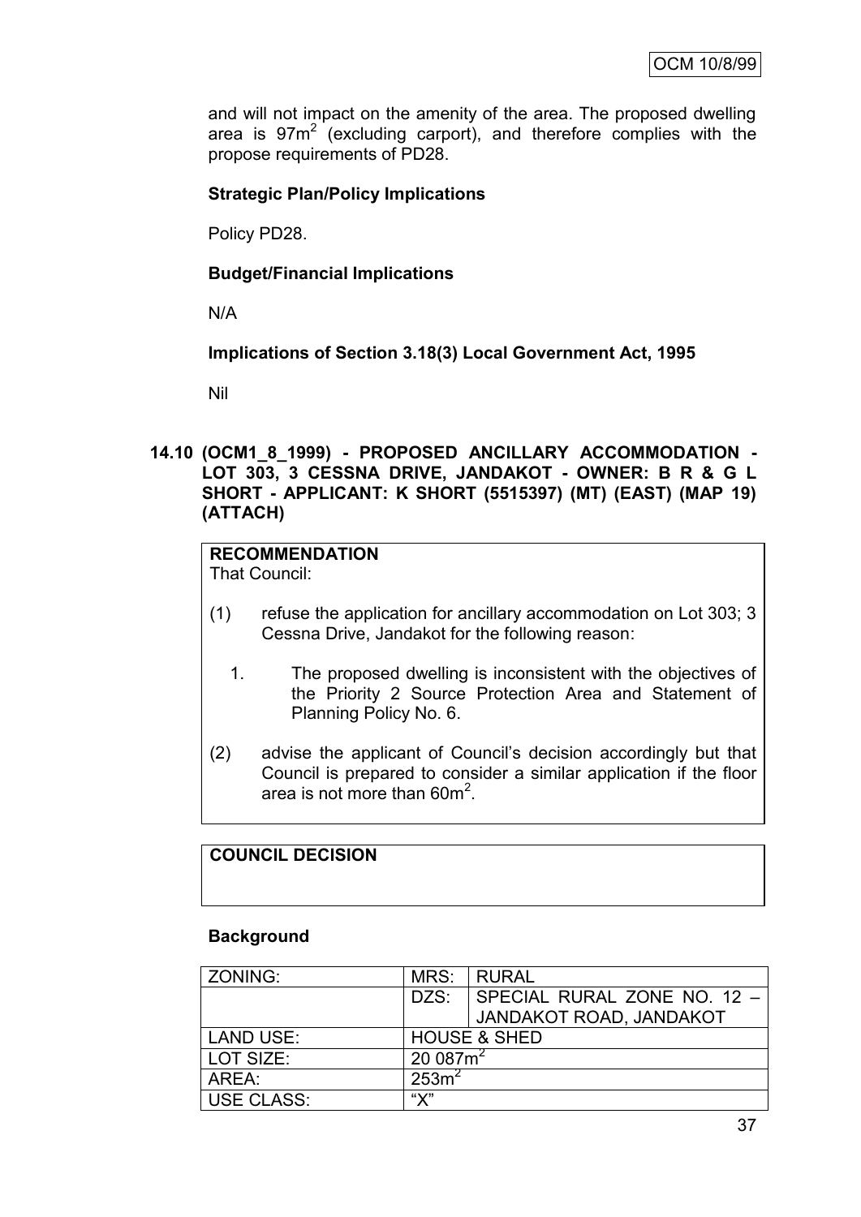and will not impact on the amenity of the area. The proposed dwelling area is $97m^2$ (excluding carport), and therefore complies with the propose requirements of PD28.

**Strategic Plan/Policy Implications**

Policy PD28.

**Budget/Financial Implications**

N/A

**Implications of Section 3.18(3) Local Government Act, 1995**

Nil

### 14.10 (OCM1_8_1999) - PROPOSED ANCILLARY ACCOMMODATION - LOT 303, 3 CESSNA DRIVE, JANDAKOT - OWNER: B R & G L SHORT - APPLICANT: K SHORT (5515397) (MT) (EAST) (MAP 19) (ATTACH)

**RECOMMENDATION**
That Council:

(1) refuse the application for ancillary accommodation on Lot 303; 3 Cessna Drive, Jandakot for the following reason:

1. The proposed dwelling is inconsistent with the objectives of the Priority 2 Source Protection Area and Statement of Planning Policy No. 6.

(2) advise the applicant of Council's decision accordingly but that Council is prepared to consider a similar application if the floor area is not more than $60m^2$.

**COUNCIL DECISION**

**Background**

| ZONING: | MRS: | RURAL |
|---|---|---|
| | DZS: | SPECIAL RURAL ZONE NO. 12 – JANDAKOT ROAD, JANDAKOT |
| LAND USE: | HOUSE & SHED | |
| LOT SIZE: | 20 087$m^2$ | |
| AREA: | 253$m^2$ | |
| USE CLASS: | "X" | |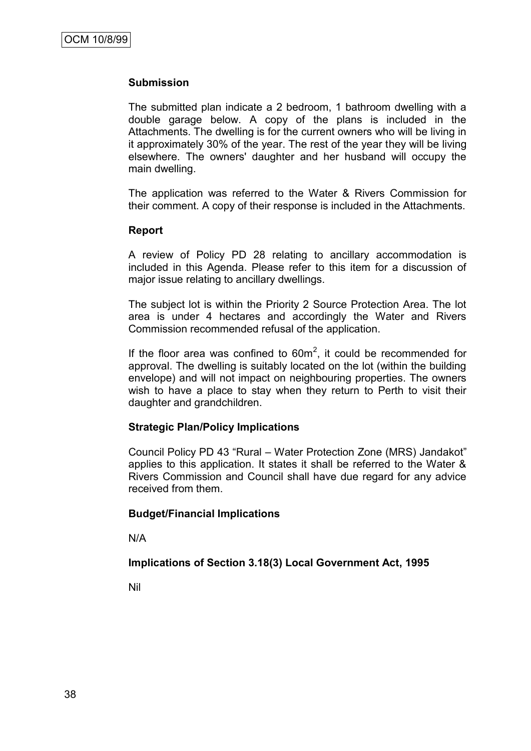**Submission**

The submitted plan indicate a 2 bedroom, 1 bathroom dwelling with a double garage below. A copy of the plans is included in the Attachments. The dwelling is for the current owners who will be living in it approximately 30% of the year. The rest of the year they will be living elsewhere. The owners' daughter and her husband will occupy the main dwelling.

The application was referred to the Water & Rivers Commission for their comment. A copy of their response is included in the Attachments.

**Report**

A review of Policy PD 28 relating to ancillary accommodation is included in this Agenda. Please refer to this item for a discussion of major issue relating to ancillary dwellings.

The subject lot is within the Priority 2 Source Protection Area. The lot area is under 4 hectares and accordingly the Water and Rivers Commission recommended refusal of the application.

If the floor area was confined to $60m^2$, it could be recommended for approval. The dwelling is suitably located on the lot (within the building envelope) and will not impact on neighbouring properties. The owners wish to have a place to stay when they return to Perth to visit their daughter and grandchildren.

**Strategic Plan/Policy Implications**

Council Policy PD 43 "Rural – Water Protection Zone (MRS) Jandakot" applies to this application. It states it shall be referred to the Water & Rivers Commission and Council shall have due regard for any advice received from them.

**Budget/Financial Implications**

N/A

**Implications of Section 3.18(3) Local Government Act, 1995**

Nil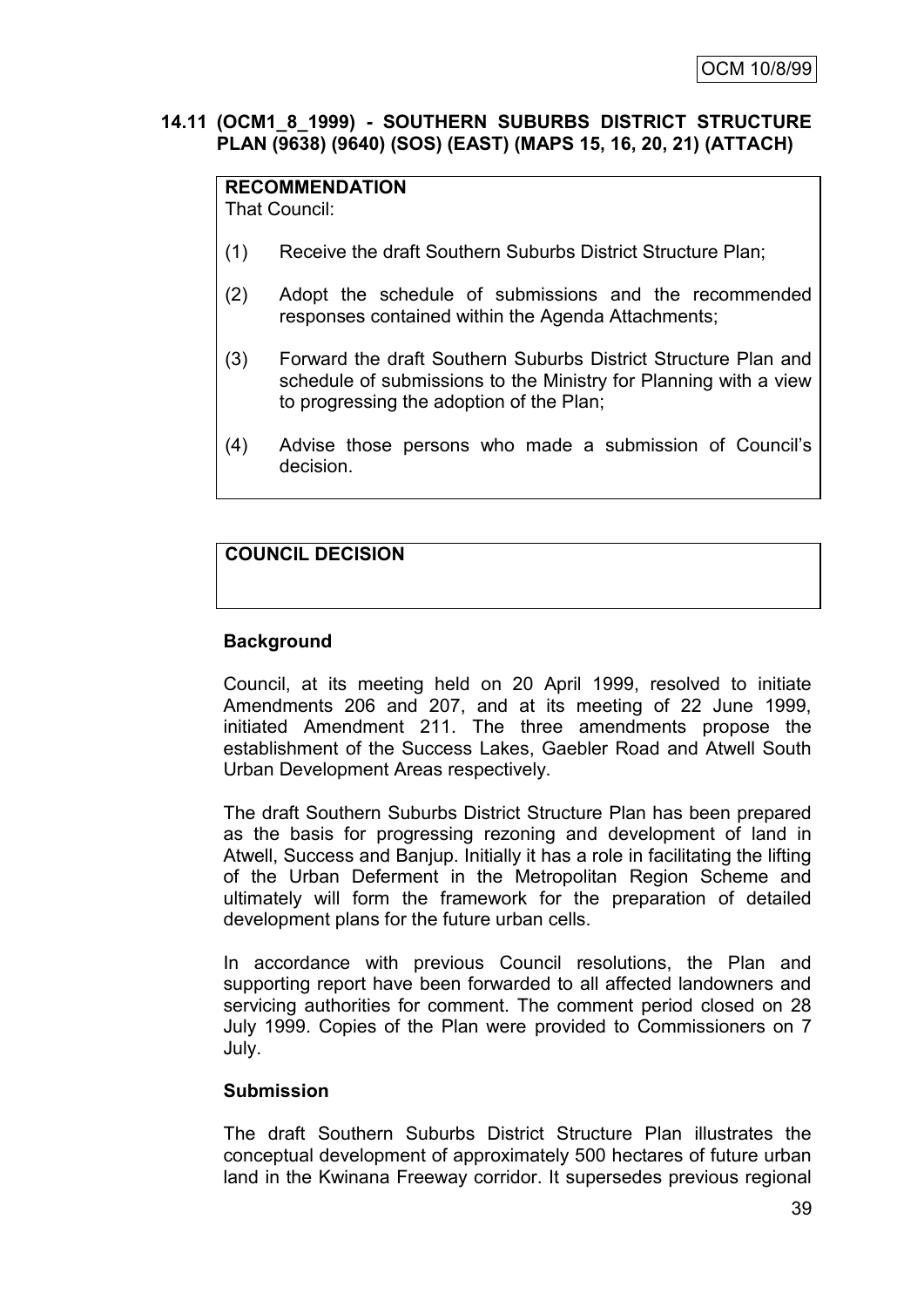OCM 10/8/99

## 14.11 (OCM1_8_1999) - SOUTHERN SUBURBS DISTRICT STRUCTURE PLAN (9638) (9640) (SOS) (EAST) (MAPS 15, 16, 20, 21) (ATTACH)

**RECOMMENDATION**
That Council:

(1) Receive the draft Southern Suburbs District Structure Plan;

(2) Adopt the schedule of submissions and the recommended responses contained within the Agenda Attachments;

(3) Forward the draft Southern Suburbs District Structure Plan and schedule of submissions to the Ministry for Planning with a view to progressing the adoption of the Plan;

(4) Advise those persons who made a submission of Council's decision.

**COUNCIL DECISION**

**Background**

Council, at its meeting held on 20 April 1999, resolved to initiate Amendments 206 and 207, and at its meeting of 22 June 1999, initiated Amendment 211. The three amendments propose the establishment of the Success Lakes, Gaebler Road and Atwell South Urban Development Areas respectively.

The draft Southern Suburbs District Structure Plan has been prepared as the basis for progressing rezoning and development of land in Atwell, Success and Banjup. Initially it has a role in facilitating the lifting of the Urban Deferment in the Metropolitan Region Scheme and ultimately will form the framework for the preparation of detailed development plans for the future urban cells.

In accordance with previous Council resolutions, the Plan and supporting report have been forwarded to all affected landowners and servicing authorities for comment. The comment period closed on 28 July 1999. Copies of the Plan were provided to Commissioners on 7 July.

**Submission**

The draft Southern Suburbs District Structure Plan illustrates the conceptual development of approximately 500 hectares of future urban land in the Kwinana Freeway corridor. It supersedes previous regional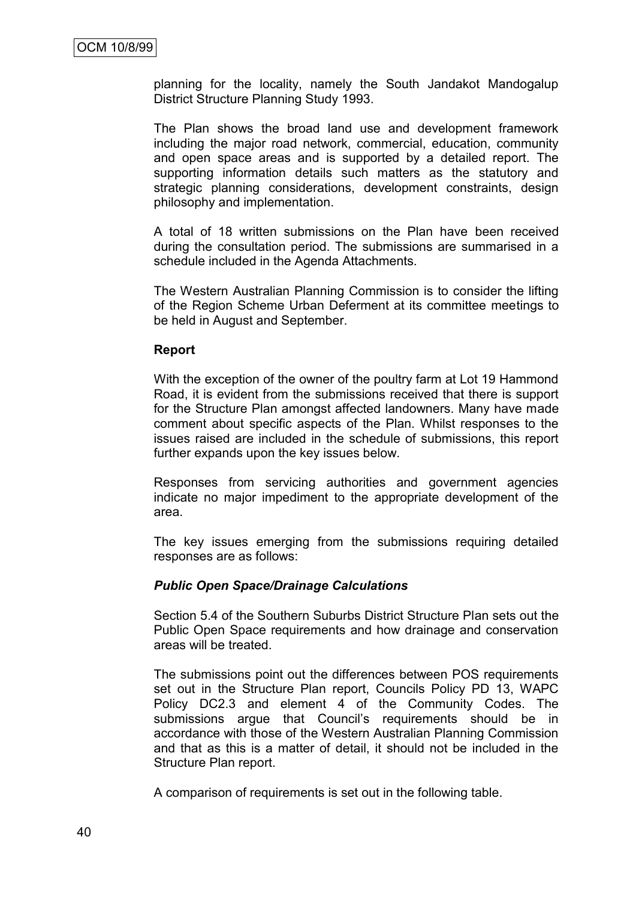planning for the locality, namely the South Jandakot Mandogalup District Structure Planning Study 1993.

The Plan shows the broad land use and development framework including the major road network, commercial, education, community and open space areas and is supported by a detailed report. The supporting information details such matters as the statutory and strategic planning considerations, development constraints, design philosophy and implementation.

A total of 18 written submissions on the Plan have been received during the consultation period. The submissions are summarised in a schedule included in the Agenda Attachments.

The Western Australian Planning Commission is to consider the lifting of the Region Scheme Urban Deferment at its committee meetings to be held in August and September.

**Report**

With the exception of the owner of the poultry farm at Lot 19 Hammond Road, it is evident from the submissions received that there is support for the Structure Plan amongst affected landowners. Many have made comment about specific aspects of the Plan. Whilst responses to the issues raised are included in the schedule of submissions, this report further expands upon the key issues below.

Responses from servicing authorities and government agencies indicate no major impediment to the appropriate development of the area.

The key issues emerging from the submissions requiring detailed responses are as follows:

***Public Open Space/Drainage Calculations***

Section 5.4 of the Southern Suburbs District Structure Plan sets out the Public Open Space requirements and how drainage and conservation areas will be treated.

The submissions point out the differences between POS requirements set out in the Structure Plan report, Councils Policy PD 13, WAPC Policy DC2.3 and element 4 of the Community Codes. The submissions argue that Council's requirements should be in accordance with those of the Western Australian Planning Commission and that as this is a matter of detail, it should not be included in the Structure Plan report.

A comparison of requirements is set out in the following table.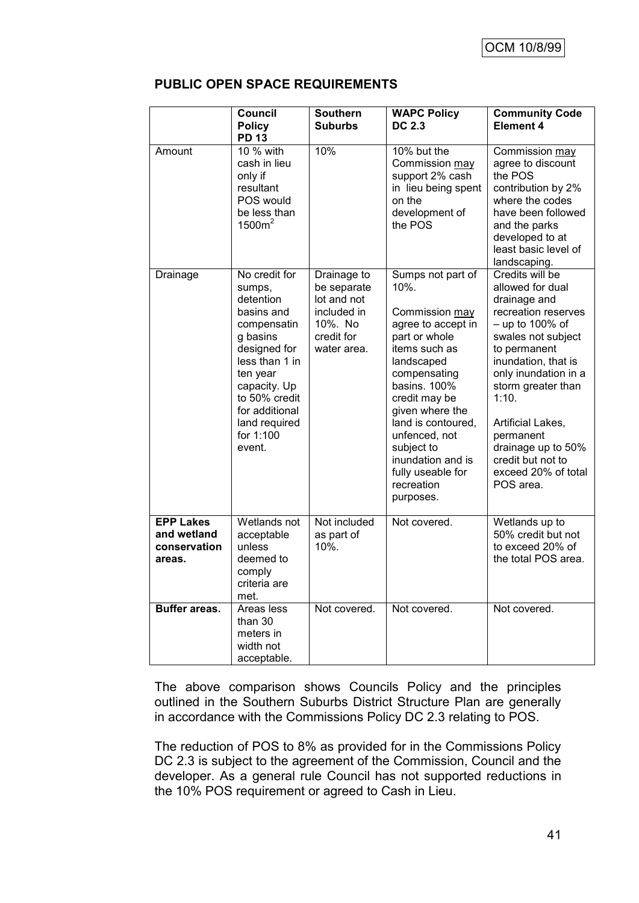**PUBLIC OPEN SPACE REQUIREMENTS**

| | Council Policy PD 13 | Southern Suburbs | WAPC Policy DC 2.3 | Community Code Element 4 |
|---|---|---|---|---|
| Amount | 10 % with cash in lieu only if resultant POS would be less than 1500m$^2$ | 10% | 10% but the Commission may support 2% cash in lieu being spent on the development of the POS | Commission may agree to discount the POS contribution by 2% where the codes have been followed and the parks developed to at least basic level of landscaping. |
| Drainage | No credit for sumps, detention basins and compensating basins designed for less than 1 in ten year capacity. Up to 50% credit for additional land required for 1:100 event. | Drainage to be separate lot and not included in 10%. No credit for water area. | Sumps not part of 10%.<br><br>Commission may agree to accept in part or whole items such as landscaped compensating basins. 100% credit may be given where the land is contoured, unfenced, not subject to inundation and is fully useable for recreation purposes. | Credits will be allowed for dual drainage and recreation reserves – up to 100% of swales not subject to permanent inundation, that is only inundation in a storm greater than 1:10.<br><br>Artificial Lakes, permanent drainage up to 50% credit but not to exceed 20% of total POS area. |
| **EPP Lakes and wetland conservation areas.** | Wetlands not acceptable unless deemed to comply criteria are met. | Not included as part of 10%. | Not covered. | Wetlands up to 50% credit but not to exceed 20% of the total POS area. |
| **Buffer areas.** | Areas less than 30 meters in width not acceptable. | Not covered. | Not covered. | Not covered. |

The above comparison shows Councils Policy and the principles outlined in the Southern Suburbs District Structure Plan are generally in accordance with the Commissions Policy DC 2.3 relating to POS.

The reduction of POS to 8% as provided for in the Commissions Policy DC 2.3 is subject to the agreement of the Commission, Council and the developer. As a general rule Council has not supported reductions in the 10% POS requirement or agreed to Cash in Lieu.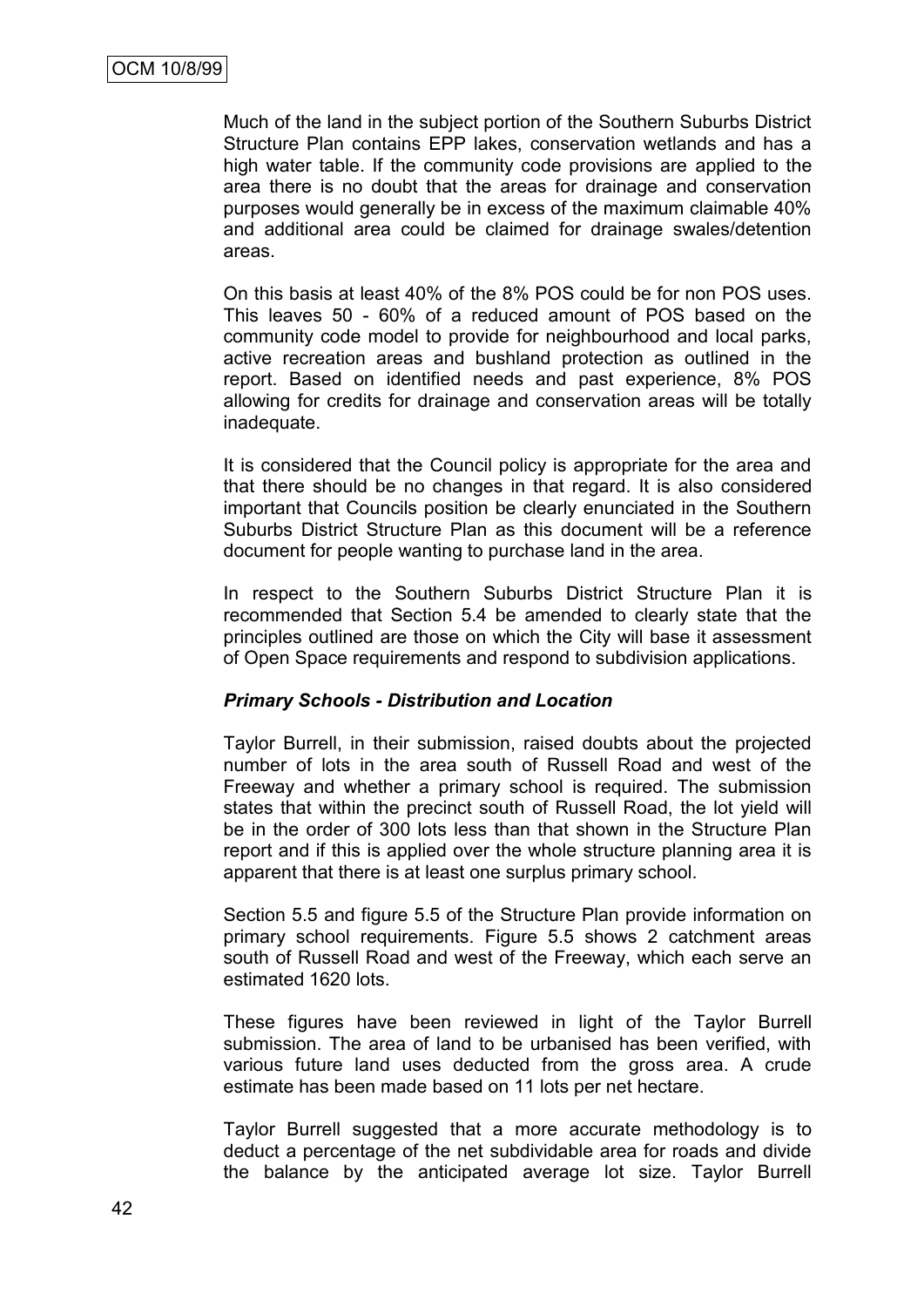Much of the land in the subject portion of the Southern Suburbs District Structure Plan contains EPP lakes, conservation wetlands and has a high water table. If the community code provisions are applied to the area there is no doubt that the areas for drainage and conservation purposes would generally be in excess of the maximum claimable 40% and additional area could be claimed for drainage swales/detention areas.

On this basis at least 40% of the 8% POS could be for non POS uses. This leaves 50 - 60% of a reduced amount of POS based on the community code model to provide for neighbourhood and local parks, active recreation areas and bushland protection as outlined in the report. Based on identified needs and past experience, 8% POS allowing for credits for drainage and conservation areas will be totally inadequate.

It is considered that the Council policy is appropriate for the area and that there should be no changes in that regard. It is also considered important that Councils position be clearly enunciated in the Southern Suburbs District Structure Plan as this document will be a reference document for people wanting to purchase land in the area.

In respect to the Southern Suburbs District Structure Plan it is recommended that Section 5.4 be amended to clearly state that the principles outlined are those on which the City will base it assessment of Open Space requirements and respond to subdivision applications.

***Primary Schools - Distribution and Location***

Taylor Burrell, in their submission, raised doubts about the projected number of lots in the area south of Russell Road and west of the Freeway and whether a primary school is required. The submission states that within the precinct south of Russell Road, the lot yield will be in the order of 300 lots less than that shown in the Structure Plan report and if this is applied over the whole structure planning area it is apparent that there is at least one surplus primary school.

Section 5.5 and figure 5.5 of the Structure Plan provide information on primary school requirements. Figure 5.5 shows 2 catchment areas south of Russell Road and west of the Freeway, which each serve an estimated 1620 lots.

These figures have been reviewed in light of the Taylor Burrell submission. The area of land to be urbanised has been verified, with various future land uses deducted from the gross area. A crude estimate has been made based on 11 lots per net hectare.

Taylor Burrell suggested that a more accurate methodology is to deduct a percentage of the net subdividable area for roads and divide the balance by the anticipated average lot size. Taylor Burrell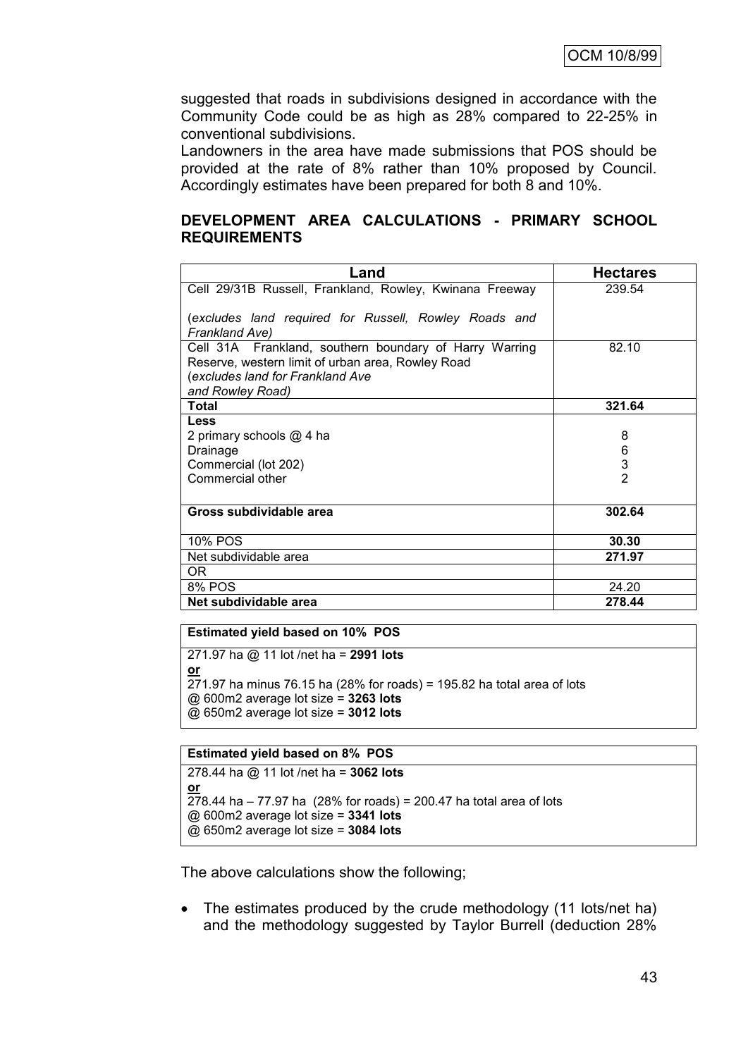suggested that roads in subdivisions designed in accordance with the Community Code could be as high as 28% compared to 22-25% in conventional subdivisions.

Landowners in the area have made submissions that POS should be provided at the rate of 8% rather than 10% proposed by Council. Accordingly estimates have been prepared for both 8 and 10%.

## DEVELOPMENT AREA CALCULATIONS - PRIMARY SCHOOL REQUIREMENTS

| Land | Hectares |
|---|---|
| Cell 29/31B Russell, Frankland, Rowley, Kwinana Freeway<br><br>(*excludes land required for Russell, Rowley Roads and Frankland Ave*) | 239.54 |
| Cell 31A Frankland, southern boundary of Harry Warring Reserve, western limit of urban area, Rowley Road (*excludes land for Frankland Ave and Rowley Road*) | 82.10 |
| **Total** | **321.64** |
| **Less**<br>2 primary schools @ 4 ha<br>Drainage<br>Commercial (lot 202)<br>Commercial other | <br>8<br>6<br>3<br>2 |
| **Gross subdividable area** | **302.64** |
| 10% POS | **30.30** |
| Net subdividable area | **271.97** |
| OR | |
| 8% POS | 24.20 |
| **Net subdividable area** | **278.44** |

| **Estimated yield based on 10% POS** |
|---|
| 271.97 ha @ 11 lot /net ha = **2991 lots**<br>**or**<br>271.97 ha minus 76.15 ha (28% for roads) = 195.82 ha total area of lots<br>@ 600m2 average lot size = **3263 lots**<br>@ 650m2 average lot size = **3012 lots** |

| **Estimated yield based on 8% POS** |
|---|
| 278.44 ha @ 11 lot /net ha = **3062 lots**<br>**or**<br>278.44 ha – 77.97 ha (28% for roads) = 200.47 ha total area of lots<br>@ 600m2 average lot size = **3341 lots**<br>@ 650m2 average lot size = **3084 lots** |

The above calculations show the following;

- The estimates produced by the crude methodology (11 lots/net ha) and the methodology suggested by Taylor Burrell (deduction 28%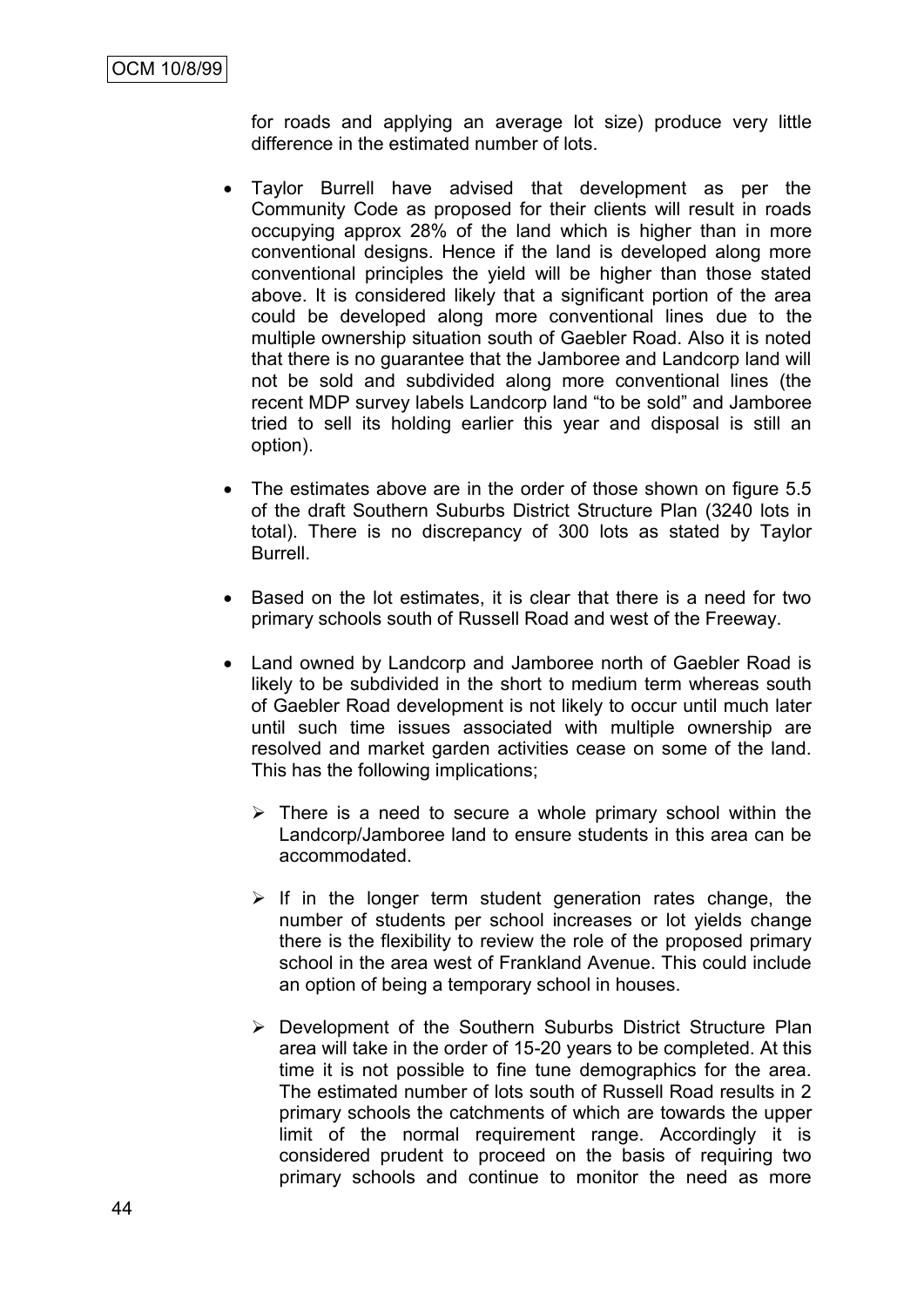for roads and applying an average lot size) produce very little difference in the estimated number of lots.

- Taylor Burrell have advised that development as per the Community Code as proposed for their clients will result in roads occupying approx 28% of the land which is higher than in more conventional designs. Hence if the land is developed along more conventional principles the yield will be higher than those stated above. It is considered likely that a significant portion of the area could be developed along more conventional lines due to the multiple ownership situation south of Gaebler Road. Also it is noted that there is no guarantee that the Jamboree and Landcorp land will not be sold and subdivided along more conventional lines (the recent MDP survey labels Landcorp land "to be sold" and Jamboree tried to sell its holding earlier this year and disposal is still an option).

- The estimates above are in the order of those shown on figure 5.5 of the draft Southern Suburbs District Structure Plan (3240 lots in total). There is no discrepancy of 300 lots as stated by Taylor Burrell.

- Based on the lot estimates, it is clear that there is a need for two primary schools south of Russell Road and west of the Freeway.

- Land owned by Landcorp and Jamboree north of Gaebler Road is likely to be subdivided in the short to medium term whereas south of Gaebler Road development is not likely to occur until much later until such time issues associated with multiple ownership are resolved and market garden activities cease on some of the land. This has the following implications;

  - There is a need to secure a whole primary school within the Landcorp/Jamboree land to ensure students in this area can be accommodated.

  - If in the longer term student generation rates change, the number of students per school increases or lot yields change there is the flexibility to review the role of the proposed primary school in the area west of Frankland Avenue. This could include an option of being a temporary school in houses.

  - Development of the Southern Suburbs District Structure Plan area will take in the order of 15-20 years to be completed. At this time it is not possible to fine tune demographics for the area. The estimated number of lots south of Russell Road results in 2 primary schools the catchments of which are towards the upper limit of the normal requirement range. Accordingly it is considered prudent to proceed on the basis of requiring two primary schools and continue to monitor the need as more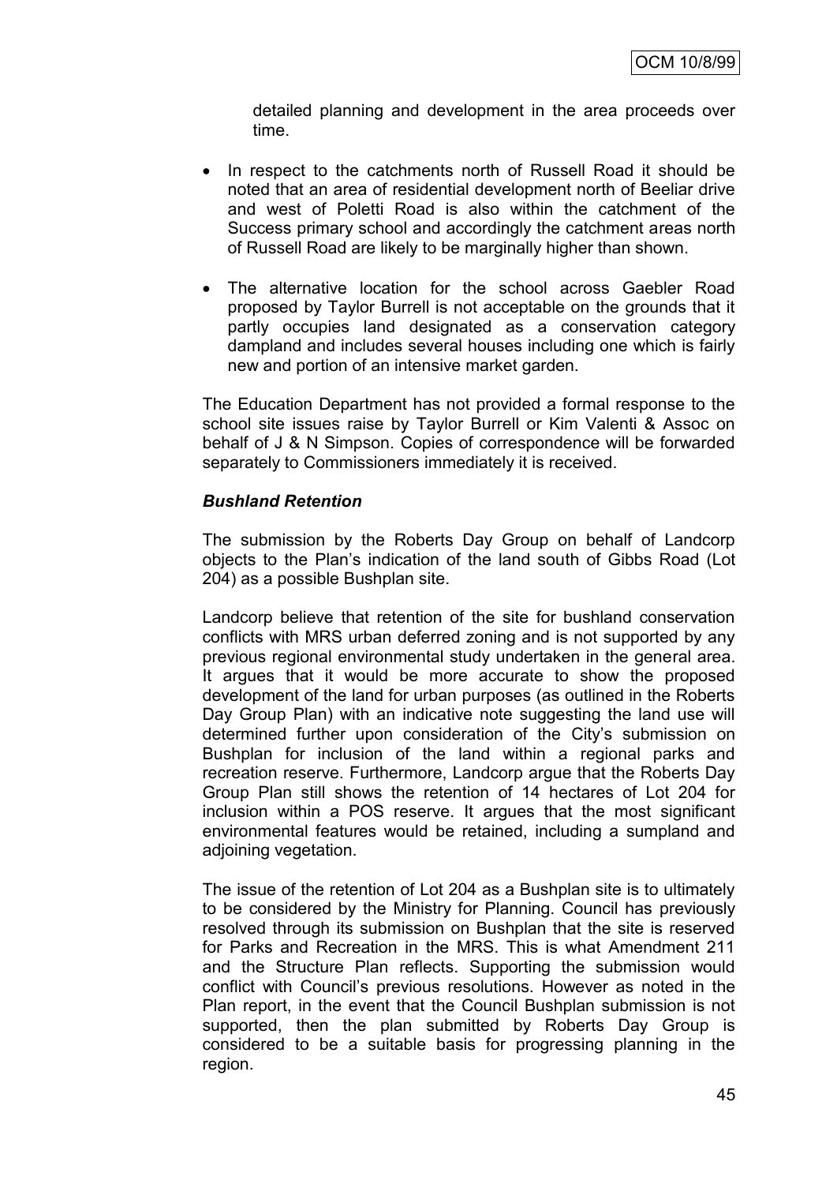detailed planning and development in the area proceeds over time.

- In respect to the catchments north of Russell Road it should be noted that an area of residential development north of Beeliar drive and west of Poletti Road is also within the catchment of the Success primary school and accordingly the catchment areas north of Russell Road are likely to be marginally higher than shown.

- The alternative location for the school across Gaebler Road proposed by Taylor Burrell is not acceptable on the grounds that it partly occupies land designated as a conservation category dampland and includes several houses including one which is fairly new and portion of an intensive market garden.

The Education Department has not provided a formal response to the school site issues raise by Taylor Burrell or Kim Valenti & Assoc on behalf of J & N Simpson. Copies of correspondence will be forwarded separately to Commissioners immediately it is received.

***Bushland Retention***

The submission by the Roberts Day Group on behalf of Landcorp objects to the Plan's indication of the land south of Gibbs Road (Lot 204) as a possible Bushplan site.

Landcorp believe that retention of the site for bushland conservation conflicts with MRS urban deferred zoning and is not supported by any previous regional environmental study undertaken in the general area. It argues that it would be more accurate to show the proposed development of the land for urban purposes (as outlined in the Roberts Day Group Plan) with an indicative note suggesting the land use will determined further upon consideration of the City's submission on Bushplan for inclusion of the land within a regional parks and recreation reserve. Furthermore, Landcorp argue that the Roberts Day Group Plan still shows the retention of 14 hectares of Lot 204 for inclusion within a POS reserve. It argues that the most significant environmental features would be retained, including a sumpland and adjoining vegetation.

The issue of the retention of Lot 204 as a Bushplan site is to ultimately to be considered by the Ministry for Planning. Council has previously resolved through its submission on Bushplan that the site is reserved for Parks and Recreation in the MRS. This is what Amendment 211 and the Structure Plan reflects. Supporting the submission would conflict with Council's previous resolutions. However as noted in the Plan report, in the event that the Council Bushplan submission is not supported, then the plan submitted by Roberts Day Group is considered to be a suitable basis for progressing planning in the region.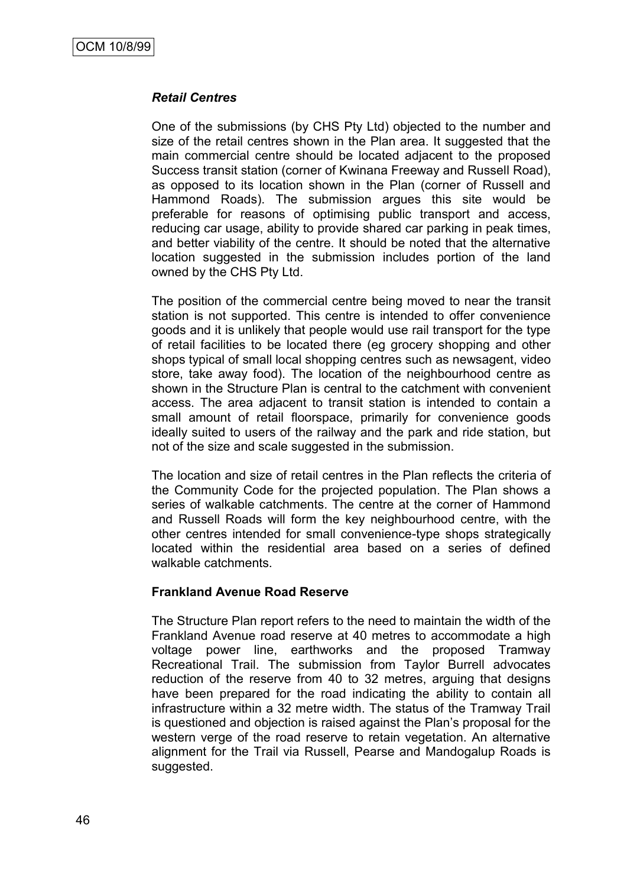### *Retail Centres*

One of the submissions (by CHS Pty Ltd) objected to the number and size of the retail centres shown in the Plan area. It suggested that the main commercial centre should be located adjacent to the proposed Success transit station (corner of Kwinana Freeway and Russell Road), as opposed to its location shown in the Plan (corner of Russell and Hammond Roads). The submission argues this site would be preferable for reasons of optimising public transport and access, reducing car usage, ability to provide shared car parking in peak times, and better viability of the centre. It should be noted that the alternative location suggested in the submission includes portion of the land owned by the CHS Pty Ltd.

The position of the commercial centre being moved to near the transit station is not supported. This centre is intended to offer convenience goods and it is unlikely that people would use rail transport for the type of retail facilities to be located there (eg grocery shopping and other shops typical of small local shopping centres such as newsagent, video store, take away food). The location of the neighbourhood centre as shown in the Structure Plan is central to the catchment with convenient access. The area adjacent to transit station is intended to contain a small amount of retail floorspace, primarily for convenience goods ideally suited to users of the railway and the park and ride station, but not of the size and scale suggested in the submission.

The location and size of retail centres in the Plan reflects the criteria of the Community Code for the projected population. The Plan shows a series of walkable catchments. The centre at the corner of Hammond and Russell Roads will form the key neighbourhood centre, with the other centres intended for small convenience-type shops strategically located within the residential area based on a series of defined walkable catchments.

**Frankland Avenue Road Reserve**

The Structure Plan report refers to the need to maintain the width of the Frankland Avenue road reserve at 40 metres to accommodate a high voltage power line, earthworks and the proposed Tramway Recreational Trail. The submission from Taylor Burrell advocates reduction of the reserve from 40 to 32 metres, arguing that designs have been prepared for the road indicating the ability to contain all infrastructure within a 32 metre width. The status of the Tramway Trail is questioned and objection is raised against the Plan's proposal for the western verge of the road reserve to retain vegetation. An alternative alignment for the Trail via Russell, Pearse and Mandogalup Roads is suggested.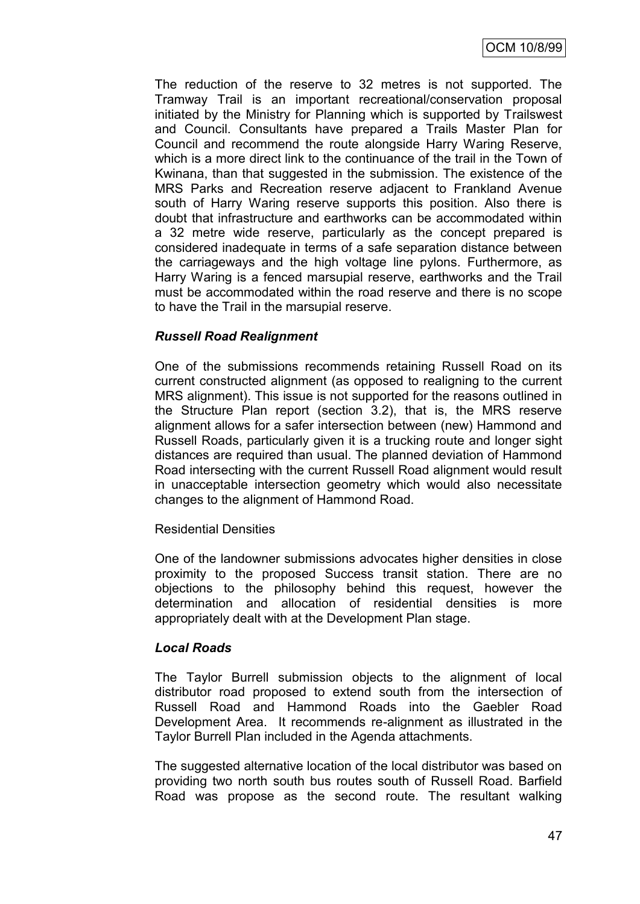The reduction of the reserve to 32 metres is not supported. The Tramway Trail is an important recreational/conservation proposal initiated by the Ministry for Planning which is supported by Trailswest and Council. Consultants have prepared a Trails Master Plan for Council and recommend the route alongside Harry Waring Reserve, which is a more direct link to the continuance of the trail in the Town of Kwinana, than that suggested in the submission. The existence of the MRS Parks and Recreation reserve adjacent to Frankland Avenue south of Harry Waring reserve supports this position. Also there is doubt that infrastructure and earthworks can be accommodated within a 32 metre wide reserve, particularly as the concept prepared is considered inadequate in terms of a safe separation distance between the carriageways and the high voltage line pylons. Furthermore, as Harry Waring is a fenced marsupial reserve, earthworks and the Trail must be accommodated within the road reserve and there is no scope to have the Trail in the marsupial reserve.

***Russell Road Realignment***

One of the submissions recommends retaining Russell Road on its current constructed alignment (as opposed to realigning to the current MRS alignment). This issue is not supported for the reasons outlined in the Structure Plan report (section 3.2), that is, the MRS reserve alignment allows for a safer intersection between (new) Hammond and Russell Roads, particularly given it is a trucking route and longer sight distances are required than usual. The planned deviation of Hammond Road intersecting with the current Russell Road alignment would result in unacceptable intersection geometry which would also necessitate changes to the alignment of Hammond Road.

Residential Densities

One of the landowner submissions advocates higher densities in close proximity to the proposed Success transit station. There are no objections to the philosophy behind this request, however the determination and allocation of residential densities is more appropriately dealt with at the Development Plan stage.

***Local Roads***

The Taylor Burrell submission objects to the alignment of local distributor road proposed to extend south from the intersection of Russell Road and Hammond Roads into the Gaebler Road Development Area. It recommends re-alignment as illustrated in the Taylor Burrell Plan included in the Agenda attachments.

The suggested alternative location of the local distributor was based on providing two north south bus routes south of Russell Road. Barfield Road was propose as the second route. The resultant walking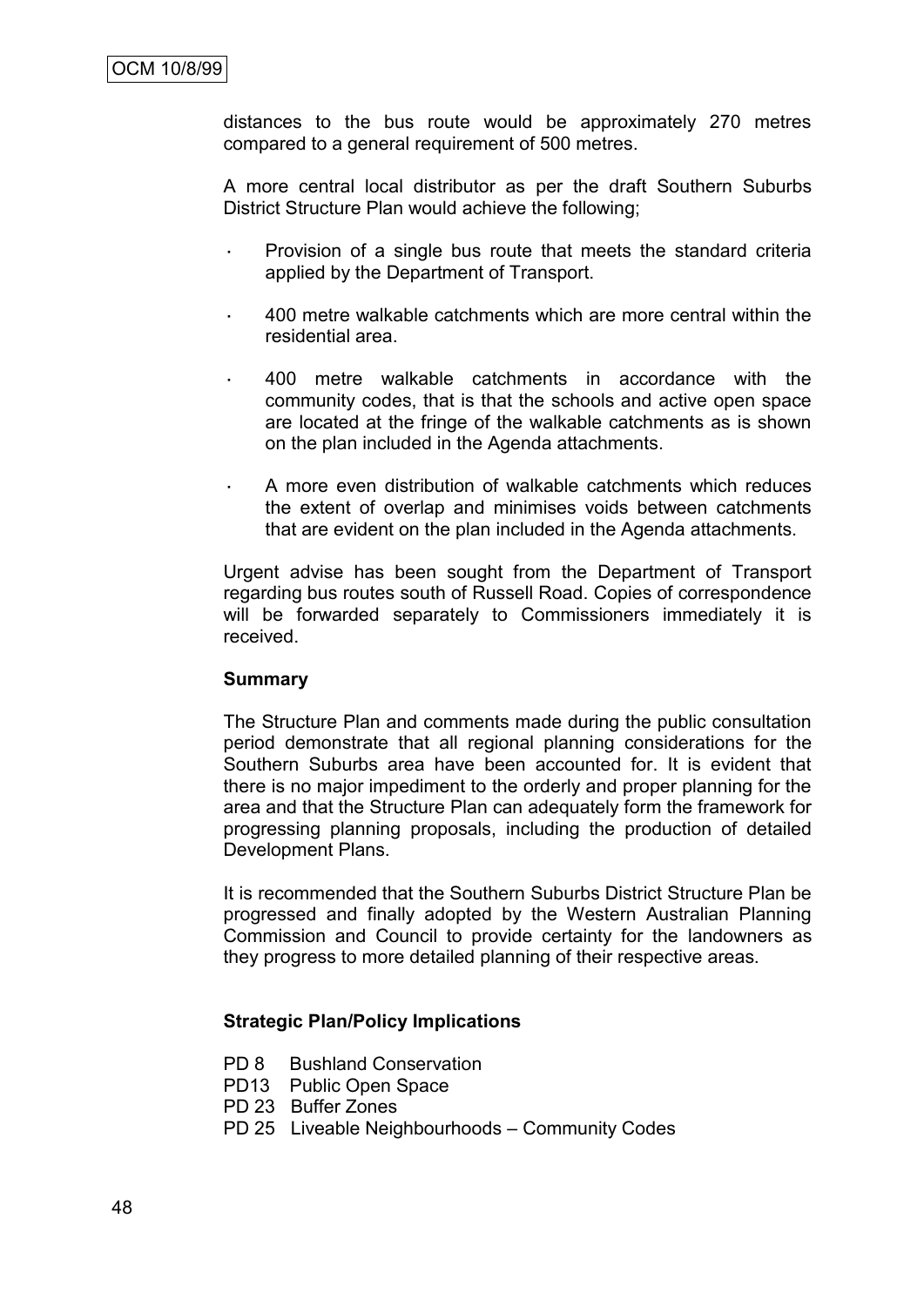distances to the bus route would be approximately 270 metres compared to a general requirement of 500 metres.

A more central local distributor as per the draft Southern Suburbs District Structure Plan would achieve the following;

- Provision of a single bus route that meets the standard criteria applied by the Department of Transport.
- 400 metre walkable catchments which are more central within the residential area.
- 400 metre walkable catchments in accordance with the community codes, that is that the schools and active open space are located at the fringe of the walkable catchments as is shown on the plan included in the Agenda attachments.
- A more even distribution of walkable catchments which reduces the extent of overlap and minimises voids between catchments that are evident on the plan included in the Agenda attachments.

Urgent advise has been sought from the Department of Transport regarding bus routes south of Russell Road. Copies of correspondence will be forwarded separately to Commissioners immediately it is received.

**Summary**

The Structure Plan and comments made during the public consultation period demonstrate that all regional planning considerations for the Southern Suburbs area have been accounted for. It is evident that there is no major impediment to the orderly and proper planning for the area and that the Structure Plan can adequately form the framework for progressing planning proposals, including the production of detailed Development Plans.

It is recommended that the Southern Suburbs District Structure Plan be progressed and finally adopted by the Western Australian Planning Commission and Council to provide certainty for the landowners as they progress to more detailed planning of their respective areas.

**Strategic Plan/Policy Implications**

PD 8 Bushland Conservation
PD13 Public Open Space
PD 23 Buffer Zones
PD 25 Liveable Neighbourhoods – Community Codes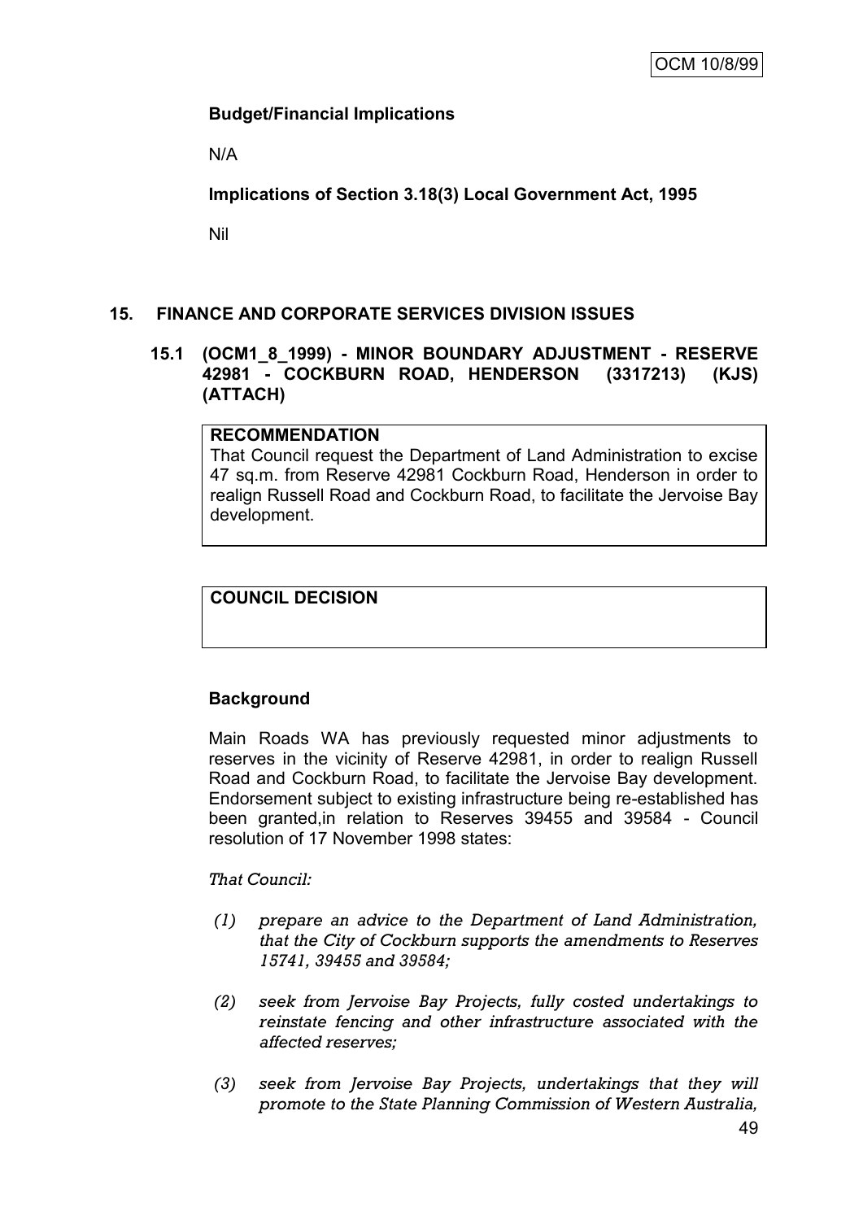**Budget/Financial Implications**

N/A

**Implications of Section 3.18(3) Local Government Act, 1995**

Nil

## 15. FINANCE AND CORPORATE SERVICES DIVISION ISSUES

### 15.1 (OCM1_8_1999) - MINOR BOUNDARY ADJUSTMENT - RESERVE 42981 - COCKBURN ROAD, HENDERSON (3317213) (KJS) (ATTACH)

**RECOMMENDATION**

That Council request the Department of Land Administration to excise 47 sq.m. from Reserve 42981 Cockburn Road, Henderson in order to realign Russell Road and Cockburn Road, to facilitate the Jervoise Bay development.

**COUNCIL DECISION**

**Background**

Main Roads WA has previously requested minor adjustments to reserves in the vicinity of Reserve 42981, in order to realign Russell Road and Cockburn Road, to facilitate the Jervoise Bay development. Endorsement subject to existing infrastructure being re-established has been granted,in relation to Reserves 39455 and 39584 - Council resolution of 17 November 1998 states:

*That Council:*

*(1) prepare an advice to the Department of Land Administration, that the City of Cockburn supports the amendments to Reserves 15741, 39455 and 39584;*

*(2) seek from Jervoise Bay Projects, fully costed undertakings to reinstate fencing and other infrastructure associated with the affected reserves;*

*(3) seek from Jervoise Bay Projects, undertakings that they will promote to the State Planning Commission of Western Australia,*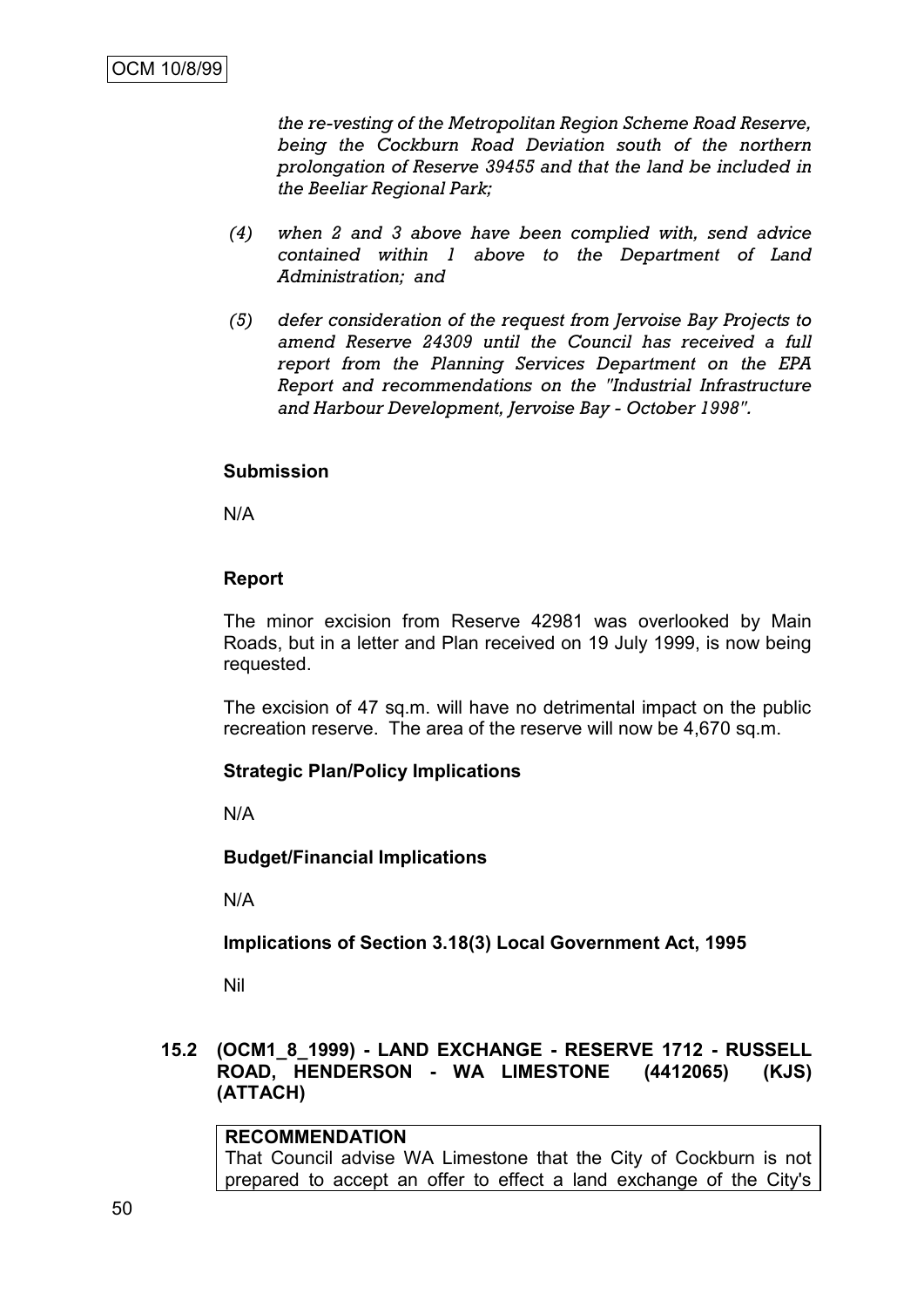*the re-vesting of the Metropolitan Region Scheme Road Reserve, being the Cockburn Road Deviation south of the northern prolongation of Reserve 39455 and that the land be included in the Beeliar Regional Park;*

*(4) when 2 and 3 above have been complied with, send advice contained within 1 above to the Department of Land Administration; and*

*(5) defer consideration of the request from Jervoise Bay Projects to amend Reserve 24309 until the Council has received a full report from the Planning Services Department on the EPA Report and recommendations on the "Industrial Infrastructure and Harbour Development, Jervoise Bay - October 1998".*

**Submission**

N/A

**Report**

The minor excision from Reserve 42981 was overlooked by Main Roads, but in a letter and Plan received on 19 July 1999, is now being requested.

The excision of 47 sq.m. will have no detrimental impact on the public recreation reserve. The area of the reserve will now be 4,670 sq.m.

**Strategic Plan/Policy Implications**

N/A

**Budget/Financial Implications**

N/A

**Implications of Section 3.18(3) Local Government Act, 1995**

Nil

### 15.2 (OCM1_8_1999) - LAND EXCHANGE - RESERVE 1712 - RUSSELL ROAD, HENDERSON - WA LIMESTONE (4412065) (KJS) (ATTACH)

**RECOMMENDATION**

That Council advise WA Limestone that the City of Cockburn is not prepared to accept an offer to effect a land exchange of the City's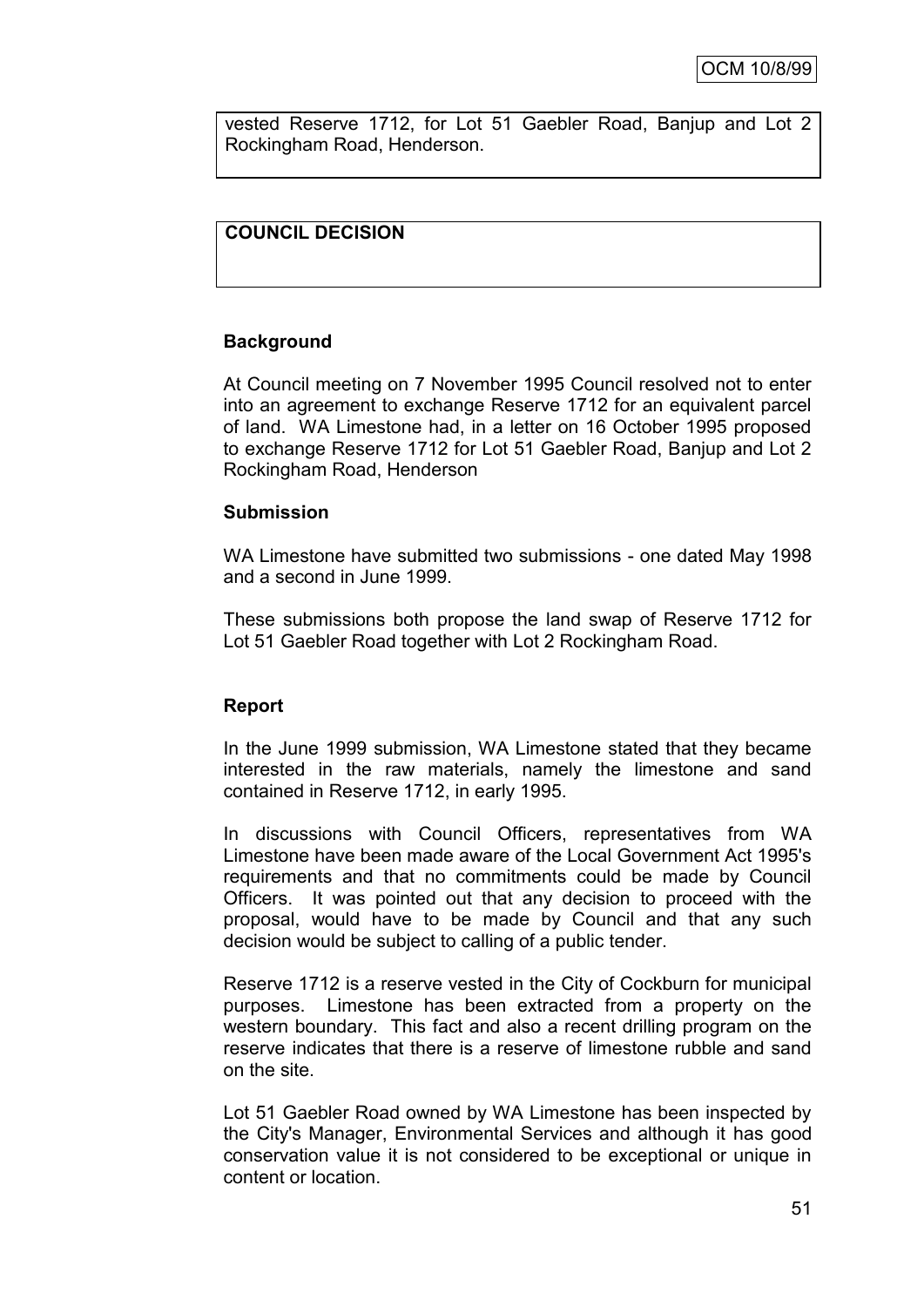vested Reserve 1712, for Lot 51 Gaebler Road, Banjup and Lot 2 Rockingham Road, Henderson.

**COUNCIL DECISION**

**Background**

At Council meeting on 7 November 1995 Council resolved not to enter into an agreement to exchange Reserve 1712 for an equivalent parcel of land. WA Limestone had, in a letter on 16 October 1995 proposed to exchange Reserve 1712 for Lot 51 Gaebler Road, Banjup and Lot 2 Rockingham Road, Henderson

**Submission**

WA Limestone have submitted two submissions - one dated May 1998 and a second in June 1999.

These submissions both propose the land swap of Reserve 1712 for Lot 51 Gaebler Road together with Lot 2 Rockingham Road.

**Report**

In the June 1999 submission, WA Limestone stated that they became interested in the raw materials, namely the limestone and sand contained in Reserve 1712, in early 1995.

In discussions with Council Officers, representatives from WA Limestone have been made aware of the Local Government Act 1995's requirements and that no commitments could be made by Council Officers. It was pointed out that any decision to proceed with the proposal, would have to be made by Council and that any such decision would be subject to calling of a public tender.

Reserve 1712 is a reserve vested in the City of Cockburn for municipal purposes. Limestone has been extracted from a property on the western boundary. This fact and also a recent drilling program on the reserve indicates that there is a reserve of limestone rubble and sand on the site.

Lot 51 Gaebler Road owned by WA Limestone has been inspected by the City's Manager, Environmental Services and although it has good conservation value it is not considered to be exceptional or unique in content or location.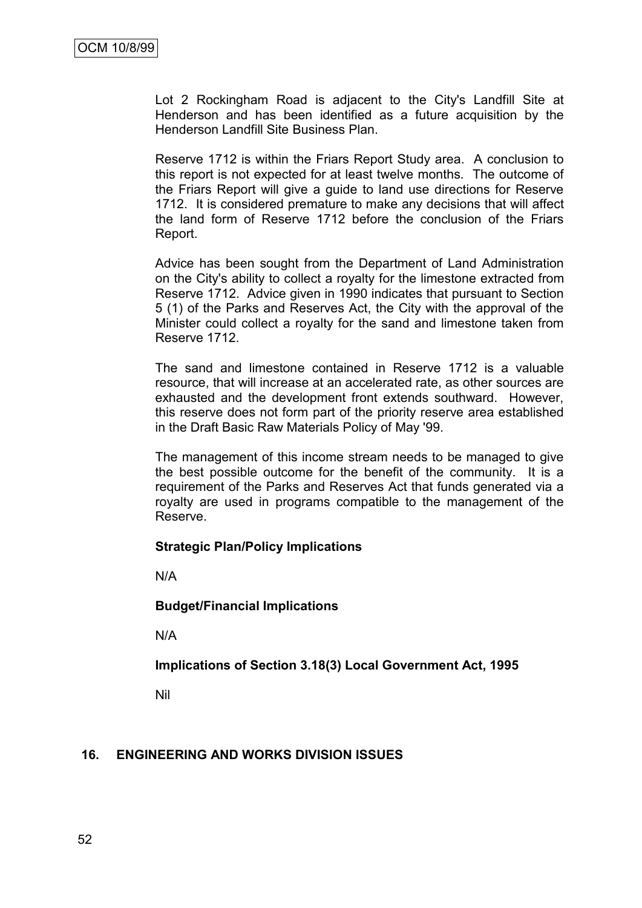Lot 2 Rockingham Road is adjacent to the City's Landfill Site at Henderson and has been identified as a future acquisition by the Henderson Landfill Site Business Plan.

Reserve 1712 is within the Friars Report Study area. A conclusion to this report is not expected for at least twelve months. The outcome of the Friars Report will give a guide to land use directions for Reserve 1712. It is considered premature to make any decisions that will affect the land form of Reserve 1712 before the conclusion of the Friars Report.

Advice has been sought from the Department of Land Administration on the City's ability to collect a royalty for the limestone extracted from Reserve 1712. Advice given in 1990 indicates that pursuant to Section 5 (1) of the Parks and Reserves Act, the City with the approval of the Minister could collect a royalty for the sand and limestone taken from Reserve 1712.

The sand and limestone contained in Reserve 1712 is a valuable resource, that will increase at an accelerated rate, as other sources are exhausted and the development front extends southward. However, this reserve does not form part of the priority reserve area established in the Draft Basic Raw Materials Policy of May '99.

The management of this income stream needs to be managed to give the best possible outcome for the benefit of the community. It is a requirement of the Parks and Reserves Act that funds generated via a royalty are used in programs compatible to the management of the Reserve.

**Strategic Plan/Policy Implications**

N/A

**Budget/Financial Implications**

N/A

**Implications of Section 3.18(3) Local Government Act, 1995**

Nil

## 16. ENGINEERING AND WORKS DIVISION ISSUES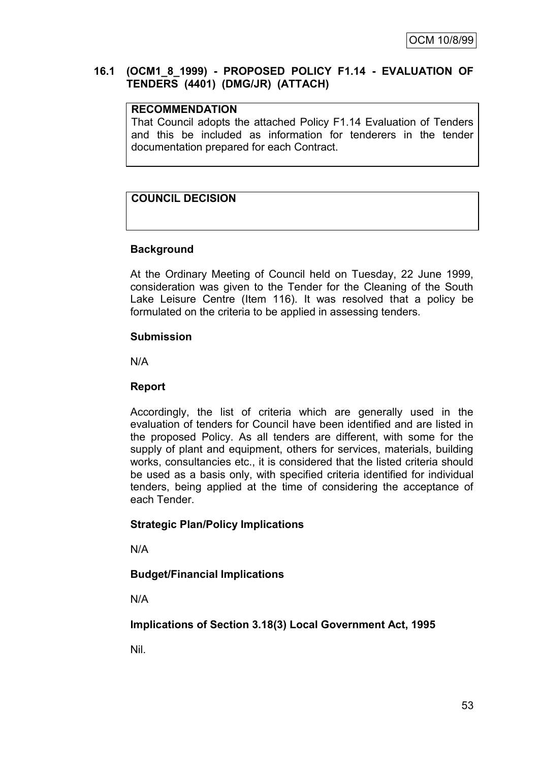OCM 10/8/99

## 16.1 (OCM1_8_1999) - PROPOSED POLICY F1.14 - EVALUATION OF TENDERS (4401) (DMG/JR) (ATTACH)

**RECOMMENDATION**

That Council adopts the attached Policy F1.14 Evaluation of Tenders and this be included as information for tenderers in the tender documentation prepared for each Contract.

**COUNCIL DECISION**

### Background

At the Ordinary Meeting of Council held on Tuesday, 22 June 1999, consideration was given to the Tender for the Cleaning of the South Lake Leisure Centre (Item 116). It was resolved that a policy be formulated on the criteria to be applied in assessing tenders.

### Submission

N/A

### Report

Accordingly, the list of criteria which are generally used in the evaluation of tenders for Council have been identified and are listed in the proposed Policy. As all tenders are different, with some for the supply of plant and equipment, others for services, materials, building works, consultancies etc., it is considered that the listed criteria should be used as a basis only, with specified criteria identified for individual tenders, being applied at the time of considering the acceptance of each Tender.

### Strategic Plan/Policy Implications

N/A

### Budget/Financial Implications

N/A

### Implications of Section 3.18(3) Local Government Act, 1995

Nil.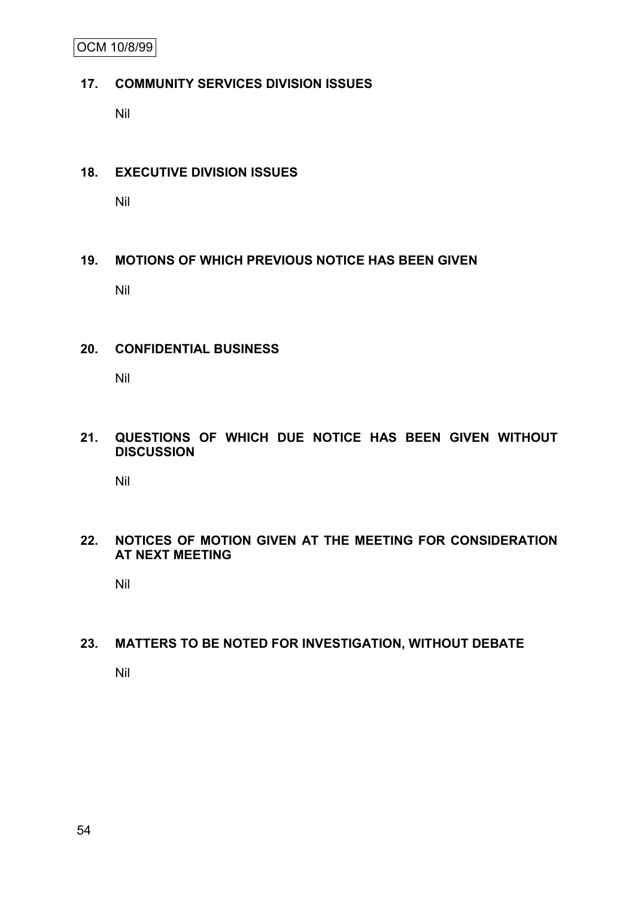## 17. COMMUNITY SERVICES DIVISION ISSUES

Nil

## 18. EXECUTIVE DIVISION ISSUES

Nil

## 19. MOTIONS OF WHICH PREVIOUS NOTICE HAS BEEN GIVEN

Nil

## 20. CONFIDENTIAL BUSINESS

Nil

## 21. QUESTIONS OF WHICH DUE NOTICE HAS BEEN GIVEN WITHOUT DISCUSSION

Nil

## 22. NOTICES OF MOTION GIVEN AT THE MEETING FOR CONSIDERATION AT NEXT MEETING

Nil

## 23. MATTERS TO BE NOTED FOR INVESTIGATION, WITHOUT DEBATE

Nil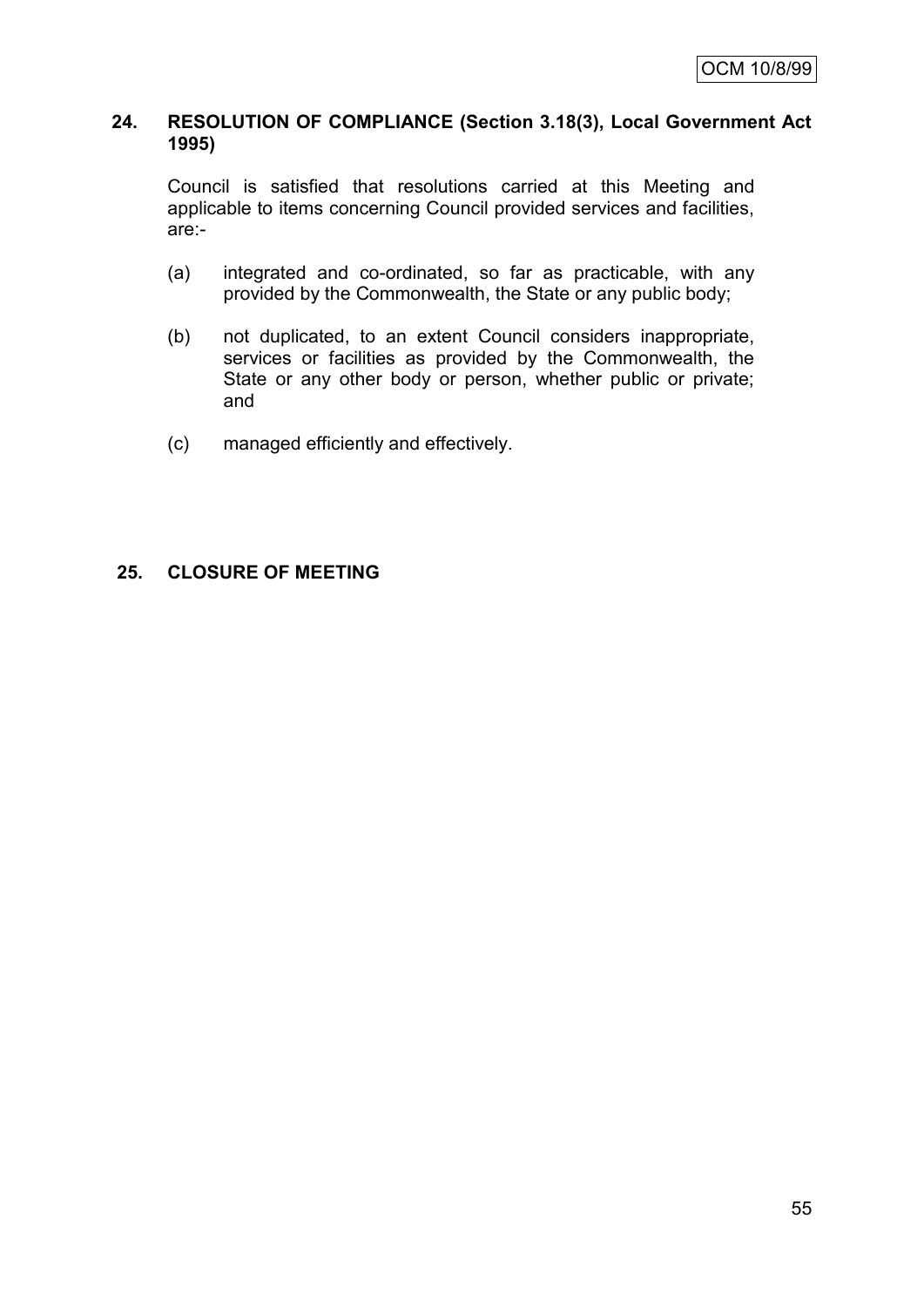## 24. RESOLUTION OF COMPLIANCE (Section 3.18(3), Local Government Act 1995)

Council is satisfied that resolutions carried at this Meeting and applicable to items concerning Council provided services and facilities, are:-

(a) integrated and co-ordinated, so far as practicable, with any provided by the Commonwealth, the State or any public body;

(b) not duplicated, to an extent Council considers inappropriate, services or facilities as provided by the Commonwealth, the State or any other body or person, whether public or private; and

(c) managed efficiently and effectively.

## 25. CLOSURE OF MEETING